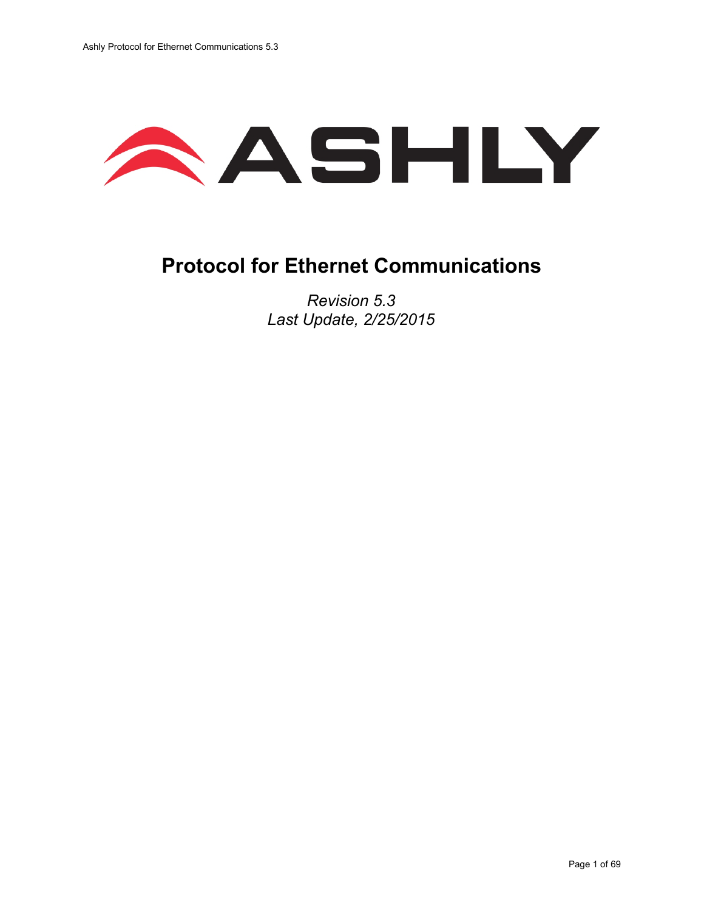# Protocol for Ethernet Communications

*Revision 5.3*
*Last Update, 2/25/2015*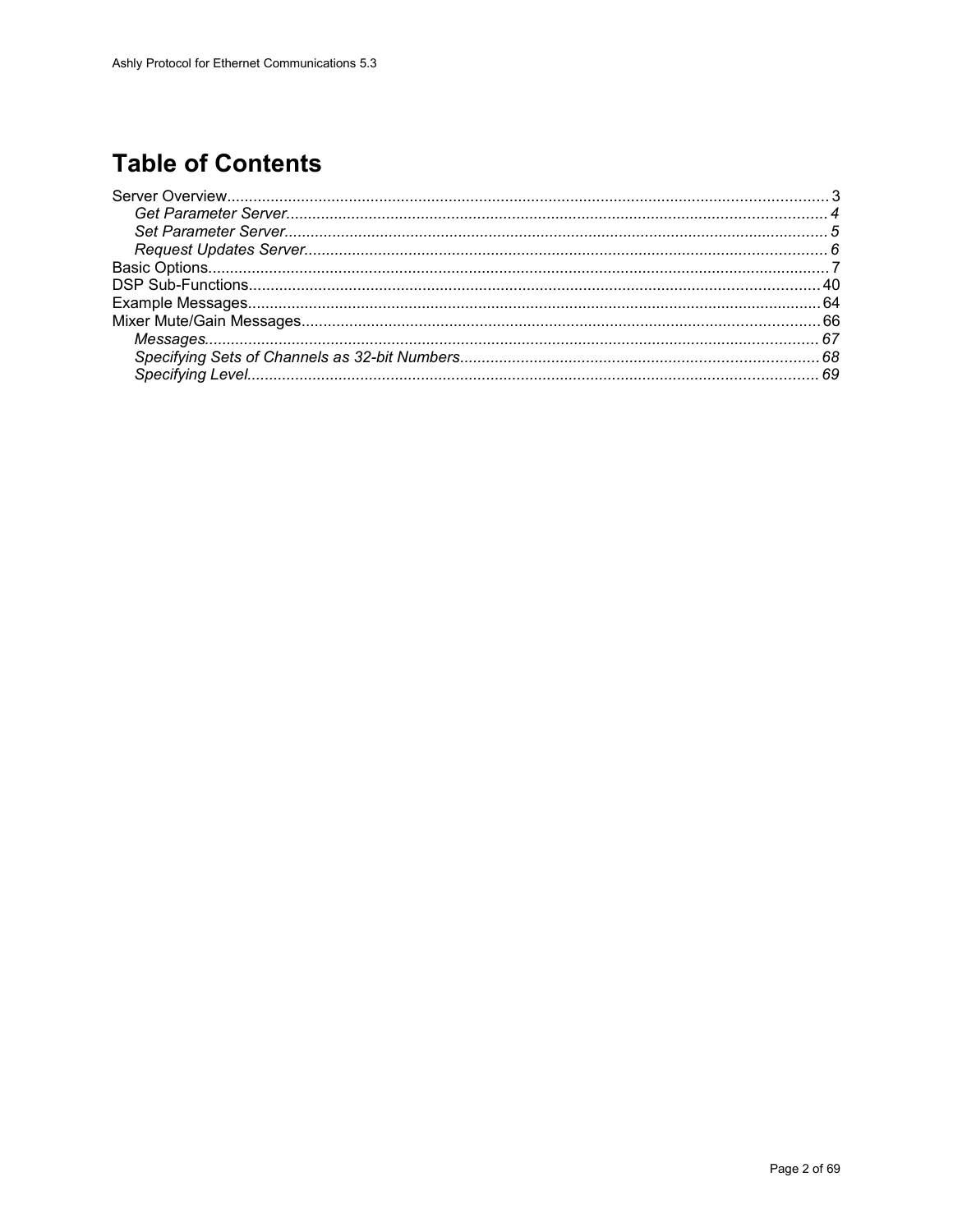# Table of Contents

Server Overview........................................................................................................................................ 3
    *Get Parameter Server.......................................................................................................................... 4*
    *Set Parameter Server........................................................................................................................... 5*
    *Request Updates Server...................................................................................................................... 6*
Basic Options............................................................................................................................................ 7
DSP Sub-Functions.................................................................................................................................. 40
Example Messages.................................................................................................................................. 64
Mixer Mute/Gain Messages...................................................................................................................... 66
    *Messages........................................................................................................................................... 67*
    *Specifying Sets of Channels as 32-bit Numbers................................................................................. 68*
    *Specifying Level.................................................................................................................................. 69*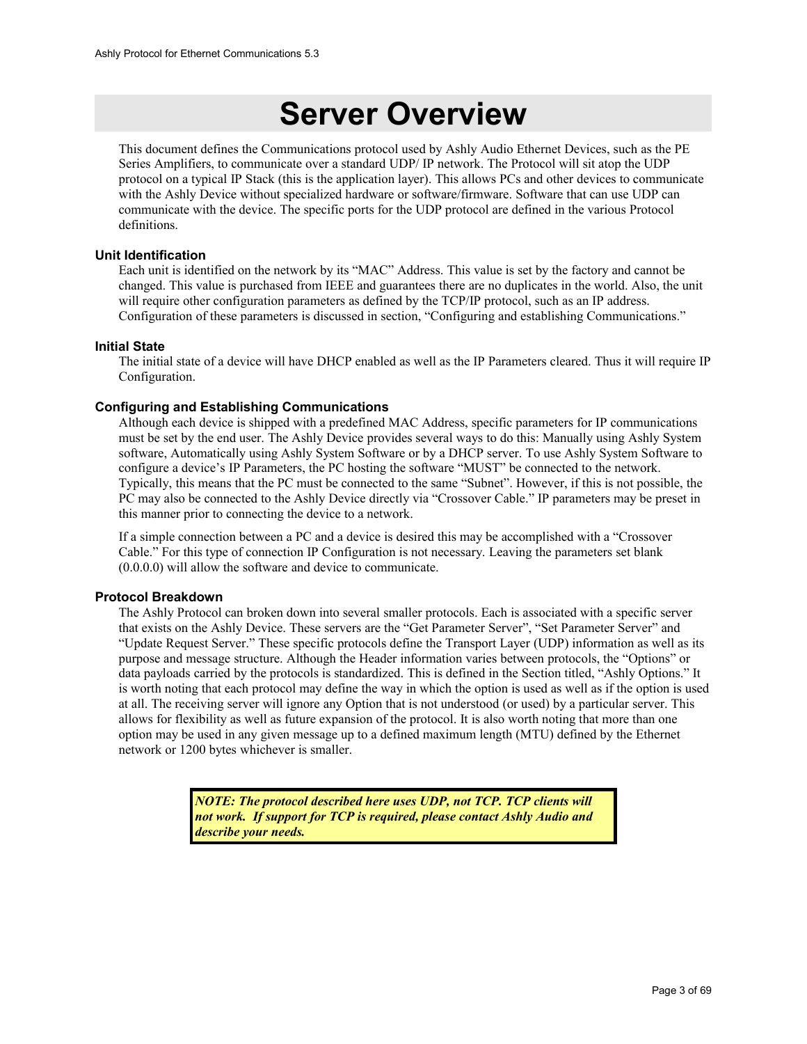# Server Overview

This document defines the Communications protocol used by Ashly Audio Ethernet Devices, such as the PE Series Amplifiers, to communicate over a standard UDP/ IP network. The Protocol will sit atop the UDP protocol on a typical IP Stack (this is the application layer). This allows PCs and other devices to communicate with the Ashly Device without specialized hardware or software/firmware. Software that can use UDP can communicate with the device. The specific ports for the UDP protocol are defined in the various Protocol definitions.

### Unit Identification

Each unit is identified on the network by its "MAC" Address. This value is set by the factory and cannot be changed. This value is purchased from IEEE and guarantees there are no duplicates in the world. Also, the unit will require other configuration parameters as defined by the TCP/IP protocol, such as an IP address. Configuration of these parameters is discussed in section, "Configuring and establishing Communications."

### Initial State

The initial state of a device will have DHCP enabled as well as the IP Parameters cleared. Thus it will require IP Configuration.

### Configuring and Establishing Communications

Although each device is shipped with a predefined MAC Address, specific parameters for IP communications must be set by the end user. The Ashly Device provides several ways to do this: Manually using Ashly System software, Automatically using Ashly System Software or by a DHCP server. To use Ashly System Software to configure a device's IP Parameters, the PC hosting the software "MUST" be connected to the network. Typically, this means that the PC must be connected to the same "Subnet". However, if this is not possible, the PC may also be connected to the Ashly Device directly via "Crossover Cable." IP parameters may be preset in this manner prior to connecting the device to a network.

If a simple connection between a PC and a device is desired this may be accomplished with a "Crossover Cable." For this type of connection IP Configuration is not necessary. Leaving the parameters set blank (0.0.0.0) will allow the software and device to communicate.

### Protocol Breakdown

The Ashly Protocol can broken down into several smaller protocols. Each is associated with a specific server that exists on the Ashly Device. These servers are the "Get Parameter Server", "Set Parameter Server" and "Update Request Server." These specific protocols define the Transport Layer (UDP) information as well as its purpose and message structure. Although the Header information varies between protocols, the "Options" or data payloads carried by the protocols is standardized. This is defined in the Section titled, "Ashly Options." It is worth noting that each protocol may define the way in which the option is used as well as if the option is used at all. The receiving server will ignore any Option that is not understood (or used) by a particular server. This allows for flexibility as well as future expansion of the protocol. It is also worth noting that more than one option may be used in any given message up to a defined maximum length (MTU) defined by the Ethernet network or 1200 bytes whichever is smaller.

> ***NOTE: The protocol described here uses UDP, not TCP. TCP clients will not work. If support for TCP is required, please contact Ashly Audio and describe your needs.***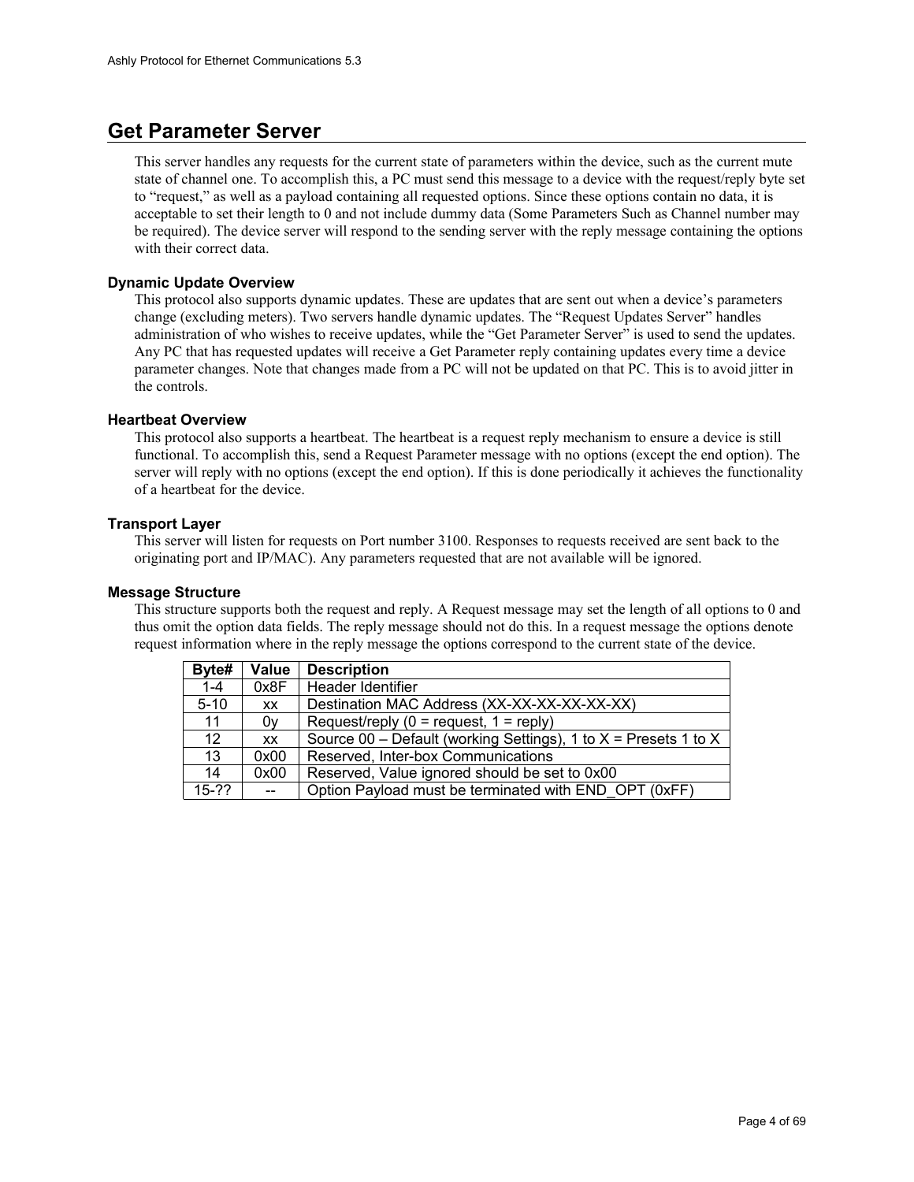# Get Parameter Server

This server handles any requests for the current state of parameters within the device, such as the current mute state of channel one. To accomplish this, a PC must send this message to a device with the request/reply byte set to “request,” as well as a payload containing all requested options. Since these options contain no data, it is acceptable to set their length to 0 and not include dummy data (Some Parameters Such as Channel number may be required). The device server will respond to the sending server with the reply message containing the options with their correct data.

### Dynamic Update Overview

This protocol also supports dynamic updates. These are updates that are sent out when a device’s parameters change (excluding meters). Two servers handle dynamic updates. The “Request Updates Server” handles administration of who wishes to receive updates, while the “Get Parameter Server” is used to send the updates. Any PC that has requested updates will receive a Get Parameter reply containing updates every time a device parameter changes. Note that changes made from a PC will not be updated on that PC. This is to avoid jitter in the controls.

### Heartbeat Overview

This protocol also supports a heartbeat. The heartbeat is a request reply mechanism to ensure a device is still functional. To accomplish this, send a Request Parameter message with no options (except the end option). The server will reply with no options (except the end option). If this is done periodically it achieves the functionality of a heartbeat for the device.

### Transport Layer

This server will listen for requests on Port number 3100. Responses to requests received are sent back to the originating port and IP/MAC). Any parameters requested that are not available will be ignored.

### Message Structure

This structure supports both the request and reply. A Request message may set the length of all options to 0 and thus omit the option data fields. The reply message should not do this. In a request message the options denote request information where in the reply message the options correspond to the current state of the device.

| Byte# | Value | Description |
|---|---|---|
| 1-4 | 0x8F | Header Identifier |
| 5-10 | xx | Destination MAC Address (XX-XX-XX-XX-XX-XX) |
| 11 | 0y | Request/reply (0 = request, 1 = reply) |
| 12 | xx | Source 00 – Default (working Settings), 1 to X = Presets 1 to X |
| 13 | 0x00 | Reserved, Inter-box Communications |
| 14 | 0x00 | Reserved, Value ignored should be set to 0x00 |
| 15-?? | -- | Option Payload must be terminated with END_OPT (0xFF) |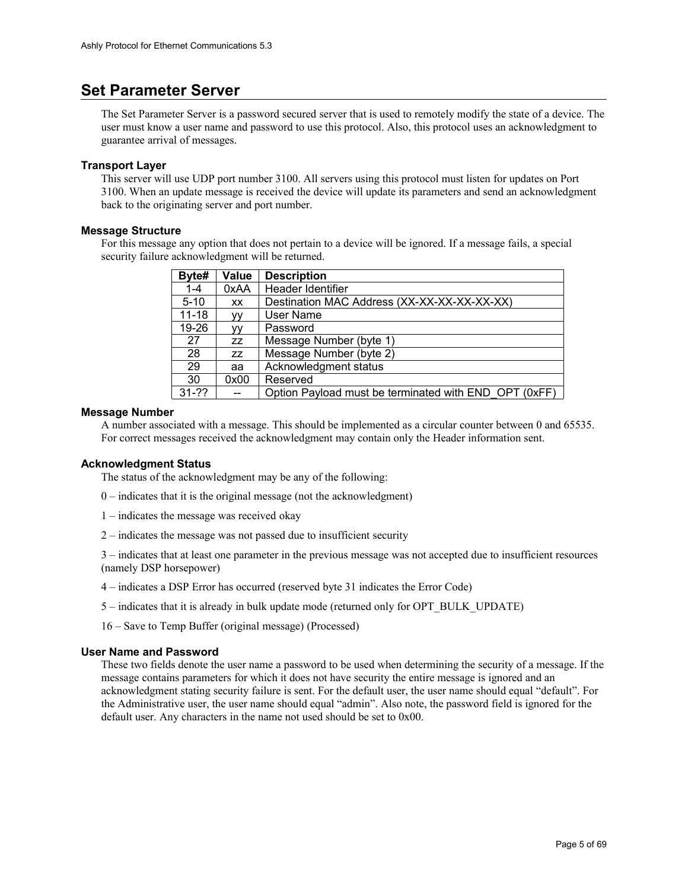## Set Parameter Server

The Set Parameter Server is a password secured server that is used to remotely modify the state of a device. The user must know a user name and password to use this protocol. Also, this protocol uses an acknowledgment to guarantee arrival of messages.

### Transport Layer

This server will use UDP port number 3100. All servers using this protocol must listen for updates on Port 3100. When an update message is received the device will update its parameters and send an acknowledgment back to the originating server and port number.

### Message Structure

For this message any option that does not pertain to a device will be ignored. If a message fails, a special security failure acknowledgment will be returned.

| Byte# | Value | Description |
|---|---|---|
| 1-4 | 0xAA | Header Identifier |
| 5-10 | xx | Destination MAC Address (XX-XX-XX-XX-XX-XX) |
| 11-18 | yy | User Name |
| 19-26 | yy | Password |
| 27 | zz | Message Number (byte 1) |
| 28 | zz | Message Number (byte 2) |
| 29 | aa | Acknowledgment status |
| 30 | 0x00 | Reserved |
| 31-?? | -- | Option Payload must be terminated with END_OPT (0xFF) |

### Message Number

A number associated with a message. This should be implemented as a circular counter between 0 and 65535. For correct messages received the acknowledgment may contain only the Header information sent.

### Acknowledgment Status

The status of the acknowledgment may be any of the following:

0 – indicates that it is the original message (not the acknowledgment)

1 – indicates the message was received okay

2 – indicates the message was not passed due to insufficient security

3 – indicates that at least one parameter in the previous message was not accepted due to insufficient resources (namely DSP horsepower)

4 – indicates a DSP Error has occurred (reserved byte 31 indicates the Error Code)

5 – indicates that it is already in bulk update mode (returned only for OPT_BULK_UPDATE)

16 – Save to Temp Buffer (original message) (Processed)

### User Name and Password

These two fields denote the user name a password to be used when determining the security of a message. If the message contains parameters for which it does not have security the entire message is ignored and an acknowledgment stating security failure is sent. For the default user, the user name should equal "default". For the Administrative user, the user name should equal "admin". Also note, the password field is ignored for the default user. Any characters in the name not used should be set to 0x00.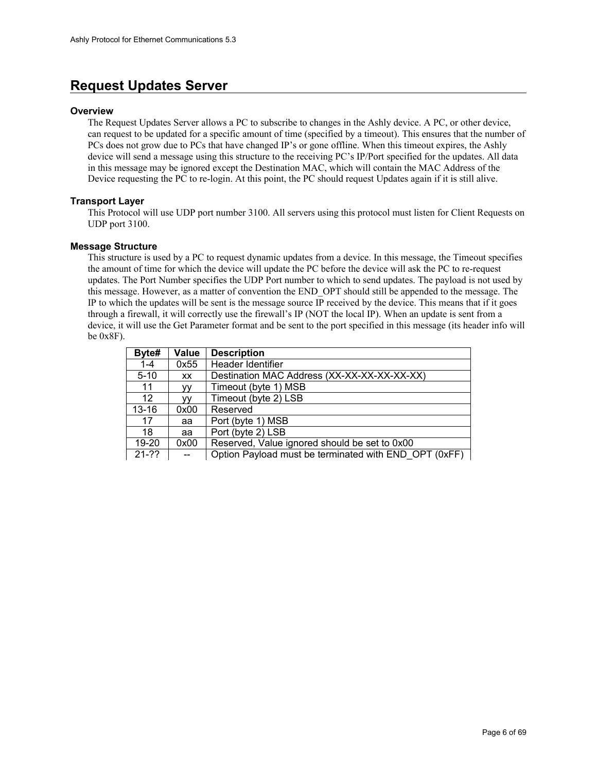# Request Updates Server

### Overview

The Request Updates Server allows a PC to subscribe to changes in the Ashly device. A PC, or other device, can request to be updated for a specific amount of time (specified by a timeout). This ensures that the number of PCs does not grow due to PCs that have changed IP's or gone offline. When this timeout expires, the Ashly device will send a message using this structure to the receiving PC's IP/Port specified for the updates. All data in this message may be ignored except the Destination MAC, which will contain the MAC Address of the Device requesting the PC to re-login. At this point, the PC should request Updates again if it is still alive.

### Transport Layer

This Protocol will use UDP port number 3100. All servers using this protocol must listen for Client Requests on UDP port 3100.

### Message Structure

This structure is used by a PC to request dynamic updates from a device. In this message, the Timeout specifies the amount of time for which the device will update the PC before the device will ask the PC to re-request updates. The Port Number specifies the UDP Port number to which to send updates. The payload is not used by this message. However, as a matter of convention the END_OPT should still be appended to the message. The IP to which the updates will be sent is the message source IP received by the device. This means that if it goes through a firewall, it will correctly use the firewall's IP (NOT the local IP). When an update is sent from a device, it will use the Get Parameter format and be sent to the port specified in this message (its header info will be 0x8F).

| Byte# | Value | Description |
|---|---|---|
| 1-4 | 0x55 | Header Identifier |
| 5-10 | xx | Destination MAC Address (XX-XX-XX-XX-XX-XX) |
| 11 | yy | Timeout (byte 1) MSB |
| 12 | yy | Timeout (byte 2) LSB |
| 13-16 | 0x00 | Reserved |
| 17 | aa | Port (byte 1) MSB |
| 18 | aa | Port (byte 2) LSB |
| 19-20 | 0x00 | Reserved, Value ignored should be set to 0x00 |
| 21-?? | -- | Option Payload must be terminated with END_OPT (0xFF) |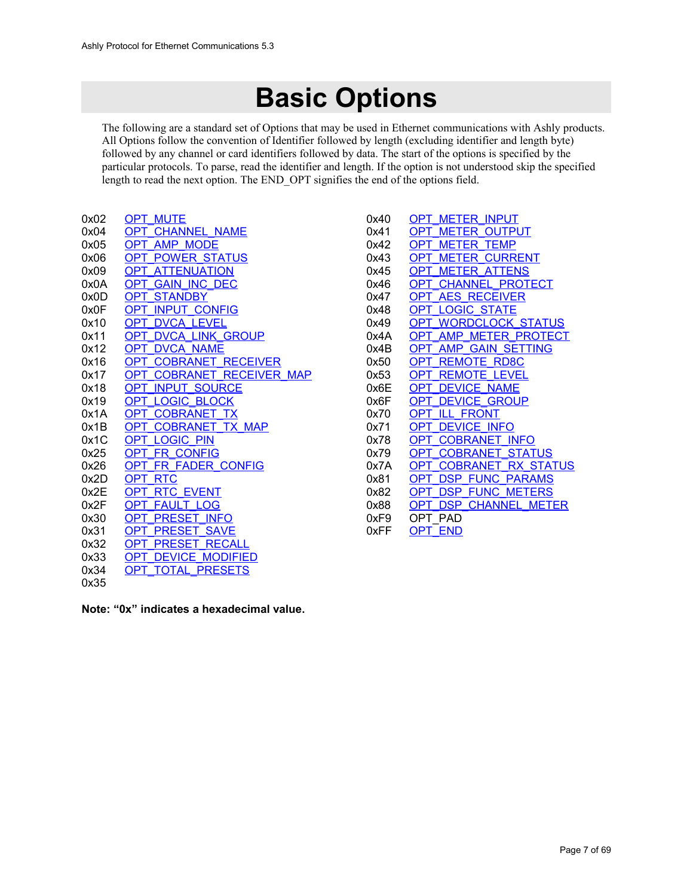# Basic Options

The following are a standard set of Options that may be used in Ethernet communications with Ashly products. All Options follow the convention of Identifier followed by length (excluding identifier and length byte) followed by any channel or card identifiers followed by data. The start of the options is specified by the particular protocols. To parse, read the identifier and length. If the option is not understood skip the specified length to read the next option. The END_OPT signifies the end of the options field.

| | |
|---|---|
| 0x02 | OPT_MUTE |
| 0x04 | OPT_CHANNEL_NAME |
| 0x05 | OPT_AMP_MODE |
| 0x06 | OPT_POWER_STATUS |
| 0x09 | OPT_ATTENUATION |
| 0x0A | OPT_GAIN_INC_DEC |
| 0x0D | OPT_STANDBY |
| 0x0F | OPT_INPUT_CONFIG |
| 0x10 | OPT_DVCA_LEVEL |
| 0x11 | OPT_DVCA_LINK_GROUP |
| 0x12 | OPT_DVCA_NAME |
| 0x16 | OPT_COBRANET_RECEIVER |
| 0x17 | OPT_COBRANET_RECEIVER_MAP |
| 0x18 | OPT_INPUT_SOURCE |
| 0x19 | OPT_LOGIC_BLOCK |
| 0x1A | OPT_COBRANET_TX |
| 0x1B | OPT_COBRANET_TX_MAP |
| 0x1C | OPT_LOGIC_PIN |
| 0x25 | OPT_FR_CONFIG |
| 0x26 | OPT_FR_FADER_CONFIG |
| 0x2D | OPT_RTC |
| 0x2E | OPT_RTC_EVENT |
| 0x2F | OPT_FAULT_LOG |
| 0x30 | OPT_PRESET_INFO |
| 0x31 | OPT_PRESET_SAVE |
| 0x32 | OPT_PRESET_RECALL |
| 0x33 | OPT_DEVICE_MODIFIED |
| 0x34 | OPT_TOTAL_PRESETS |
| 0x35 | |
| 0x40 | OPT_METER_INPUT |
| 0x41 | OPT_METER_OUTPUT |
| 0x42 | OPT_METER_TEMP |
| 0x43 | OPT_METER_CURRENT |
| 0x45 | OPT_METER_ATTENS |
| 0x46 | OPT_CHANNEL_PROTECT |
| 0x47 | OPT_AES_RECEIVER |
| 0x48 | OPT_LOGIC_STATE |
| 0x49 | OPT_WORDCLOCK_STATUS |
| 0x4A | OPT_AMP_METER_PROTECT |
| 0x4B | OPT_AMP_GAIN_SETTING |
| 0x50 | OPT_REMOTE_RD8C |
| 0x53 | OPT_REMOTE_LEVEL |
| 0x6E | OPT_DEVICE_NAME |
| 0x6F | OPT_DEVICE_GROUP |
| 0x70 | OPT_ILL_FRONT |
| 0x71 | OPT_DEVICE_INFO |
| 0x78 | OPT_COBRANET_INFO |
| 0x79 | OPT_COBRANET_STATUS |
| 0x7A | OPT_COBRANET_RX_STATUS |
| 0x81 | OPT_DSP_FUNC_PARAMS |
| 0x82 | OPT_DSP_FUNC_METERS |
| 0x88 | OPT_DSP_CHANNEL_METER |
| 0xF9 | OPT_PAD |
| 0xFF | OPT_END |

**Note: "0x" indicates a hexadecimal value.**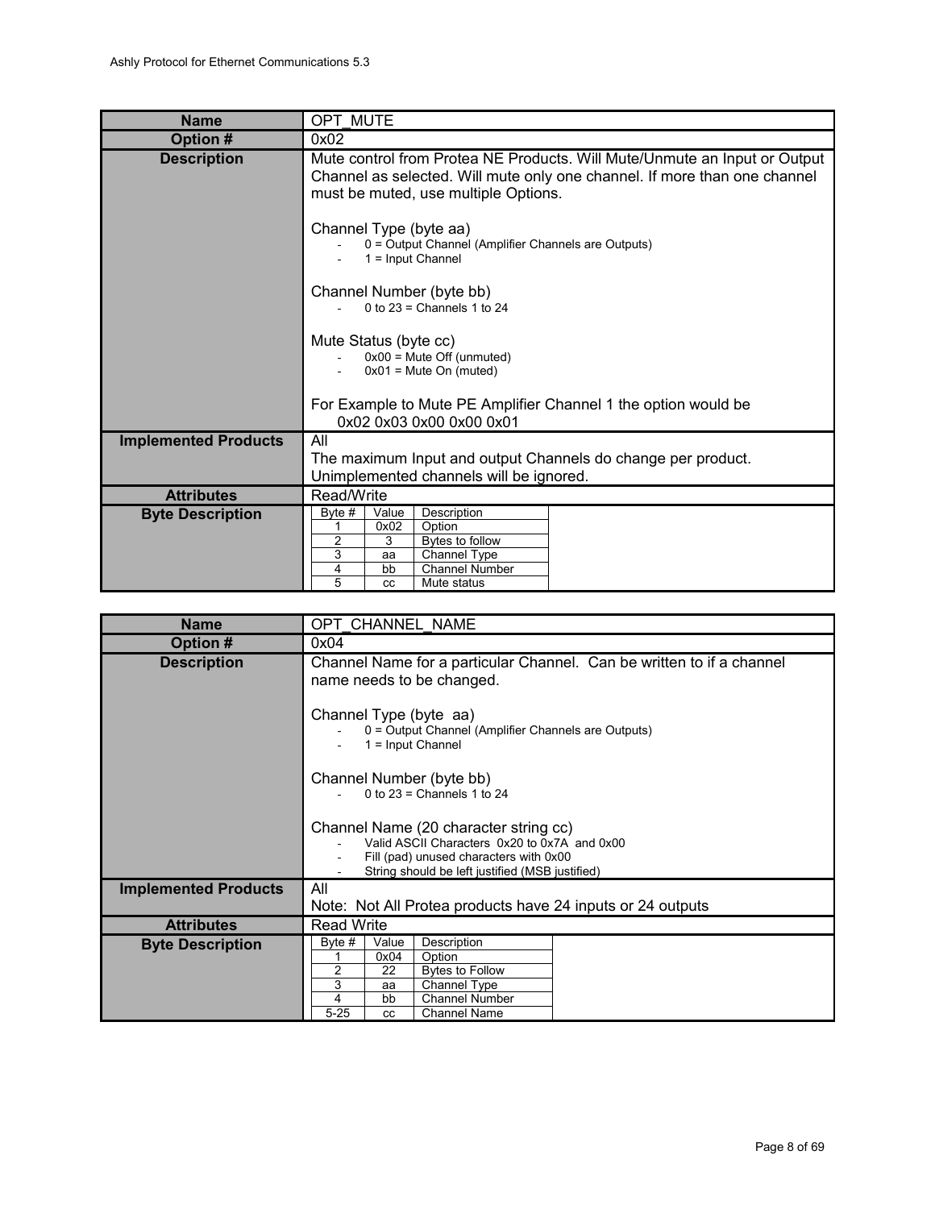| Name | OPT_MUTE |
|---|---|
| **Option #** | 0x02 |
| **Description** | Mute control from Protea NE Products. Will Mute/Unmute an Input or Output Channel as selected. Will mute only one channel. If more than one channel must be muted, use multiple Options.<br><br>Channel Type (byte aa)<br>- 0 = Output Channel (Amplifier Channels are Outputs)<br>- 1 = Input Channel<br><br>Channel Number (byte bb)<br>- 0 to 23 = Channels 1 to 24<br><br>Mute Status (byte cc)<br>- 0x00 = Mute Off (unmuted)<br>- 0x01 = Mute On (muted)<br><br>For Example to Mute PE Amplifier Channel 1 the option would be<br>0x02 0x03 0x00 0x00 0x01 |
| **Implemented Products** | All<br>The maximum Input and output Channels do change per product. Unimplemented channels will be ignored. |
| **Attributes** | Read/Write |
| **Byte Description** | Byte # / Value / Description:<br>1 / 0x02 / Option<br>2 / 3 / Bytes to follow<br>3 / aa / Channel Type<br>4 / bb / Channel Number<br>5 / cc / Mute status |

| Name | OPT_CHANNEL_NAME |
|---|---|
| **Option #** | 0x04 |
| **Description** | Channel Name for a particular Channel. Can be written to if a channel name needs to be changed.<br><br>Channel Type (byte aa)<br>- 0 = Output Channel (Amplifier Channels are Outputs)<br>- 1 = Input Channel<br><br>Channel Number (byte bb)<br>- 0 to 23 = Channels 1 to 24<br><br>Channel Name (20 character string cc)<br>- Valid ASCII Characters 0x20 to 0x7A and 0x00<br>- Fill (pad) unused characters with 0x00<br>- String should be left justified (MSB justified) |
| **Implemented Products** | All<br>Note: Not All Protea products have 24 inputs or 24 outputs |
| **Attributes** | Read Write |
| **Byte Description** | Byte # / Value / Description:<br>1 / 0x04 / Option<br>2 / 22 / Bytes to Follow<br>3 / aa / Channel Type<br>4 / bb / Channel Number<br>5-25 / cc / Channel Name |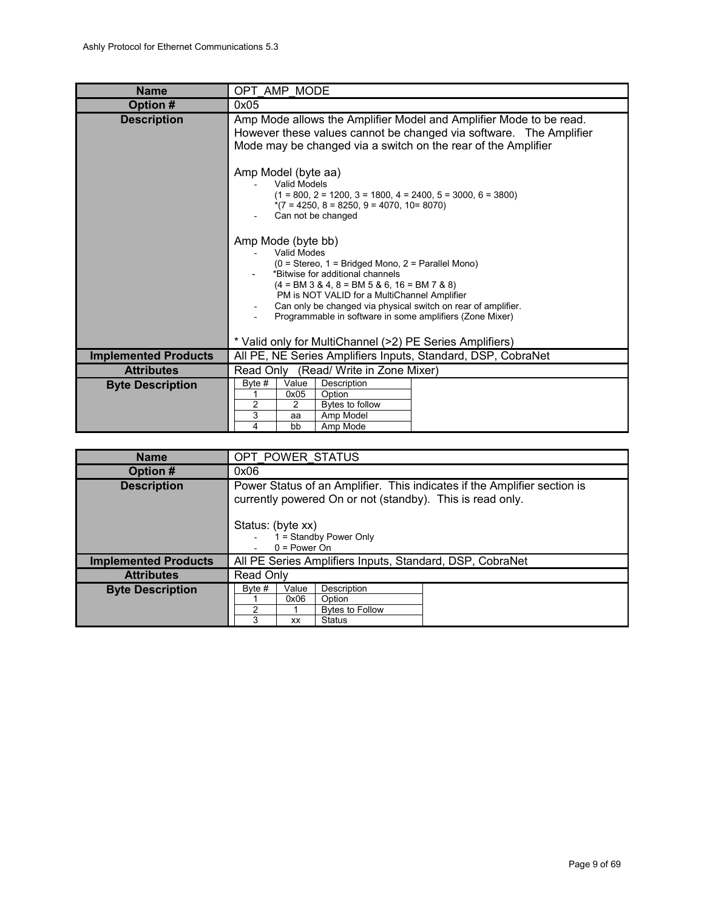| Name | OPT_AMP_MODE |
|---|---|
| **Option #** | 0x05 |
| **Description** | Amp Mode allows the Amplifier Model and Amplifier Mode to be read. However these values cannot be changed via software. The Amplifier Mode may be changed via a switch on the rear of the Amplifier<br><br>Amp Model (byte aa)<br>- Valid Models<br>(1 = 800, 2 = 1200, 3 = 1800, 4 = 2400, 5 = 3000, 6 = 3800)<br>*(7 = 4250, 8 = 8250, 9 = 4070, 10= 8070)<br>- Can not be changed<br><br>Amp Mode (byte bb)<br>- Valid Modes<br>(0 = Stereo, 1 = Bridged Mono, 2 = Parallel Mono)<br>- *Bitwise for additional channels<br>(4 = BM 3 & 4, 8 = BM 5 & 6, 16 = BM 7 & 8)<br>PM is NOT VALID for a MultiChannel Amplifier<br>- Can only be changed via physical switch on rear of amplifier.<br>- Programmable in software in some amplifiers (Zone Mixer)<br><br>* Valid only for MultiChannel (>2) PE Series Amplifiers) |
| **Implemented Products** | All PE, NE Series Amplifiers Inputs, Standard, DSP, CobraNet |
| **Attributes** | Read Only (Read/ Write in Zone Mixer) |
| **Byte Description** | |

| Byte # | Value | Description |
|---|---|---|
| 1 | 0x05 | Option |
| 2 | 2 | Bytes to follow |
| 3 | aa | Amp Model |
| 4 | bb | Amp Mode |

| Name | OPT_POWER_STATUS |
|---|---|
| **Option #** | 0x06 |
| **Description** | Power Status of an Amplifier. This indicates if the Amplifier section is currently powered On or not (standby). This is read only.<br><br>Status: (byte xx)<br>- 1 = Standby Power Only<br>- 0 = Power On |
| **Implemented Products** | All PE Series Amplifiers Inputs, Standard, DSP, CobraNet |
| **Attributes** | Read Only |
| **Byte Description** | |

| Byte # | Value | Description |
|---|---|---|
| 1 | 0x06 | Option |
| 2 | 1 | Bytes to Follow |
| 3 | xx | Status |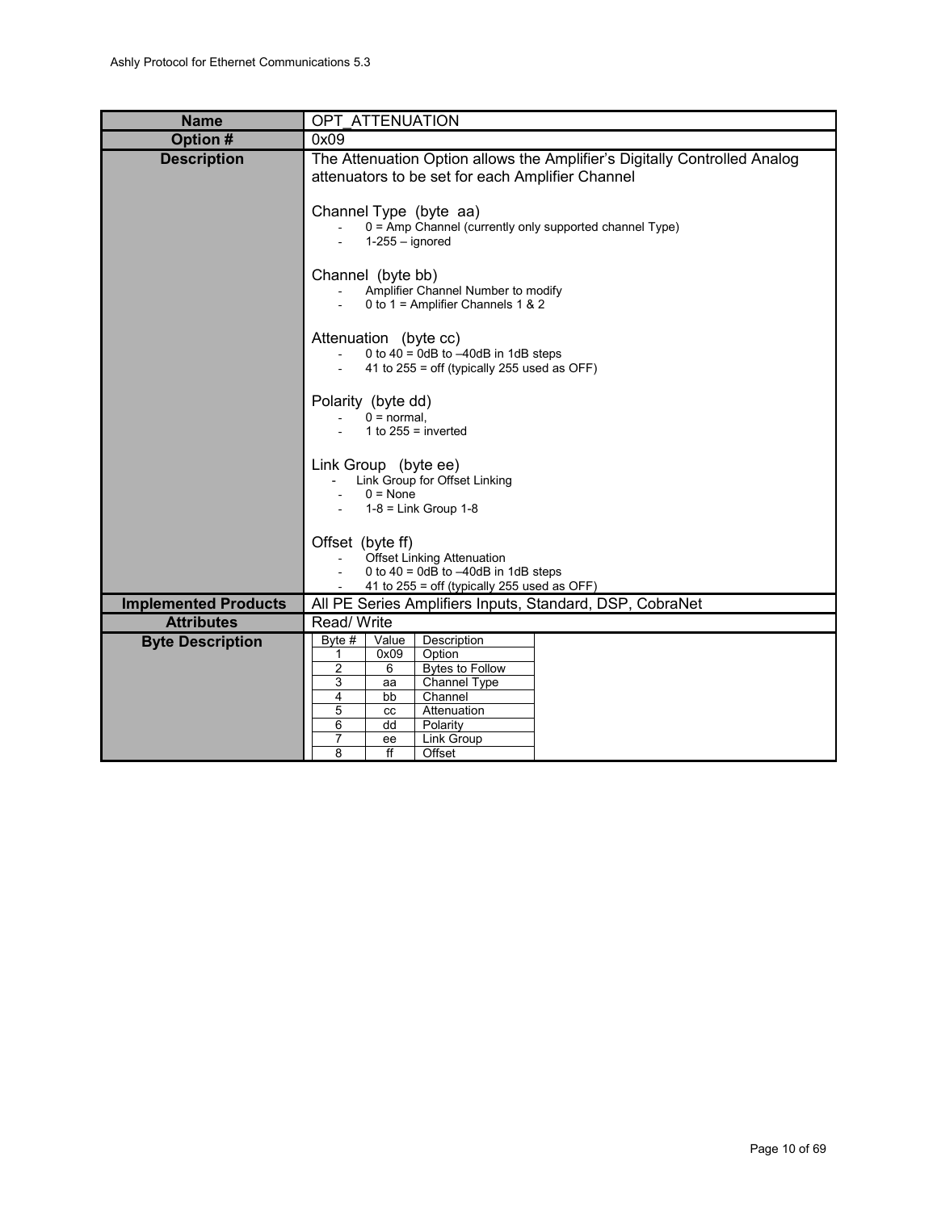| Name | OPT_ATTENUATION |
| --- | --- |
| **Option #** | 0x09 |
| **Description** | The Attenuation Option allows the Amplifier's Digitally Controlled Analog attenuators to be set for each Amplifier Channel<br><br>Channel Type (byte aa)<br>- 0 = Amp Channel (currently only supported channel Type)<br>- 1-255 – ignored<br><br>Channel (byte bb)<br>- Amplifier Channel Number to modify<br>- 0 to 1 = Amplifier Channels 1 & 2<br><br>Attenuation (byte cc)<br>- 0 to 40 = 0dB to –40dB in 1dB steps<br>- 41 to 255 = off (typically 255 used as OFF)<br><br>Polarity (byte dd)<br>- 0 = normal,<br>- 1 to 255 = inverted<br><br>Link Group (byte ee)<br>- Link Group for Offset Linking<br>- 0 = None<br>- 1-8 = Link Group 1-8<br><br>Offset (byte ff)<br>- Offset Linking Attenuation<br>- 0 to 40 = 0dB to –40dB in 1dB steps<br>- 41 to 255 = off (typically 255 used as OFF) |
| **Implemented Products** | All PE Series Amplifiers Inputs, Standard, DSP, CobraNet |
| **Attributes** | Read/ Write |
| **Byte Description** | See table below |

| Byte # | Value | Description |
| --- | --- | --- |
| 1 | 0x09 | Option |
| 2 | 6 | Bytes to Follow |
| 3 | aa | Channel Type |
| 4 | bb | Channel |
| 5 | cc | Attenuation |
| 6 | dd | Polarity |
| 7 | ee | Link Group |
| 8 | ff | Offset |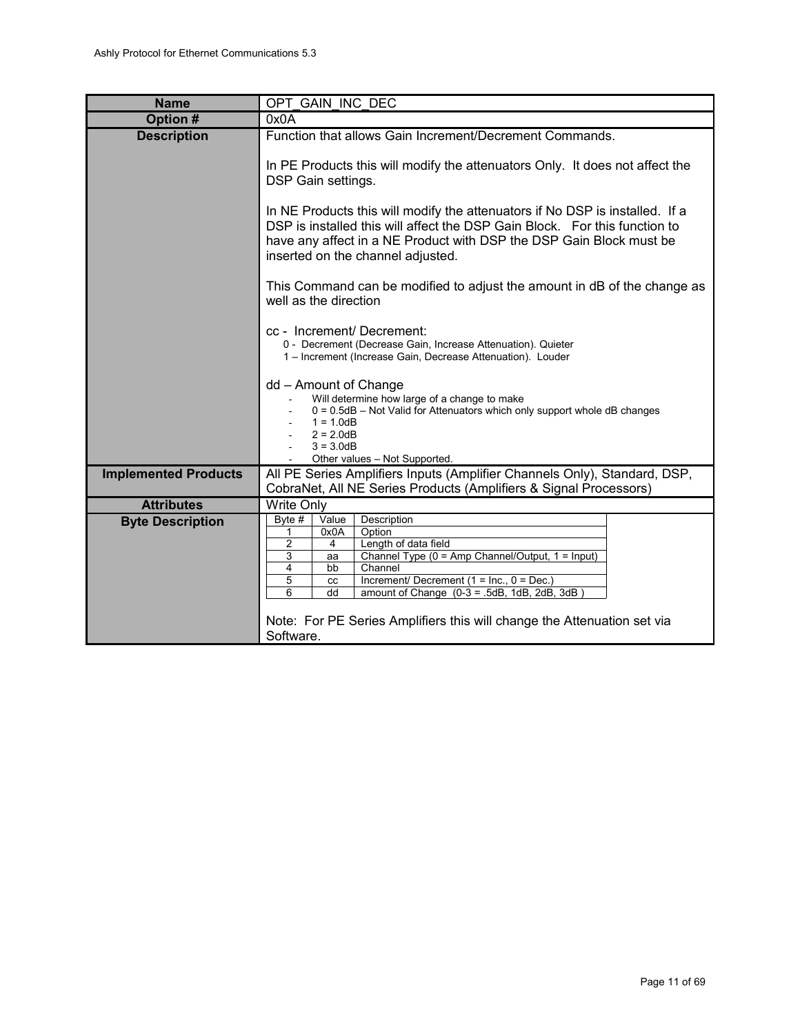| Name | OPT_GAIN_INC_DEC |
|---|---|
| **Option #** | 0x0A |
| **Description** | Function that allows Gain Increment/Decrement Commands.<br><br>In PE Products this will modify the attenuators Only. It does not affect the DSP Gain settings.<br><br>In NE Products this will modify the attenuators if No DSP is installed. If a DSP is installed this will affect the DSP Gain Block. For this function to have any affect in a NE Product with DSP the DSP Gain Block must be inserted on the channel adjusted.<br><br>This Command can be modified to adjust the amount in dB of the change as well as the direction<br><br>cc - Increment/ Decrement:<br>0 - Decrement (Decrease Gain, Increase Attenuation). Quieter<br>1 – Increment (Increase Gain, Decrease Attenuation). Louder<br><br>dd – Amount of Change<br>- Will determine how large of a change to make<br>- 0 = 0.5dB – Not Valid for Attenuators which only support whole dB changes<br>- 1 = 1.0dB<br>- 2 = 2.0dB<br>- 3 = 3.0dB<br>- Other values – Not Supported. |
| **Implemented Products** | All PE Series Amplifiers Inputs (Amplifier Channels Only), Standard, DSP, CobraNet, All NE Series Products (Amplifiers & Signal Processors) |
| **Attributes** | Write Only |
| **Byte Description** | (see table below)<br><br>Note: For PE Series Amplifiers this will change the Attenuation set via Software. |

| Byte # | Value | Description |
|---|---|---|
| 1 | 0x0A | Option |
| 2 | 4 | Length of data field |
| 3 | aa | Channel Type (0 = Amp Channel/Output, 1 = Input) |
| 4 | bb | Channel |
| 5 | cc | Increment/ Decrement (1 = Inc., 0 = Dec.) |
| 6 | dd | amount of Change (0-3 = .5dB, 1dB, 2dB, 3dB ) |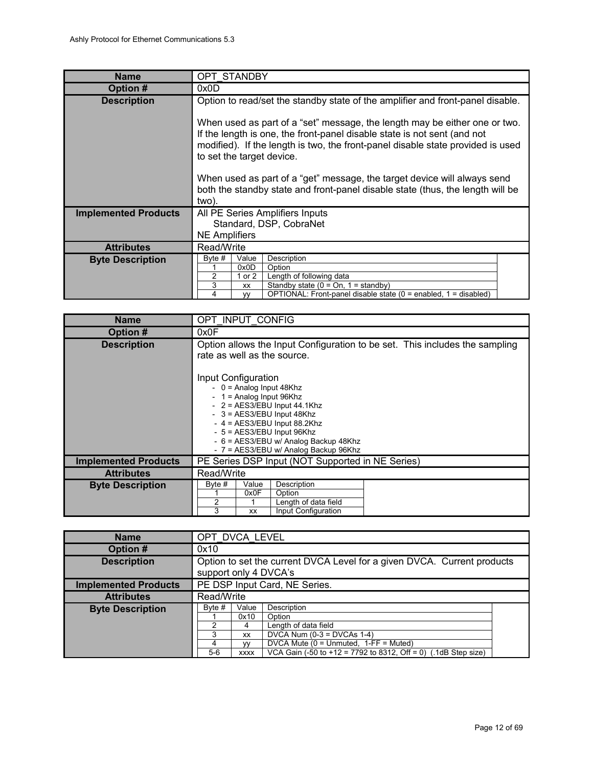| Name | OPT_STANDBY |
|---|---|
| Option # | 0x0D |
| Description | Option to read/set the standby state of the amplifier and front-panel disable.<br><br>When used as part of a "set" message, the length may be either one or two. If the length is one, the front-panel disable state is not sent (and not modified). If the length is two, the front-panel disable state provided is used to set the target device.<br><br>When used as part of a "get" message, the target device will always send both the standby state and front-panel disable state (thus, the length will be two). |
| Implemented Products | All PE Series Amplifiers Inputs<br>Standard, DSP, CobraNet<br>NE Amplifiers |
| Attributes | Read/Write |
| Byte Description | |

| Byte # | Value | Description |
|---|---|---|
| 1 | 0x0D | Option |
| 2 | 1 or 2 | Length of following data |
| 3 | xx | Standby state (0 = On, 1 = standby) |
| 4 | yy | OPTIONAL: Front-panel disable state (0 = enabled, 1 = disabled) |

| Name | OPT_INPUT_CONFIG |
|---|---|
| Option # | 0x0F |
| Description | Option allows the Input Configuration to be set. This includes the sampling rate as well as the source.<br><br>Input Configuration<br>- 0 = Analog Input 48Khz<br>- 1 = Analog Input 96Khz<br>- 2 = AES3/EBU Input 44.1Khz<br>- 3 = AES3/EBU Input 48Khz<br>- 4 = AES3/EBU Input 88.2Khz<br>- 5 = AES3/EBU Input 96Khz<br>- 6 = AES3/EBU w/ Analog Backup 48Khz<br>- 7 = AES3/EBU w/ Analog Backup 96Khz |
| Implemented Products | PE Series DSP Input (NOT Supported in NE Series) |
| Attributes | Read/Write |
| Byte Description | |

| Byte # | Value | Description |
|---|---|---|
| 1 | 0x0F | Option |
| 2 | 1 | Length of data field |
| 3 | xx | Input Configuration |

| Name | OPT_DVCA_LEVEL |
|---|---|
| Option # | 0x10 |
| Description | Option to set the current DVCA Level for a given DVCA. Current products support only 4 DVCA's |
| Implemented Products | PE DSP Input Card, NE Series. |
| Attributes | Read/Write |
| Byte Description | |

| Byte # | Value | Description |
|---|---|---|
| 1 | 0x10 | Option |
| 2 | 4 | Length of data field |
| 3 | xx | DVCA Num (0-3 = DVCAs 1-4) |
| 4 | yy | DVCA Mute (0 = Unmuted, 1-FF = Muted) |
| 5-6 | xxxx | VCA Gain (-50 to +12 = 7792 to 8312, Off = 0) (.1dB Step size) |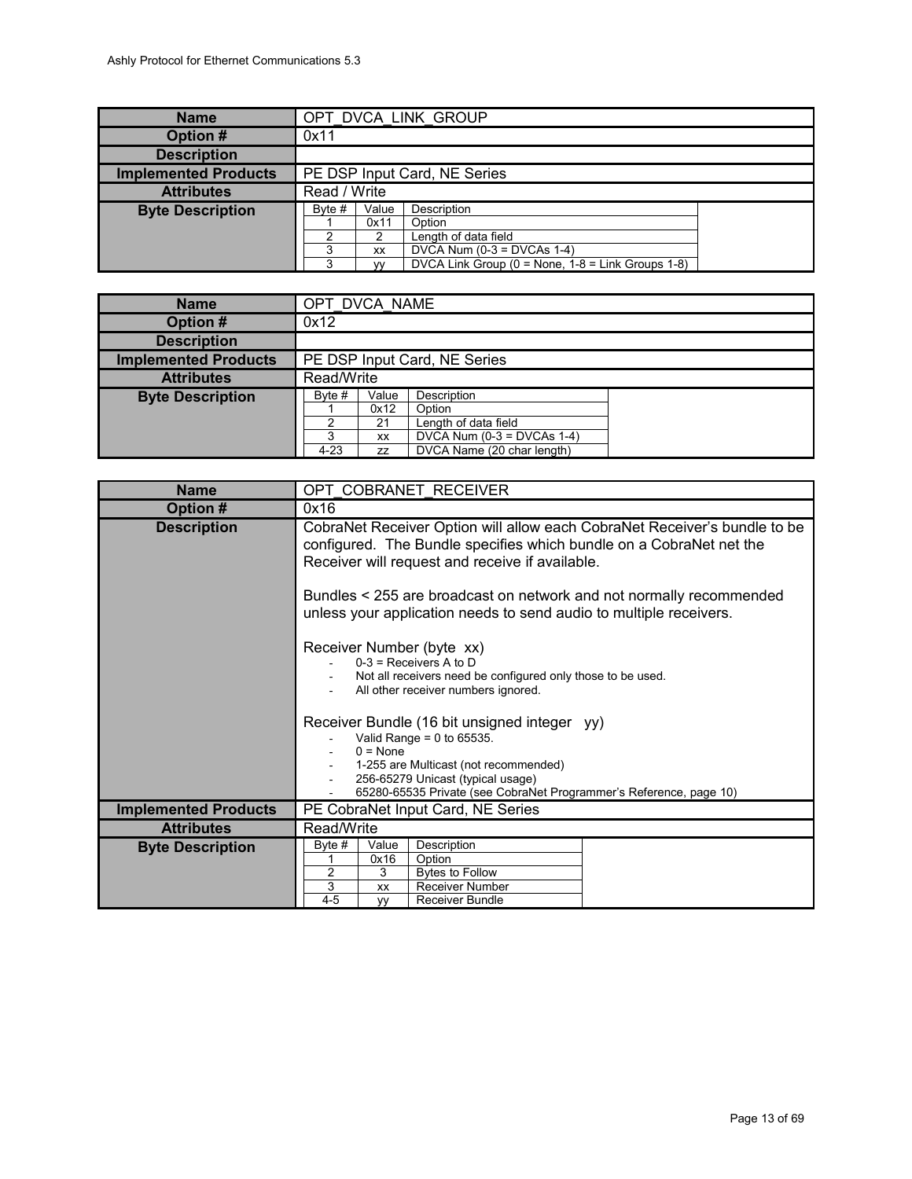| Name | OPT_DVCA_LINK_GROUP |
|---|---|
| Option # | 0x11 |
| Description | |
| Implemented Products | PE DSP Input Card, NE Series |
| Attributes | Read / Write |
| Byte Description | (see table below) |

| Byte # | Value | Description |
|---|---|---|
| 1 | 0x11 | Option |
| 2 | 2 | Length of data field |
| 3 | xx | DVCA Num (0-3 = DVCAs 1-4) |
| 3 | yy | DVCA Link Group (0 = None, 1-8 = Link Groups 1-8) |

| Name | OPT_DVCA_NAME |
|---|---|
| Option # | 0x12 |
| Description | |
| Implemented Products | PE DSP Input Card, NE Series |
| Attributes | Read/Write |
| Byte Description | (see table below) |

| Byte # | Value | Description |
|---|---|---|
| 1 | 0x12 | Option |
| 2 | 21 | Length of data field |
| 3 | xx | DVCA Num (0-3 = DVCAs 1-4) |
| 4-23 | zz | DVCA Name (20 char length) |

| Name | OPT_COBRANET_RECEIVER |
|---|---|
| Option # | 0x16 |
| Description | CobraNet Receiver Option will allow each CobraNet Receiver's bundle to be configured. The Bundle specifies which bundle on a CobraNet net the Receiver will request and receive if available.<br><br>Bundles < 255 are broadcast on network and not normally recommended unless your application needs to send audio to multiple receivers.<br><br>Receiver Number (byte xx)<br>- 0-3 = Receivers A to D<br>- Not all receivers need be configured only those to be used.<br>- All other receiver numbers ignored.<br><br>Receiver Bundle (16 bit unsigned integer yy)<br>- Valid Range = 0 to 65535.<br>- 0 = None<br>- 1-255 are Multicast (not recommended)<br>- 256-65279 Unicast (typical usage)<br>- 65280-65535 Private (see CobraNet Programmer's Reference, page 10) |
| Implemented Products | PE CobraNet Input Card, NE Series |
| Attributes | Read/Write |
| Byte Description | (see table below) |

| Byte # | Value | Description |
|---|---|---|
| 1 | 0x16 | Option |
| 2 | 3 | Bytes to Follow |
| 3 | xx | Receiver Number |
| 4-5 | yy | Receiver Bundle |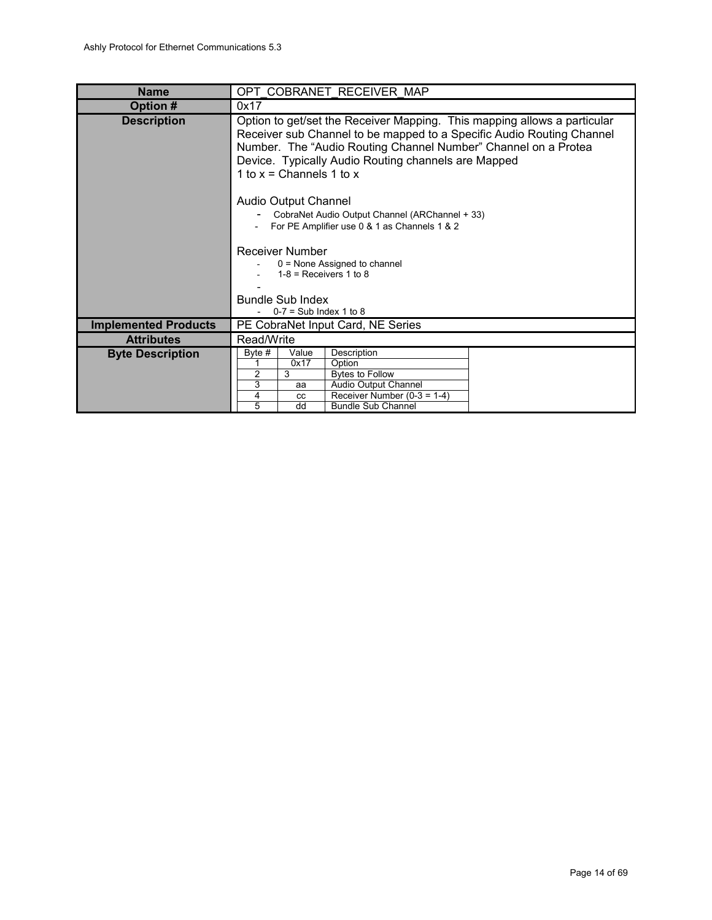| Name | OPT_COBRANET_RECEIVER_MAP |
|---|---|
| Option # | 0x17 |
| Description | Option to get/set the Receiver Mapping. This mapping allows a particular Receiver sub Channel to be mapped to a Specific Audio Routing Channel Number. The "Audio Routing Channel Number" Channel on a Protea Device. Typically Audio Routing channels are Mapped<br>1 to x = Channels 1 to x<br><br>Audio Output Channel<br>- CobraNet Audio Output Channel (ARChannel + 33)<br>- For PE Amplifier use 0 & 1 as Channels 1 & 2<br><br>Receiver Number<br>- 0 = None Assigned to channel<br>- 1-8 = Receivers 1 to 8<br>-<br><br>Bundle Sub Index<br>- 0-7 = Sub Index 1 to 8 |
| Implemented Products | PE CobraNet Input Card, NE Series |
| Attributes | Read/Write |
| Byte Description | Byte # \| Value \| Description<br>1 \| 0x17 \| Option<br>2 \| 3 \| Bytes to Follow<br>3 \| aa \| Audio Output Channel<br>4 \| cc \| Receiver Number (0-3 = 1-4)<br>5 \| dd \| Bundle Sub Channel |

**Byte Description**

| Byte # | Value | Description |
|---|---|---|
| 1 | 0x17 | Option |
| 2 | 3 | Bytes to Follow |
| 3 | aa | Audio Output Channel |
| 4 | cc | Receiver Number (0-3 = 1-4) |
| 5 | dd | Bundle Sub Channel |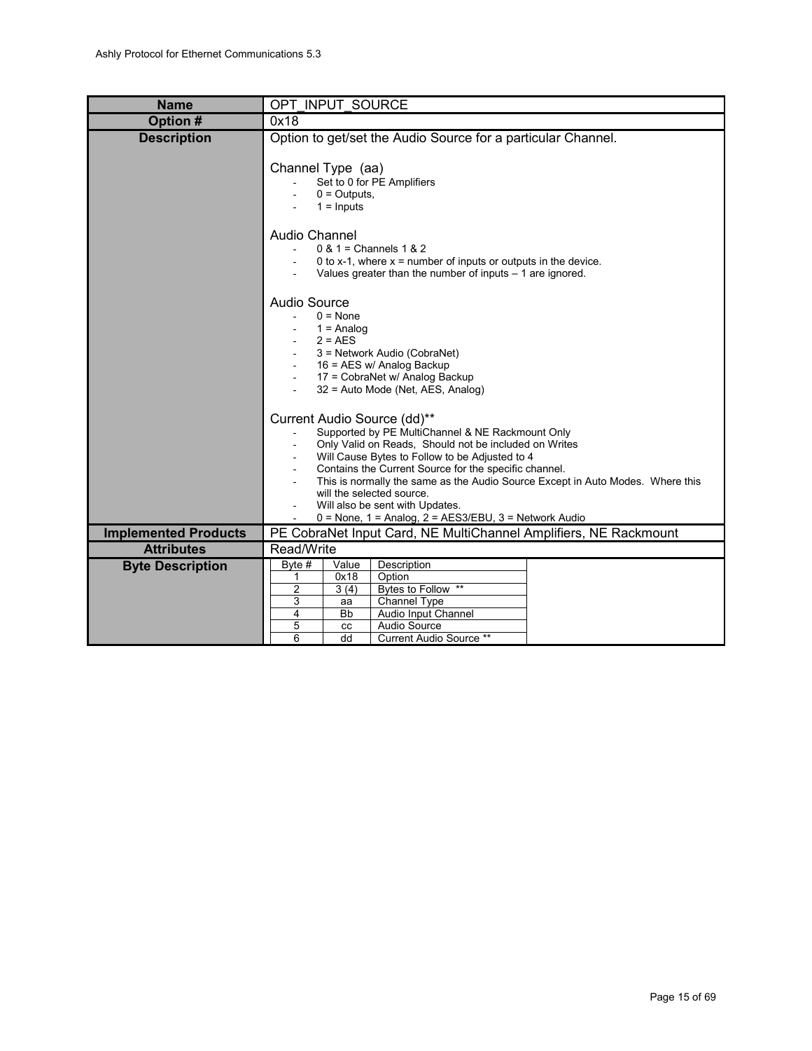| Name | OPT_INPUT_SOURCE |
|---|---|
| Option # | 0x18 |
| Description | Option to get/set the Audio Source for a particular Channel.<br><br>Channel Type (aa)<br>- Set to 0 for PE Amplifiers<br>- 0 = Outputs,<br>- 1 = Inputs<br><br>Audio Channel<br>- 0 & 1 = Channels 1 & 2<br>- 0 to x-1, where x = number of inputs or outputs in the device.<br>- Values greater than the number of inputs – 1 are ignored.<br><br>Audio Source<br>- 0 = None<br>- 1 = Analog<br>- 2 = AES<br>- 3 = Network Audio (CobraNet)<br>- 16 = AES w/ Analog Backup<br>- 17 = CobraNet w/ Analog Backup<br>- 32 = Auto Mode (Net, AES, Analog)<br><br>Current Audio Source (dd)**<br>- Supported by PE MultiChannel & NE Rackmount Only<br>- Only Valid on Reads, Should not be included on Writes<br>- Will Cause Bytes to Follow to be Adjusted to 4<br>- Contains the Current Source for the specific channel.<br>- This is normally the same as the Audio Source Except in Auto Modes. Where this will the selected source.<br>- Will also be sent with Updates.<br>- 0 = None, 1 = Analog, 2 = AES3/EBU, 3 = Network Audio |
| Implemented Products | PE CobraNet Input Card, NE MultiChannel Amplifiers, NE Rackmount |
| Attributes | Read/Write |
| Byte Description | See table below |

| Byte # | Value | Description |
|---|---|---|
| 1 | 0x18 | Option |
| 2 | 3 (4) | Bytes to Follow ** |
| 3 | aa | Channel Type |
| 4 | Bb | Audio Input Channel |
| 5 | cc | Audio Source |
| 6 | dd | Current Audio Source ** |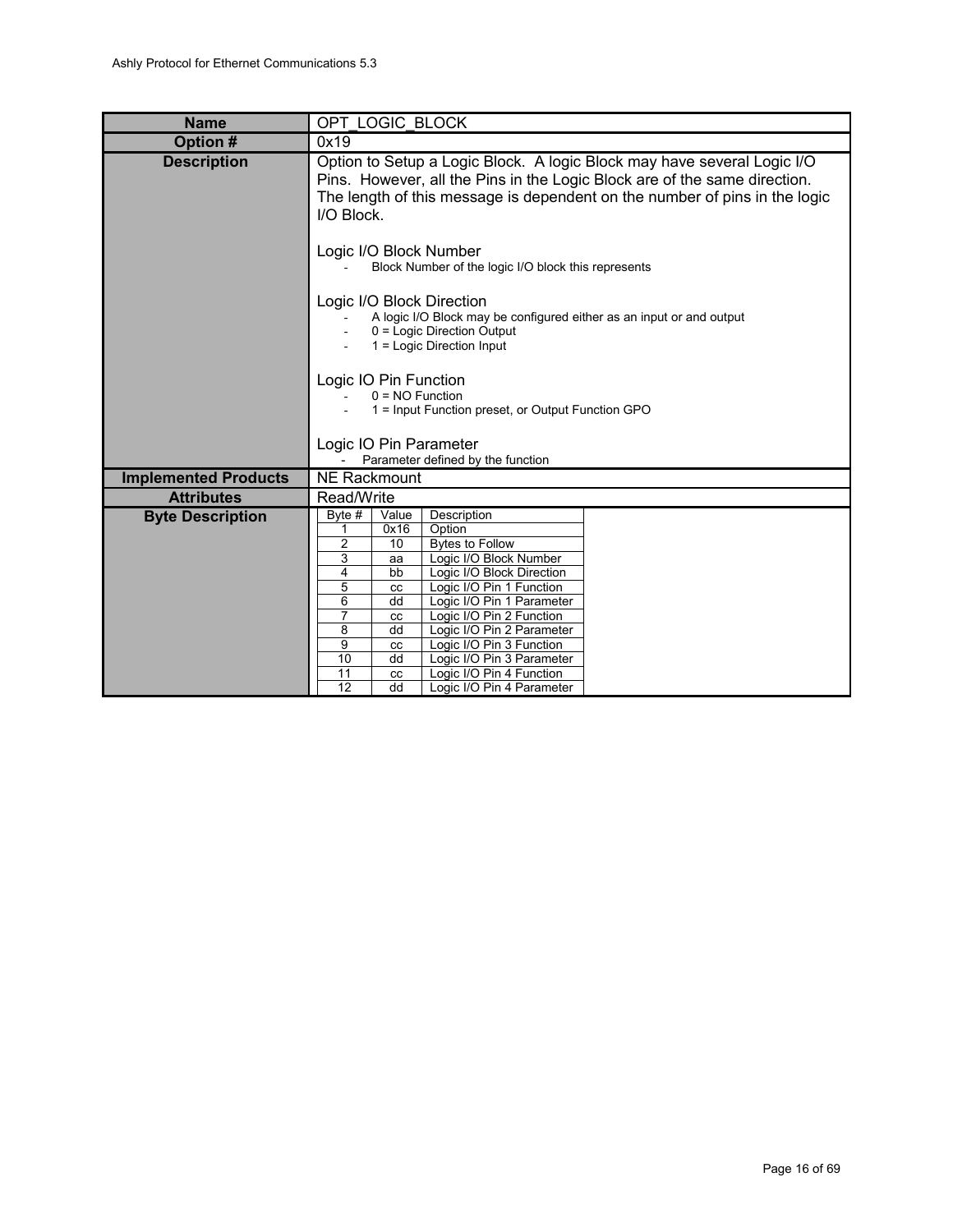| Name | OPT_LOGIC_BLOCK |
|---|---|
| Option # | 0x19 |
| Description | Option to Setup a Logic Block. A logic Block may have several Logic I/O Pins. However, all the Pins in the Logic Block are of the same direction. The length of this message is dependent on the number of pins in the logic I/O Block.<br><br>Logic I/O Block Number<br>- Block Number of the logic I/O block this represents<br><br>Logic I/O Block Direction<br>- A logic I/O Block may be configured either as an input or and output<br>- 0 = Logic Direction Output<br>- 1 = Logic Direction Input<br><br>Logic IO Pin Function<br>- 0 = NO Function<br>- 1 = Input Function preset, or Output Function GPO<br><br>Logic IO Pin Parameter<br>- Parameter defined by the function |
| Implemented Products | NE Rackmount |
| Attributes | Read/Write |
| Byte Description | (see table below) |

| Byte # | Value | Description |
|---|---|---|
| 1 | 0x16 | Option |
| 2 | 10 | Bytes to Follow |
| 3 | aa | Logic I/O Block Number |
| 4 | bb | Logic I/O Block Direction |
| 5 | cc | Logic I/O Pin 1 Function |
| 6 | dd | Logic I/O Pin 1 Parameter |
| 7 | cc | Logic I/O Pin 2 Function |
| 8 | dd | Logic I/O Pin 2 Parameter |
| 9 | cc | Logic I/O Pin 3 Function |
| 10 | dd | Logic I/O Pin 3 Parameter |
| 11 | cc | Logic I/O Pin 4 Function |
| 12 | dd | Logic I/O Pin 4 Parameter |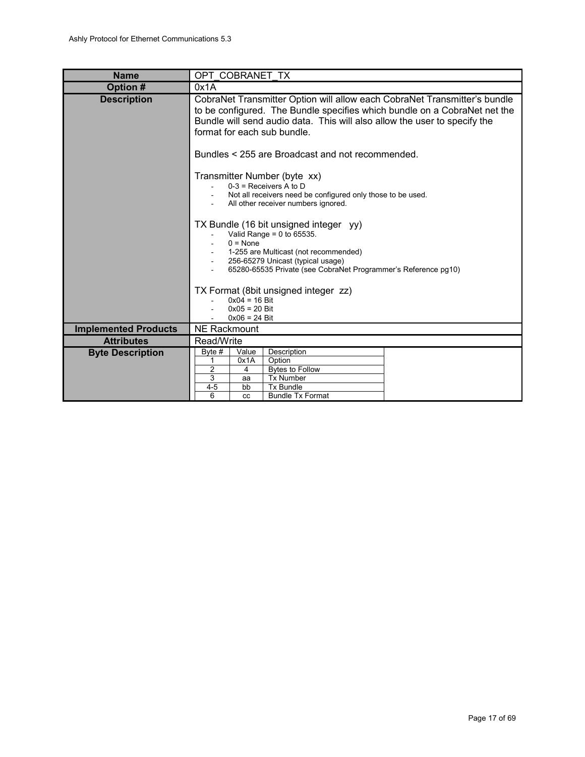| **Name** | OPT_COBRANET_TX |
|---|---|
| **Option #** | 0x1A |
| **Description** | CobraNet Transmitter Option will allow each CobraNet Transmitter's bundle to be configured. The Bundle specifies which bundle on a CobraNet net the Bundle will send audio data. This will also allow the user to specify the format for each sub bundle.<br><br>Bundles < 255 are Broadcast and not recommended.<br><br>Transmitter Number (byte xx)<br>- 0-3 = Receivers A to D<br>- Not all receivers need be configured only those to be used.<br>- All other receiver numbers ignored.<br><br>TX Bundle (16 bit unsigned integer yy)<br>- Valid Range = 0 to 65535.<br>- 0 = None<br>- 1-255 are Multicast (not recommended)<br>- 256-65279 Unicast (typical usage)<br>- 65280-65535 Private (see CobraNet Programmer's Reference pg10)<br><br>TX Format (8bit unsigned integer zz)<br>- 0x04 = 16 Bit<br>- 0x05 = 20 Bit<br>- 0x06 = 24 Bit |
| **Implemented Products** | NE Rackmount |
| **Attributes** | Read/Write |
| **Byte Description** | See table below |

| Byte # | Value | Description |
|---|---|---|
| 1 | 0x1A | Option |
| 2 | 4 | Bytes to Follow |
| 3 | aa | Tx Number |
| 4-5 | bb | Tx Bundle |
| 6 | cc | Bundle Tx Format |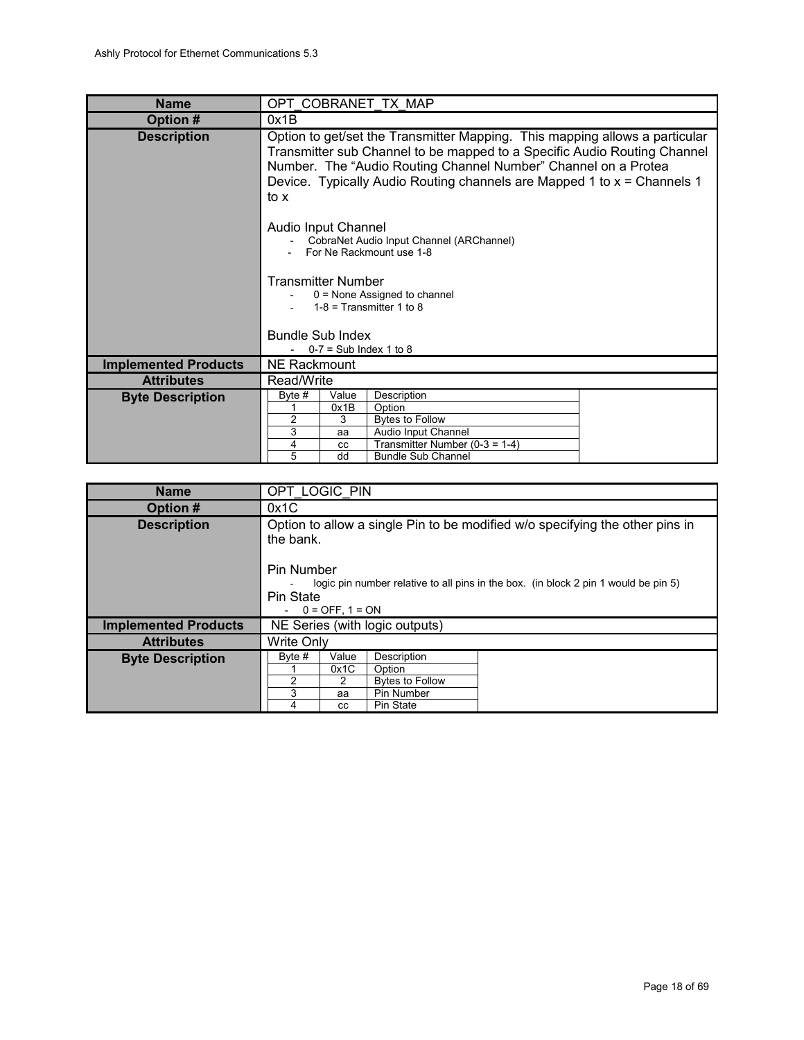| Name | OPT_COBRANET_TX_MAP |
|---|---|
| Option # | 0x1B |
| Description | Option to get/set the Transmitter Mapping. This mapping allows a particular Transmitter sub Channel to be mapped to a Specific Audio Routing Channel Number. The "Audio Routing Channel Number" Channel on a Protea Device. Typically Audio Routing channels are Mapped 1 to x = Channels 1 to x<br><br>Audio Input Channel<br>- CobraNet Audio Input Channel (ARChannel)<br>- For Ne Rackmount use 1-8<br><br>Transmitter Number<br>- 0 = None Assigned to channel<br>- 1-8 = Transmitter 1 to 8<br><br>Bundle Sub Index<br>- 0-7 = Sub Index 1 to 8 |
| Implemented Products | NE Rackmount |
| Attributes | Read/Write |
| Byte Description | see table below |

| Byte # | Value | Description |
|---|---|---|
| 1 | 0x1B | Option |
| 2 | 3 | Bytes to Follow |
| 3 | aa | Audio Input Channel |
| 4 | cc | Transmitter Number (0-3 = 1-4) |
| 5 | dd | Bundle Sub Channel |

| Name | OPT_LOGIC_PIN |
|---|---|
| Option # | 0x1C |
| Description | Option to allow a single Pin to be modified w/o specifying the other pins in the bank.<br><br>Pin Number<br>- logic pin number relative to all pins in the box. (in block 2 pin 1 would be pin 5)<br>Pin State<br>- 0 = OFF, 1 = ON |
| Implemented Products | NE Series (with logic outputs) |
| Attributes | Write Only |
| Byte Description | see table below |

| Byte # | Value | Description |
|---|---|---|
| 1 | 0x1C | Option |
| 2 | 2 | Bytes to Follow |
| 3 | aa | Pin Number |
| 4 | cc | Pin State |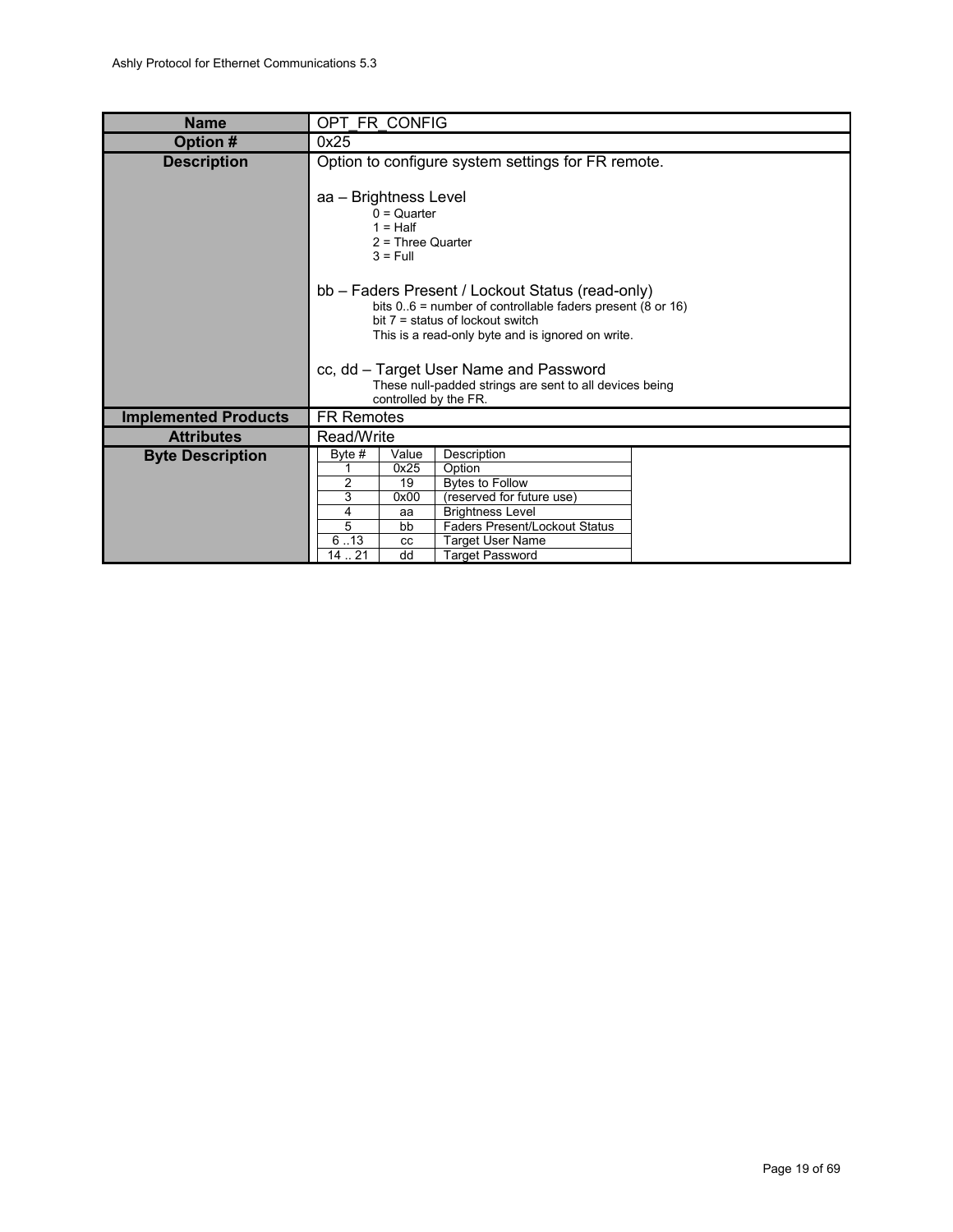| Name | OPT_FR_CONFIG |
| --- | --- |
| Option # | 0x25 |
| Description | Option to configure system settings for FR remote.<br><br>aa – Brightness Level<br>0 = Quarter<br>1 = Half<br>2 = Three Quarter<br>3 = Full<br><br>bb – Faders Present / Lockout Status (read-only)<br>bits 0..6 = number of controllable faders present (8 or 16)<br>bit 7 = status of lockout switch<br>This is a read-only byte and is ignored on write.<br><br>cc, dd – Target User Name and Password<br>These null-padded strings are sent to all devices being controlled by the FR. |
| Implemented Products | FR Remotes |
| Attributes | Read/Write |
| Byte Description | See table below |

| Byte # | Value | Description |
| --- | --- | --- |
| 1 | 0x25 | Option |
| 2 | 19 | Bytes to Follow |
| 3 | 0x00 | (reserved for future use) |
| 4 | aa | Brightness Level |
| 5 | bb | Faders Present/Lockout Status |
| 6 ..13 | cc | Target User Name |
| 14 .. 21 | dd | Target Password |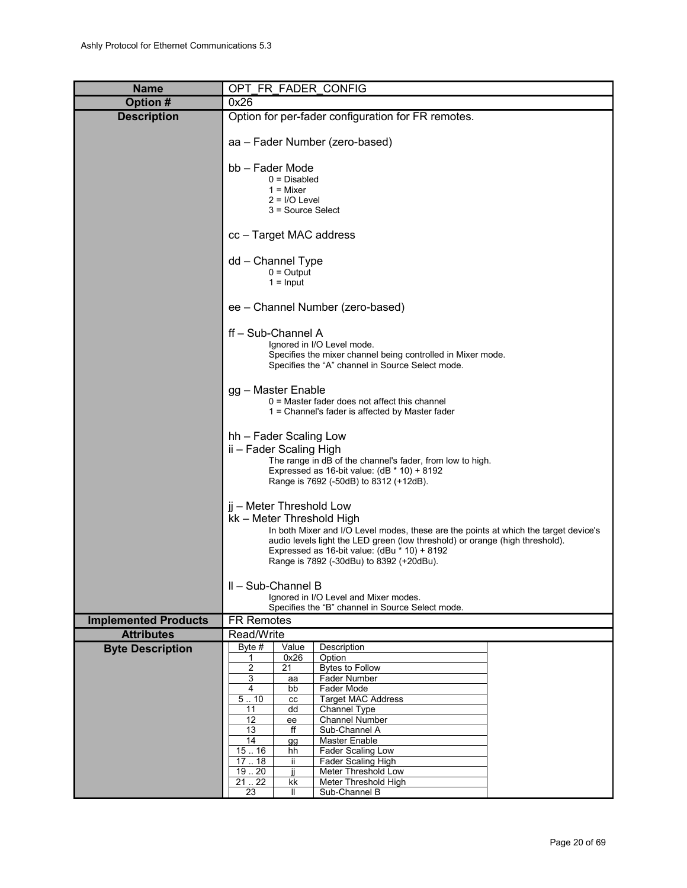| Name | OPT_FR_FADER_CONFIG |
|---|---|
| Option # | 0x26 |
| Description | Option for per-fader configuration for FR remotes.<br><br>aa – Fader Number (zero-based)<br><br>bb – Fader Mode<br>0 = Disabled<br>1 = Mixer<br>2 = I/O Level<br>3 = Source Select<br><br>cc – Target MAC address<br><br>dd – Channel Type<br>0 = Output<br>1 = Input<br><br>ee – Channel Number (zero-based)<br><br>ff – Sub-Channel A<br>Ignored in I/O Level mode.<br>Specifies the mixer channel being controlled in Mixer mode.<br>Specifies the "A" channel in Source Select mode.<br><br>gg – Master Enable<br>0 = Master fader does not affect this channel<br>1 = Channel's fader is affected by Master fader<br><br>hh – Fader Scaling Low<br>ii – Fader Scaling High<br>The range in dB of the channel's fader, from low to high.<br>Expressed as 16-bit value: (dB * 10) + 8192<br>Range is 7692 (-50dB) to 8312 (+12dB).<br><br>jj – Meter Threshold Low<br>kk – Meter Threshold High<br>In both Mixer and I/O Level modes, these are the points at which the target device's audio levels light the LED green (low threshold) or orange (high threshold).<br>Expressed as 16-bit value: (dBu * 10) + 8192<br>Range is 7892 (-30dBu) to 8392 (+20dBu).<br><br>ll – Sub-Channel B<br>Ignored in I/O Level and Mixer modes.<br>Specifies the "B" channel in Source Select mode. |
| Implemented Products | FR Remotes |
| Attributes | Read/Write |
| Byte Description | (see table below) |

| Byte # | Value | Description |
|---|---|---|
| 1 | 0x26 | Option |
| 2 | 21 | Bytes to Follow |
| 3 | aa | Fader Number |
| 4 | bb | Fader Mode |
| 5 .. 10 | cc | Target MAC Address |
| 11 | dd | Channel Type |
| 12 | ee | Channel Number |
| 13 | ff | Sub-Channel A |
| 14 | gg | Master Enable |
| 15 .. 16 | hh | Fader Scaling Low |
| 17 .. 18 | ii | Fader Scaling High |
| 19 .. 20 | jj | Meter Threshold Low |
| 21 .. 22 | kk | Meter Threshold High |
| 23 | ll | Sub-Channel B |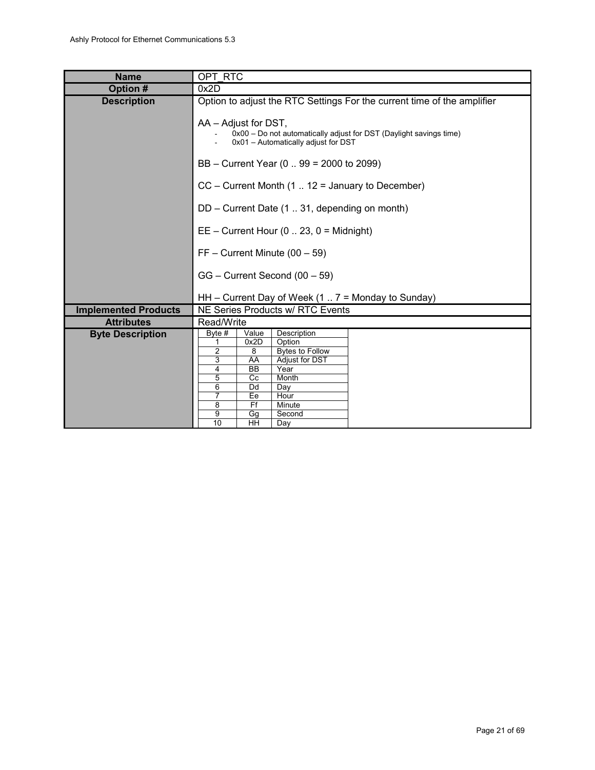| Name | OPT_RTC |
|---|---|
| Option # | 0x2D |
| Description | Option to adjust the RTC Settings For the current time of the amplifier<br><br>AA – Adjust for DST,<br>- 0x00 – Do not automatically adjust for DST (Daylight savings time)<br>- 0x01 – Automatically adjust for DST<br><br>BB – Current Year (0 .. 99 = 2000 to 2099)<br><br>CC – Current Month (1 .. 12 = January to December)<br><br>DD – Current Date (1 .. 31, depending on month)<br><br>EE – Current Hour (0 .. 23, 0 = Midnight)<br><br>FF – Current Minute (00 – 59)<br><br>GG – Current Second (00 – 59)<br><br>HH – Current Day of Week (1 .. 7 = Monday to Sunday) |
| Implemented Products | NE Series Products w/ RTC Events |
| Attributes | Read/Write |
| Byte Description | (see table below) |

| Byte # | Value | Description |
|---|---|---|
| 1 | 0x2D | Option |
| 2 | 8 | Bytes to Follow |
| 3 | AA | Adjust for DST |
| 4 | BB | Year |
| 5 | Cc | Month |
| 6 | Dd | Day |
| 7 | Ee | Hour |
| 8 | Ff | Minute |
| 9 | Gg | Second |
| 10 | HH | Day |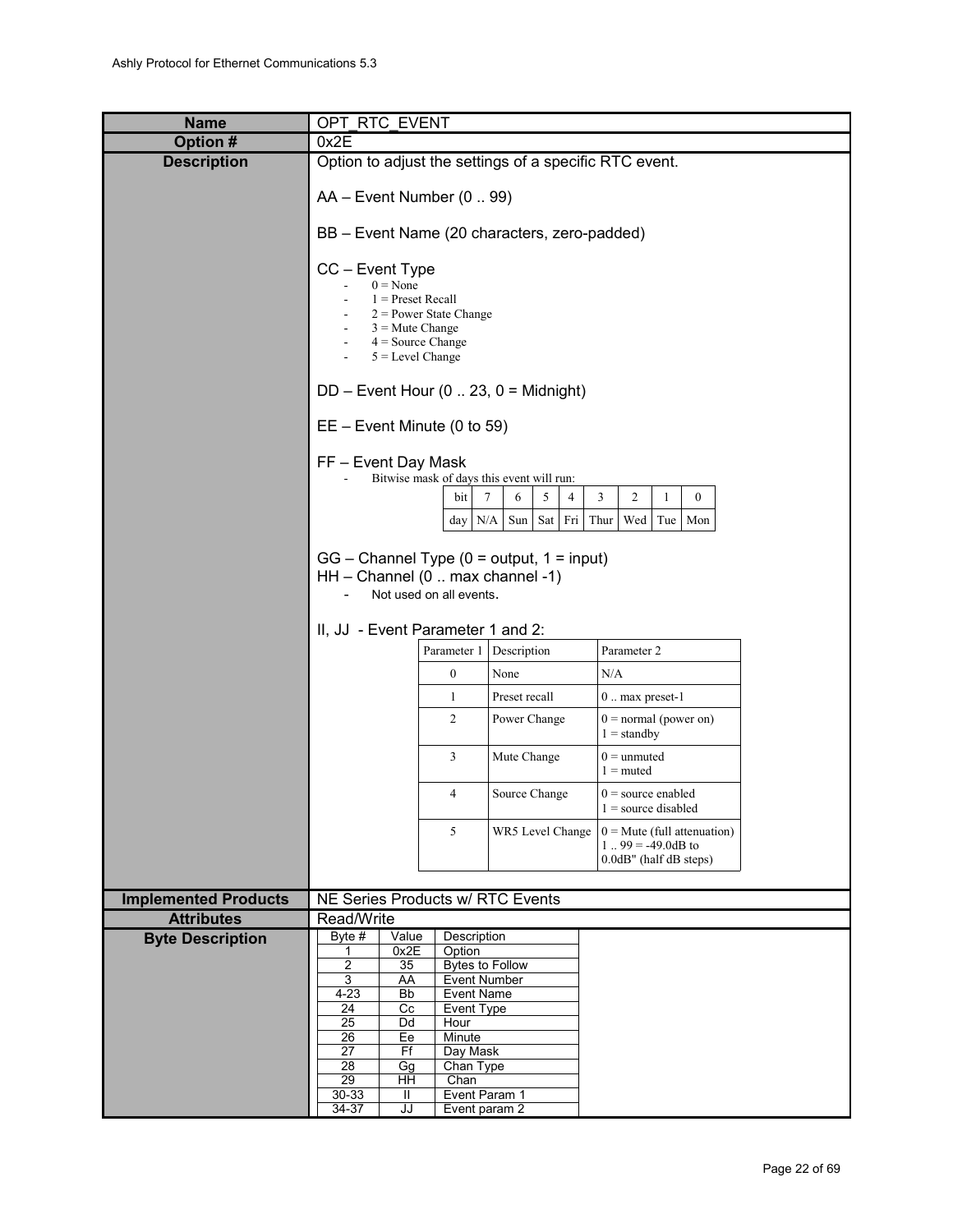| Name | OPT_RTC_EVENT |
|---|---|
| Option # | 0x2E |
| Description | Option to adjust the settings of a specific RTC event. |

**Description:**

Option to adjust the settings of a specific RTC event.

AA – Event Number (0 .. 99)

BB – Event Name (20 characters, zero-padded)

CC – Event Type

- 0 = None
- 1 = Preset Recall
- 2 = Power State Change
- 3 = Mute Change
- 4 = Source Change
- 5 = Level Change

DD – Event Hour (0 .. 23, 0 = Midnight)

EE – Event Minute (0 to 59)

FF – Event Day Mask

- Bitwise mask of days this event will run:

| bit | 7 | 6 | 5 | 4 | 3 | 2 | 1 | 0 |
|---|---|---|---|---|---|---|---|---|
| day | N/A | Sun | Sat | Fri | Thur | Wed | Tue | Mon |

GG – Channel Type (0 = output, 1 = input)

HH – Channel (0 .. max channel -1)

- Not used on all events.

II, JJ - Event Parameter 1 and 2:

| Parameter 1 | Description | Parameter 2 |
|---|---|---|
| 0 | None | N/A |
| 1 | Preset recall | 0 .. max preset-1 |
| 2 | Power Change | 0 = normal (power on)<br>1 = standby |
| 3 | Mute Change | 0 = unmuted<br>1 = muted |
| 4 | Source Change | 0 = source enabled<br>1 = source disabled |
| 5 | WR5 Level Change | 0 = Mute (full attenuation)<br>1 .. 99 = -49.0dB to 0.0dB" (half dB steps) |

**Implemented Products:** NE Series Products w/ RTC Events

**Attributes:** Read/Write

**Byte Description:**

| Byte # | Value | Description |
|---|---|---|
| 1 | 0x2E | Option |
| 2 | 35 | Bytes to Follow |
| 3 | AA | Event Number |
| 4-23 | Bb | Event Name |
| 24 | Cc | Event Type |
| 25 | Dd | Hour |
| 26 | Ee | Minute |
| 27 | Ff | Day Mask |
| 28 | Gg | Chan Type |
| 29 | HH | Chan |
| 30-33 | II | Event Param 1 |
| 34-37 | JJ | Event param 2 |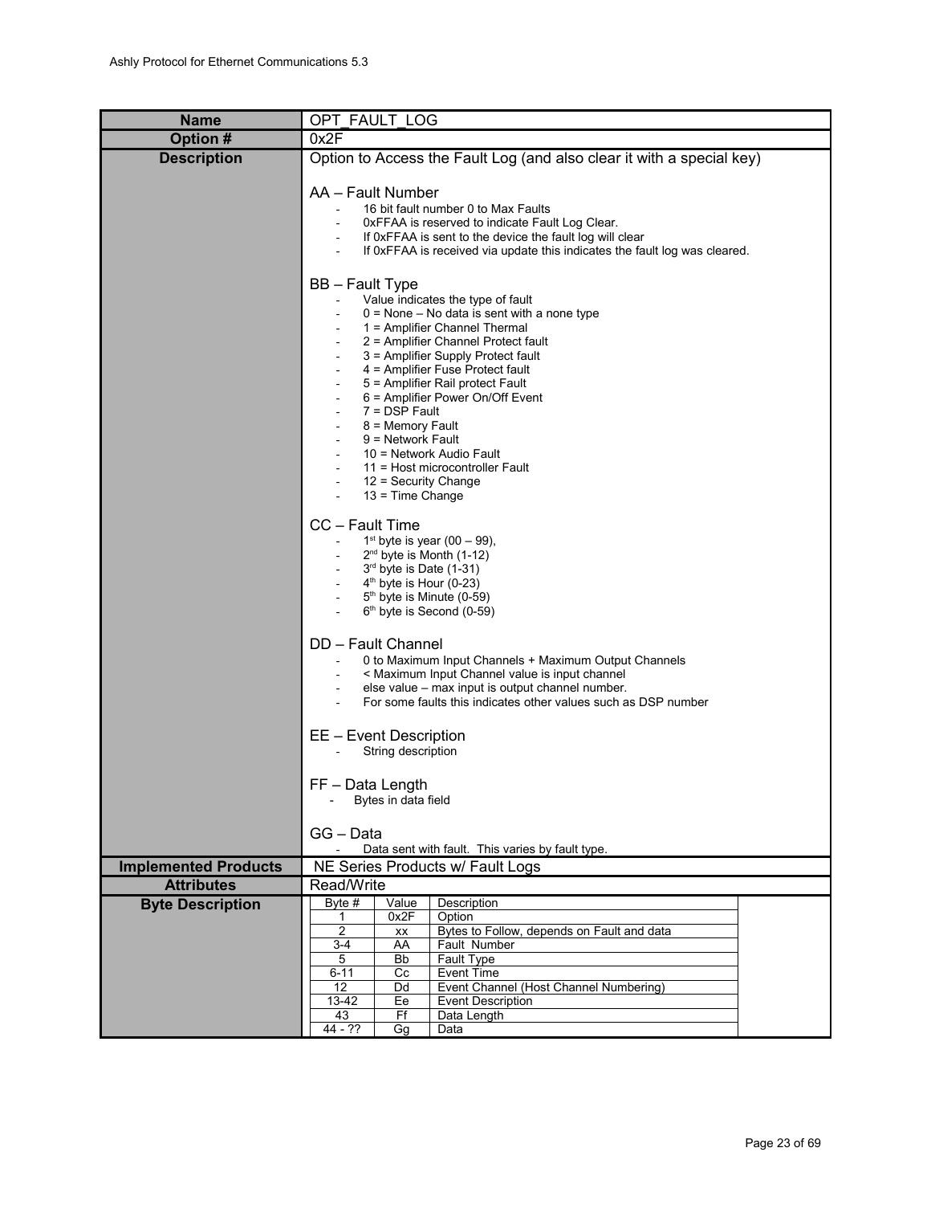| Name | OPT_FAULT_LOG |
|---|---|
| Option # | 0x2F |
| Description | Option to Access the Fault Log (and also clear it with a special key)<br><br>AA – Fault Number<br>- 16 bit fault number 0 to Max Faults<br>- 0xFFAA is reserved to indicate Fault Log Clear.<br>- If 0xFFAA is sent to the device the fault log will clear<br>- If 0xFFAA is received via update this indicates the fault log was cleared.<br><br>BB – Fault Type<br>- Value indicates the type of fault<br>- 0 = None – No data is sent with a none type<br>- 1 = Amplifier Channel Thermal<br>- 2 = Amplifier Channel Protect fault<br>- 3 = Amplifier Supply Protect fault<br>- 4 = Amplifier Fuse Protect fault<br>- 5 = Amplifier Rail protect Fault<br>- 6 = Amplifier Power On/Off Event<br>- 7 = DSP Fault<br>- 8 = Memory Fault<br>- 9 = Network Fault<br>- 10 = Network Audio Fault<br>- 11 = Host microcontroller Fault<br>- 12 = Security Change<br>- 13 = Time Change<br><br>CC – Fault Time<br>- 1st byte is year (00 – 99),<br>- 2nd byte is Month (1-12)<br>- 3rd byte is Date (1-31)<br>- 4th byte is Hour (0-23)<br>- 5th byte is Minute (0-59)<br>- 6th byte is Second (0-59)<br><br>DD – Fault Channel<br>- 0 to Maximum Input Channels + Maximum Output Channels<br>- < Maximum Input Channel value is input channel<br>- else value – max input is output channel number.<br>- For some faults this indicates other values such as DSP number<br><br>EE – Event Description<br>- String description<br><br>FF – Data Length<br>- Bytes in data field<br><br>GG – Data<br>- Data sent with fault. This varies by fault type. |
| Implemented Products | NE Series Products w/ Fault Logs |
| Attributes | Read/Write |
| Byte Description | |

| Byte # | Value | Description |
|---|---|---|
| 1 | 0x2F | Option |
| 2 | xx | Bytes to Follow, depends on Fault and data |
| 3-4 | AA | Fault Number |
| 5 | Bb | Fault Type |
| 6-11 | Cc | Event Time |
| 12 | Dd | Event Channel (Host Channel Numbering) |
| 13-42 | Ee | Event Description |
| 43 | Ff | Data Length |
| 44 - ?? | Gg | Data |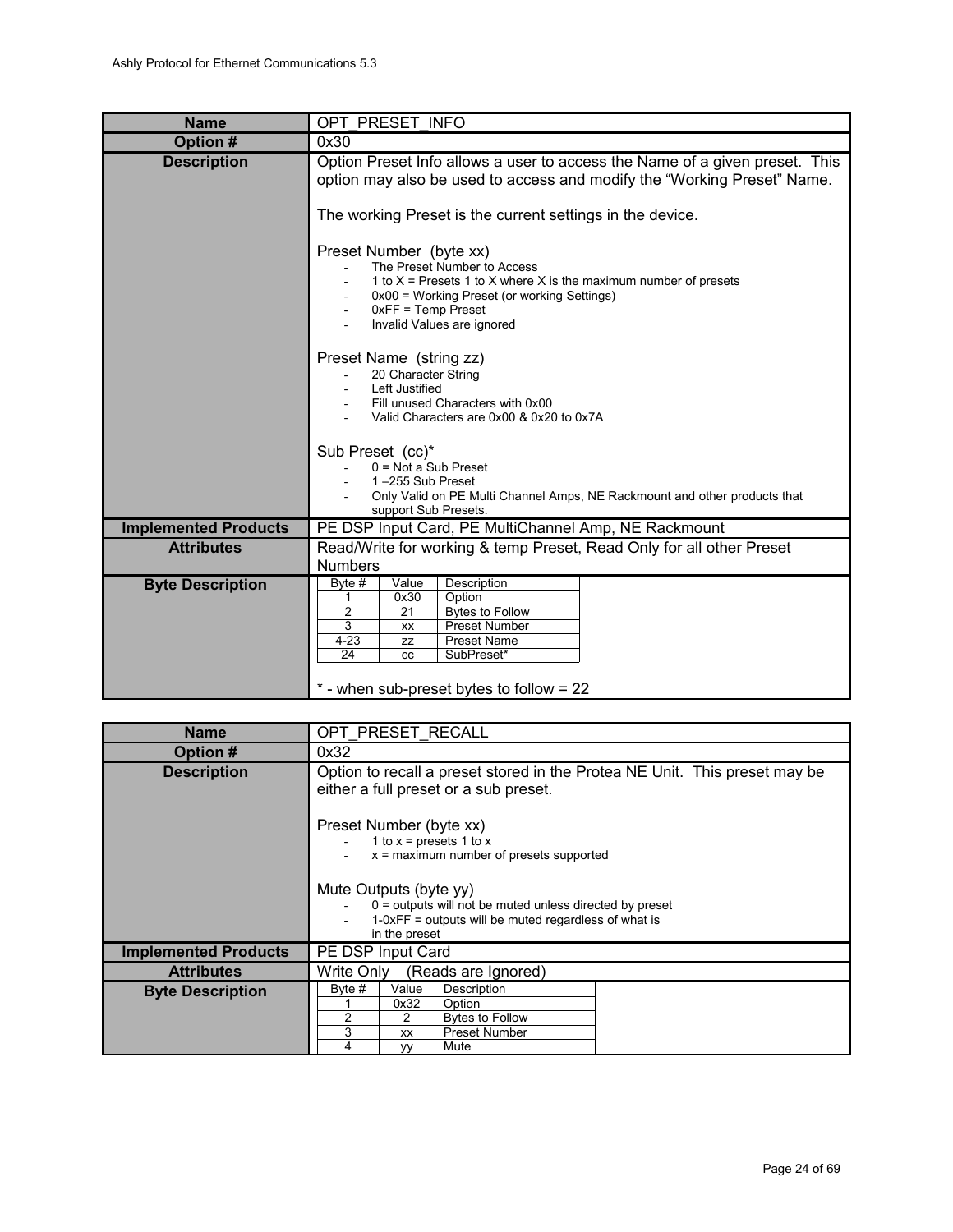| Name | OPT_PRESET_INFO |
|---|---|
| **Option #** | 0x30 |
| **Description** | Option Preset Info allows a user to access the Name of a given preset. This option may also be used to access and modify the "Working Preset" Name.<br><br>The working Preset is the current settings in the device.<br><br>Preset Number (byte xx)<br>- The Preset Number to Access<br>- 1 to X = Presets 1 to X where X is the maximum number of presets<br>- 0x00 = Working Preset (or working Settings)<br>- 0xFF = Temp Preset<br>- Invalid Values are ignored<br><br>Preset Name (string zz)<br>- 20 Character String<br>- Left Justified<br>- Fill unused Characters with 0x00<br>- Valid Characters are 0x00 & 0x20 to 0x7A<br><br>Sub Preset (cc)*<br>- 0 = Not a Sub Preset<br>- 1 –255 Sub Preset<br>- Only Valid on PE Multi Channel Amps, NE Rackmount and other products that support Sub Presets. |
| **Implemented Products** | PE DSP Input Card, PE MultiChannel Amp, NE Rackmount |
| **Attributes** | Read/Write for working & temp Preset, Read Only for all other Preset Numbers |
| **Byte Description** | See table below |

| Byte # | Value | Description |
|---|---|---|
| 1 | 0x30 | Option |
| 2 | 21 | Bytes to Follow |
| 3 | xx | Preset Number |
| 4-23 | zz | Preset Name |
| 24 | cc | SubPreset* |

\* - when sub-preset bytes to follow = 22

| Name | OPT_PRESET_RECALL |
|---|---|
| **Option #** | 0x32 |
| **Description** | Option to recall a preset stored in the Protea NE Unit. This preset may be either a full preset or a sub preset.<br><br>Preset Number (byte xx)<br>- 1 to x = presets 1 to x<br>- x = maximum number of presets supported<br><br>Mute Outputs (byte yy)<br>- 0 = outputs will not be muted unless directed by preset<br>- 1-0xFF = outputs will be muted regardless of what is in the preset |
| **Implemented Products** | PE DSP Input Card |
| **Attributes** | Write Only (Reads are Ignored) |
| **Byte Description** | See table below |

| Byte # | Value | Description |
|---|---|---|
| 1 | 0x32 | Option |
| 2 | 2 | Bytes to Follow |
| 3 | xx | Preset Number |
| 4 | yy | Mute |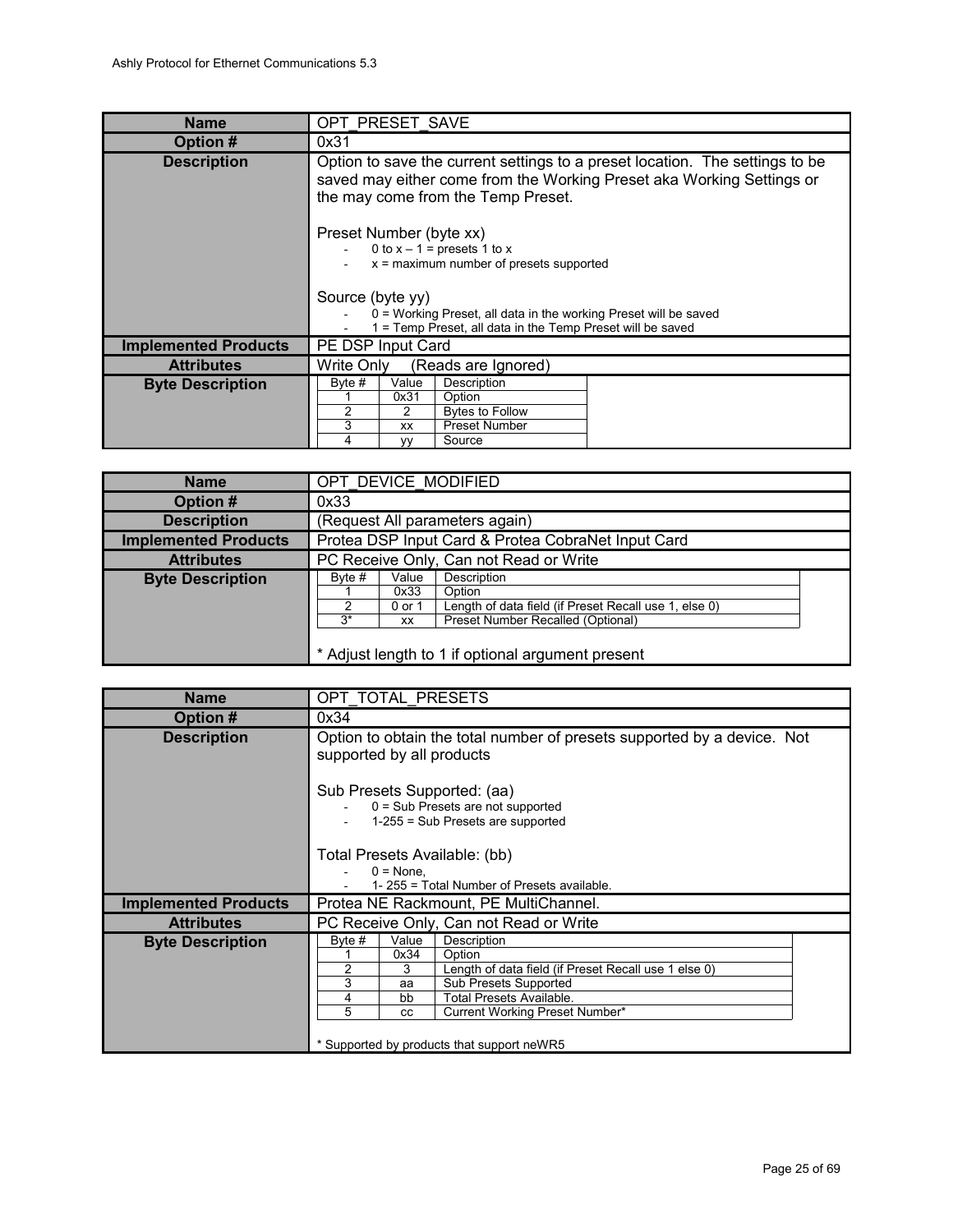| Name | OPT_PRESET_SAVE |
|---|---|
| Option # | 0x31 |
| Description | Option to save the current settings to a preset location. The settings to be saved may either come from the Working Preset aka Working Settings or the may come from the Temp Preset.<br><br>Preset Number (byte xx)<br>- 0 to x – 1 = presets 1 to x<br>- x = maximum number of presets supported<br><br>Source (byte yy)<br>- 0 = Working Preset, all data in the working Preset will be saved<br>- 1 = Temp Preset, all data in the Temp Preset will be saved |
| Implemented Products | PE DSP Input Card |
| Attributes | Write Only (Reads are Ignored) |
| Byte Description | see below |

| Byte # | Value | Description |
|---|---|---|
| 1 | 0x31 | Option |
| 2 | 2 | Bytes to Follow |
| 3 | xx | Preset Number |
| 4 | yy | Source |

| Name | OPT_DEVICE_MODIFIED |
|---|---|
| Option # | 0x33 |
| Description | (Request All parameters again) |
| Implemented Products | Protea DSP Input Card & Protea CobraNet Input Card |
| Attributes | PC Receive Only, Can not Read or Write |
| Byte Description | see below |

| Byte # | Value | Description |
|---|---|---|
| 1 | 0x33 | Option |
| 2 | 0 or 1 | Length of data field (if Preset Recall use 1, else 0) |
| 3* | xx | Preset Number Recalled (Optional) |

* Adjust length to 1 if optional argument present

| Name | OPT_TOTAL_PRESETS |
|---|---|
| Option # | 0x34 |
| Description | Option to obtain the total number of presets supported by a device. Not supported by all products<br><br>Sub Presets Supported: (aa)<br>- 0 = Sub Presets are not supported<br>- 1-255 = Sub Presets are supported<br><br>Total Presets Available: (bb)<br>- 0 = None,<br>- 1- 255 = Total Number of Presets available. |
| Implemented Products | Protea NE Rackmount, PE MultiChannel. |
| Attributes | PC Receive Only, Can not Read or Write |
| Byte Description | see below |

| Byte # | Value | Description |
|---|---|---|
| 1 | 0x34 | Option |
| 2 | 3 | Length of data field (if Preset Recall use 1 else 0) |
| 3 | aa | Sub Presets Supported |
| 4 | bb | Total Presets Available. |
| 5 | cc | Current Working Preset Number* |

* Supported by products that support neWR5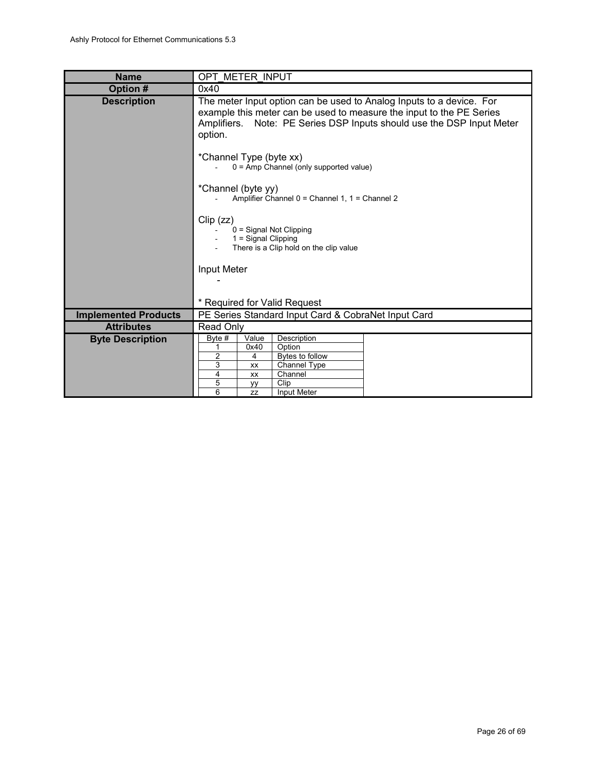| Name | OPT_METER_INPUT |
|---|---|
| Option # | 0x40 |
| Description | The meter Input option can be used to Analog Inputs to a device. For example this meter can be used to measure the input to the PE Series Amplifiers. Note: PE Series DSP Inputs should use the DSP Input Meter option.<br><br>*Channel Type (byte xx)<br>- 0 = Amp Channel (only supported value)<br><br>*Channel (byte yy)<br>- Amplifier Channel 0 = Channel 1, 1 = Channel 2<br><br>Clip (zz)<br>- 0 = Signal Not Clipping<br>- 1 = Signal Clipping<br>- There is a Clip hold on the clip value<br><br>Input Meter<br>-<br><br>* Required for Valid Request |
| Implemented Products | PE Series Standard Input Card & CobraNet Input Card |
| Attributes | Read Only |
| Byte Description | (see table below) |

| Byte # | Value | Description |
|---|---|---|
| 1 | 0x40 | Option |
| 2 | 4 | Bytes to follow |
| 3 | xx | Channel Type |
| 4 | xx | Channel |
| 5 | yy | Clip |
| 6 | zz | Input Meter |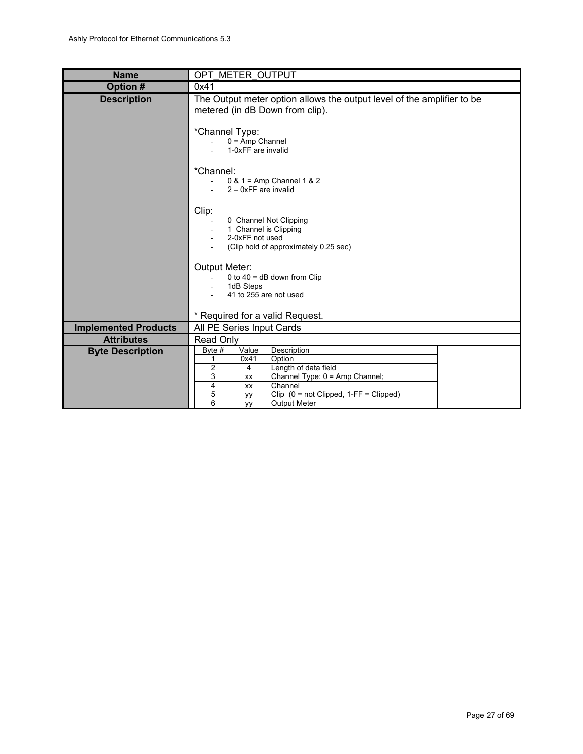| Name | OPT_METER_OUTPUT |
|---|---|
| Option # | 0x41 |
| Description | The Output meter option allows the output level of the amplifier to be metered (in dB Down from clip).<br><br>*Channel Type:<br>- 0 = Amp Channel<br>- 1-0xFF are invalid<br><br>*Channel:<br>- 0 & 1 = Amp Channel 1 & 2<br>- 2 – 0xFF are invalid<br><br>Clip:<br>- 0 Channel Not Clipping<br>- 1 Channel is Clipping<br>- 2-0xFF not used<br>- (Clip hold of approximately 0.25 sec)<br><br>Output Meter:<br>- 0 to 40 = dB down from Clip<br>- 1dB Steps<br>- 41 to 255 are not used<br><br>* Required for a valid Request. |
| Implemented Products | All PE Series Input Cards |
| Attributes | Read Only |
| Byte Description | (see table below) |

| Byte # | Value | Description |
|---|---|---|
| 1 | 0x41 | Option |
| 2 | 4 | Length of data field |
| 3 | xx | Channel Type: 0 = Amp Channel; |
| 4 | xx | Channel |
| 5 | yy | Clip (0 = not Clipped, 1-FF = Clipped) |
| 6 | yy | Output Meter |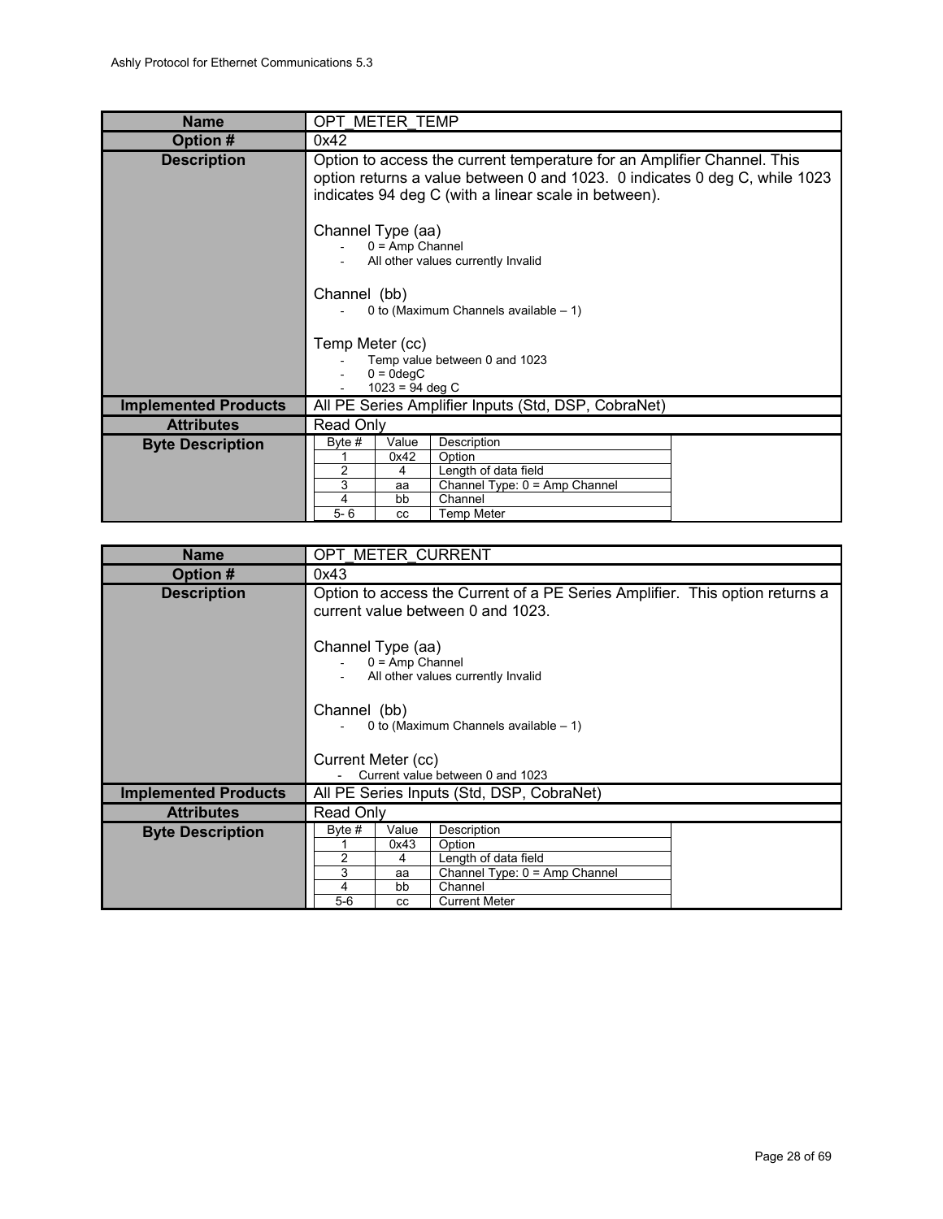| Name | OPT_METER_TEMP |
| --- | --- |
| **Option #** | 0x42 |
| **Description** | Option to access the current temperature for an Amplifier Channel. This option returns a value between 0 and 1023. 0 indicates 0 deg C, while 1023 indicates 94 deg C (with a linear scale in between).<br><br>Channel Type (aa)<br>- 0 = Amp Channel<br>- All other values currently Invalid<br><br>Channel (bb)<br>- 0 to (Maximum Channels available – 1)<br><br>Temp Meter (cc)<br>- Temp value between 0 and 1023<br>- 0 = 0degC<br>- 1023 = 94 deg C |
| **Implemented Products** | All PE Series Amplifier Inputs (Std, DSP, CobraNet) |
| **Attributes** | Read Only |
| **Byte Description** | see table below |

| Byte # | Value | Description |
| --- | --- | --- |
| 1 | 0x42 | Option |
| 2 | 4 | Length of data field |
| 3 | aa | Channel Type: 0 = Amp Channel |
| 4 | bb | Channel |
| 5- 6 | cc | Temp Meter |

| Name | OPT_METER_CURRENT |
| --- | --- |
| **Option #** | 0x43 |
| **Description** | Option to access the Current of a PE Series Amplifier. This option returns a current value between 0 and 1023.<br><br>Channel Type (aa)<br>- 0 = Amp Channel<br>- All other values currently Invalid<br><br>Channel (bb)<br>- 0 to (Maximum Channels available – 1)<br><br>Current Meter (cc)<br>- Current value between 0 and 1023 |
| **Implemented Products** | All PE Series Inputs (Std, DSP, CobraNet) |
| **Attributes** | Read Only |
| **Byte Description** | see table below |

| Byte # | Value | Description |
| --- | --- | --- |
| 1 | 0x43 | Option |
| 2 | 4 | Length of data field |
| 3 | aa | Channel Type: 0 = Amp Channel |
| 4 | bb | Channel |
| 5-6 | cc | Current Meter |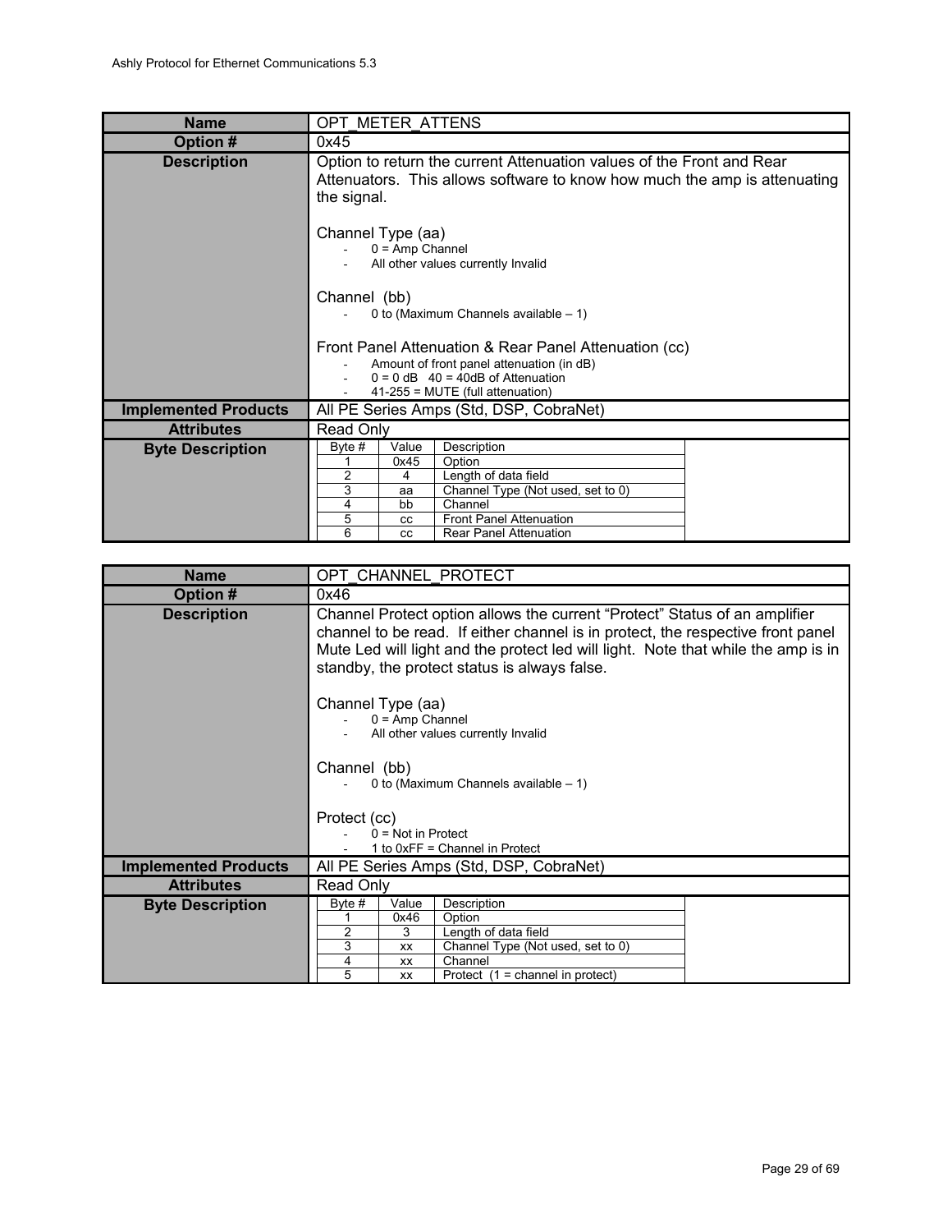| Name | OPT_METER_ATTENS |
|---|---|
| Option # | 0x45 |
| Description | Option to return the current Attenuation values of the Front and Rear Attenuators. This allows software to know how much the amp is attenuating the signal.<br><br>Channel Type (aa)<br>- 0 = Amp Channel<br>- All other values currently Invalid<br><br>Channel (bb)<br>- 0 to (Maximum Channels available – 1)<br><br>Front Panel Attenuation & Rear Panel Attenuation (cc)<br>- Amount of front panel attenuation (in dB)<br>- 0 = 0 dB 40 = 40dB of Attenuation<br>- 41-255 = MUTE (full attenuation) |
| Implemented Products | All PE Series Amps (Std, DSP, CobraNet) |
| Attributes | Read Only |
| Byte Description | See table below |

| Byte # | Value | Description |
|---|---|---|
| 1 | 0x45 | Option |
| 2 | 4 | Length of data field |
| 3 | aa | Channel Type (Not used, set to 0) |
| 4 | bb | Channel |
| 5 | cc | Front Panel Attenuation |
| 6 | cc | Rear Panel Attenuation |

| Name | OPT_CHANNEL_PROTECT |
|---|---|
| Option # | 0x46 |
| Description | Channel Protect option allows the current “Protect” Status of an amplifier channel to be read. If either channel is in protect, the respective front panel Mute Led will light and the protect led will light. Note that while the amp is in standby, the protect status is always false.<br><br>Channel Type (aa)<br>- 0 = Amp Channel<br>- All other values currently Invalid<br><br>Channel (bb)<br>- 0 to (Maximum Channels available – 1)<br><br>Protect (cc)<br>- 0 = Not in Protect<br>- 1 to 0xFF = Channel in Protect |
| Implemented Products | All PE Series Amps (Std, DSP, CobraNet) |
| Attributes | Read Only |
| Byte Description | See table below |

| Byte # | Value | Description |
|---|---|---|
| 1 | 0x46 | Option |
| 2 | 3 | Length of data field |
| 3 | xx | Channel Type (Not used, set to 0) |
| 4 | xx | Channel |
| 5 | xx | Protect (1 = channel in protect) |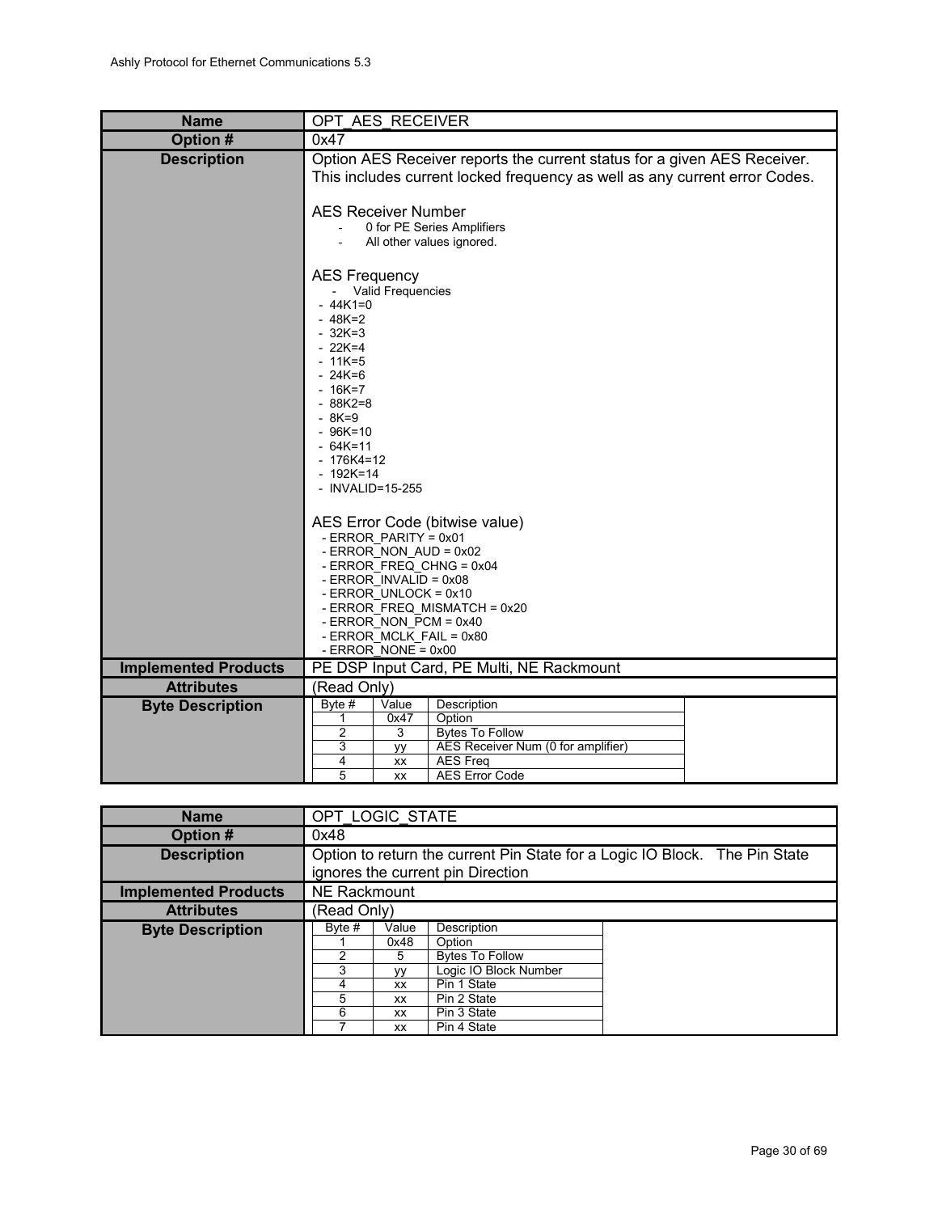| Name | OPT_AES_RECEIVER |
|---|---|
| Option # | 0x47 |
| Description | Option AES Receiver reports the current status for a given AES Receiver. This includes current locked frequency as well as any current error Codes.<br><br>AES Receiver Number<br>- 0 for PE Series Amplifiers<br>- All other values ignored.<br><br>AES Frequency<br>- Valid Frequencies<br>- 44K1=0<br>- 48K=2<br>- 32K=3<br>- 22K=4<br>- 11K=5<br>- 24K=6<br>- 16K=7<br>- 88K2=8<br>- 8K=9<br>- 96K=10<br>- 64K=11<br>- 176K4=12<br>- 192K=14<br>- INVALID=15-255<br><br>AES Error Code (bitwise value)<br>- ERROR_PARITY = 0x01<br>- ERROR_NON_AUD = 0x02<br>- ERROR_FREQ_CHNG = 0x04<br>- ERROR_INVALID = 0x08<br>- ERROR_UNLOCK = 0x10<br>- ERROR_FREQ_MISMATCH = 0x20<br>- ERROR_NON_PCM = 0x40<br>- ERROR_MCLK_FAIL = 0x80<br>- ERROR_NONE = 0x00 |
| Implemented Products | PE DSP Input Card, PE Multi, NE Rackmount |
| Attributes | (Read Only) |
| Byte Description | (see table below) |

| Byte # | Value | Description |
|---|---|---|
| 1 | 0x47 | Option |
| 2 | 3 | Bytes To Follow |
| 3 | yy | AES Receiver Num (0 for amplifier) |
| 4 | xx | AES Freq |
| 5 | xx | AES Error Code |

| Name | OPT_LOGIC_STATE |
|---|---|
| Option # | 0x48 |
| Description | Option to return the current Pin State for a Logic IO Block. The Pin State ignores the current pin Direction |
| Implemented Products | NE Rackmount |
| Attributes | (Read Only) |
| Byte Description | (see table below) |

| Byte # | Value | Description |
|---|---|---|
| 1 | 0x48 | Option |
| 2 | 5 | Bytes To Follow |
| 3 | yy | Logic IO Block Number |
| 4 | xx | Pin 1 State |
| 5 | xx | Pin 2 State |
| 6 | xx | Pin 3 State |
| 7 | xx | Pin 4 State |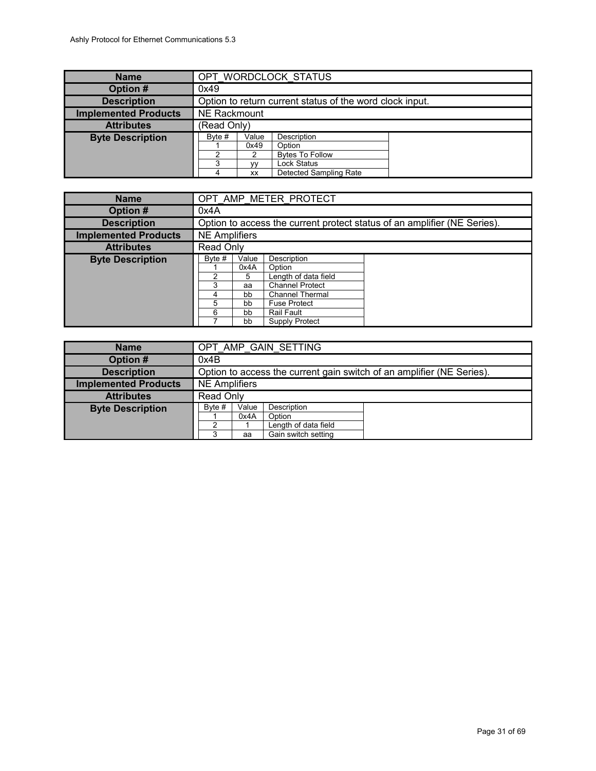| Name | OPT_WORDCLOCK_STATUS |
| --- | --- |
| Option # | 0x49 |
| Description | Option to return current status of the word clock input. |
| Implemented Products | NE Rackmount |
| Attributes | (Read Only) |
| Byte Description | |

| Byte # | Value | Description |
| --- | --- | --- |
| 1 | 0x49 | Option |
| 2 | 2 | Bytes To Follow |
| 3 | yy | Lock Status |
| 4 | xx | Detected Sampling Rate |

| Name | OPT_AMP_METER_PROTECT |
| --- | --- |
| Option # | 0x4A |
| Description | Option to access the current protect status of an amplifier (NE Series). |
| Implemented Products | NE Amplifiers |
| Attributes | Read Only |
| Byte Description | |

| Byte # | Value | Description |
| --- | --- | --- |
| 1 | 0x4A | Option |
| 2 | 5 | Length of data field |
| 3 | aa | Channel Protect |
| 4 | bb | Channel Thermal |
| 5 | bb | Fuse Protect |
| 6 | bb | Rail Fault |
| 7 | bb | Supply Protect |

| Name | OPT_AMP_GAIN_SETTING |
| --- | --- |
| Option # | 0x4B |
| Description | Option to access the current gain switch of an amplifier (NE Series). |
| Implemented Products | NE Amplifiers |
| Attributes | Read Only |
| Byte Description | |

| Byte # | Value | Description |
| --- | --- | --- |
| 1 | 0x4A | Option |
| 2 | 1 | Length of data field |
| 3 | aa | Gain switch setting |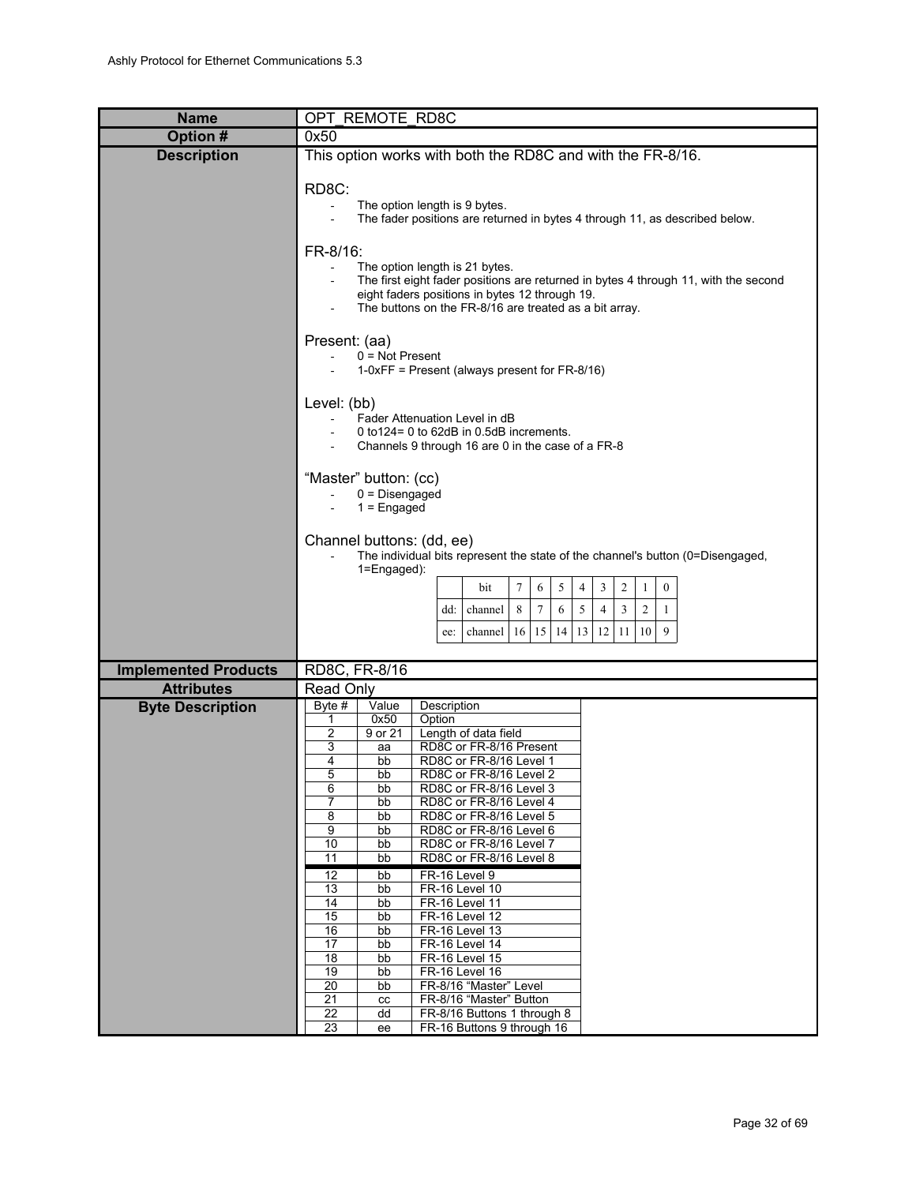| Name | OPT_REMOTE_RD8C |
|---|---|
| Option # | 0x50 |

**Description**

This option works with both the RD8C and with the FR-8/16.

RD8C:

- The option length is 9 bytes.
- The fader positions are returned in bytes 4 through 11, as described below.

FR-8/16:

- The option length is 21 bytes.
- The first eight fader positions are returned in bytes 4 through 11, with the second eight faders positions in bytes 12 through 19.
- The buttons on the FR-8/16 are treated as a bit array.

Present: (aa)

- 0 = Not Present
- 1-0xFF = Present (always present for FR-8/16)

Level: (bb)

- Fader Attenuation Level in dB
- 0 to124= 0 to 62dB in 0.5dB increments.
- Channels 9 through 16 are 0 in the case of a FR-8

“Master” button: (cc)

- 0 = Disengaged
- 1 = Engaged

Channel buttons: (dd, ee)

- The individual bits represent the state of the channel's button (0=Disengaged, 1=Engaged):

| | bit | 7 | 6 | 5 | 4 | 3 | 2 | 1 | 0 |
|---|---|---|---|---|---|---|---|---|---|
| dd: | channel | 8 | 7 | 6 | 5 | 4 | 3 | 2 | 1 |
| ee: | channel | 16 | 15 | 14 | 13 | 12 | 11 | 10 | 9 |

| Implemented Products | RD8C, FR-8/16 |
|---|---|
| Attributes | Read Only |

**Byte Description**

| Byte # | Value | Description |
|---|---|---|
| 1 | 0x50 | Option |
| 2 | 9 or 21 | Length of data field |
| 3 | aa | RD8C or FR-8/16 Present |
| 4 | bb | RD8C or FR-8/16 Level 1 |
| 5 | bb | RD8C or FR-8/16 Level 2 |
| 6 | bb | RD8C or FR-8/16 Level 3 |
| 7 | bb | RD8C or FR-8/16 Level 4 |
| 8 | bb | RD8C or FR-8/16 Level 5 |
| 9 | bb | RD8C or FR-8/16 Level 6 |
| 10 | bb | RD8C or FR-8/16 Level 7 |
| 11 | bb | RD8C or FR-8/16 Level 8 |
| 12 | bb | FR-16 Level 9 |
| 13 | bb | FR-16 Level 10 |
| 14 | bb | FR-16 Level 11 |
| 15 | bb | FR-16 Level 12 |
| 16 | bb | FR-16 Level 13 |
| 17 | bb | FR-16 Level 14 |
| 18 | bb | FR-16 Level 15 |
| 19 | bb | FR-16 Level 16 |
| 20 | bb | FR-8/16 “Master” Level |
| 21 | cc | FR-8/16 “Master” Button |
| 22 | dd | FR-8/16 Buttons 1 through 8 |
| 23 | ee | FR-16 Buttons 9 through 16 |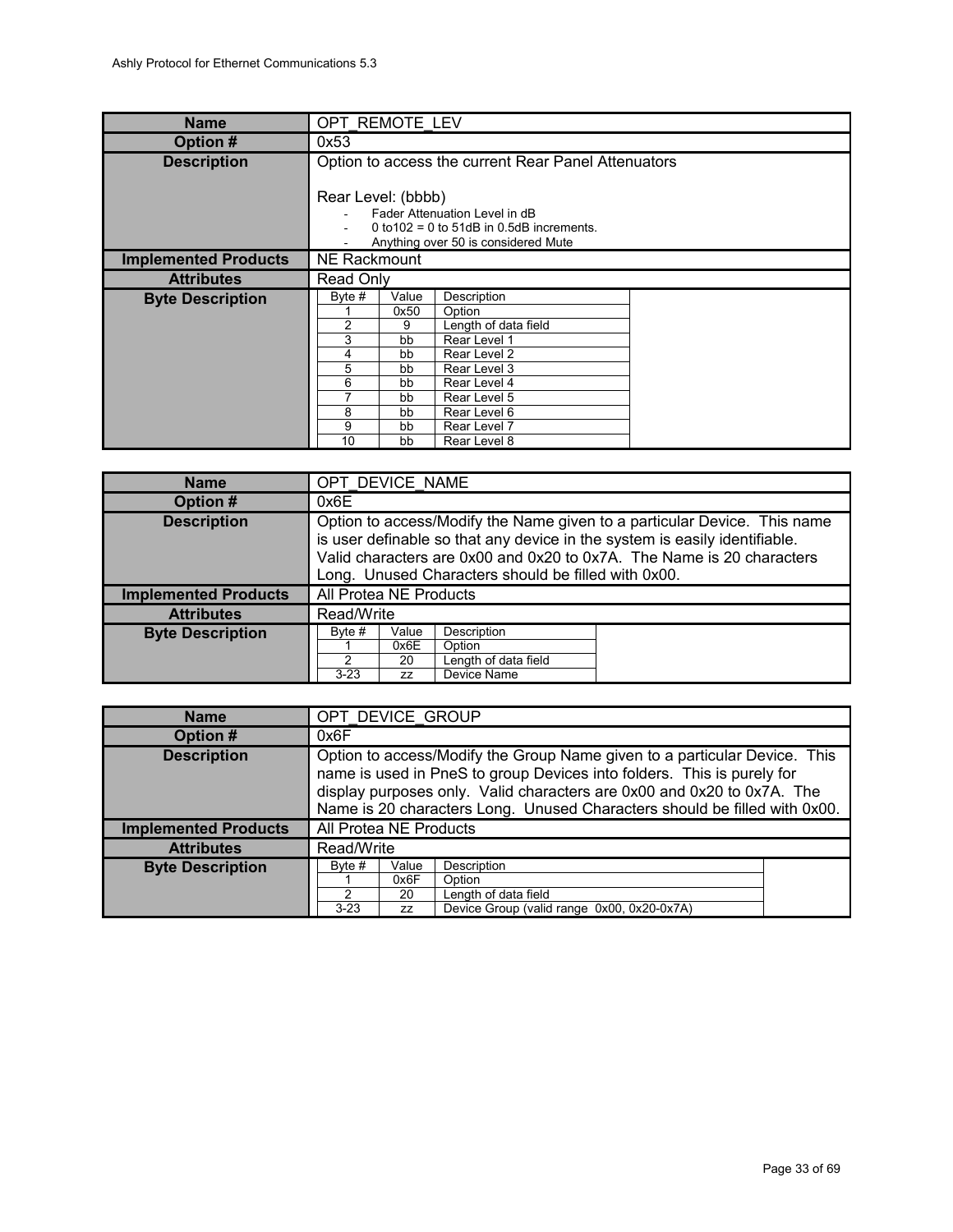| Name | OPT_REMOTE_LEV |
|---|---|
| **Option #** | 0x53 |
| **Description** | Option to access the current Rear Panel Attenuators<br><br>Rear Level: (bbbb)<br>- Fader Attenuation Level in dB<br>- 0 to102 = 0 to 51dB in 0.5dB increments.<br>- Anything over 50 is considered Mute |
| **Implemented Products** | NE Rackmount |
| **Attributes** | Read Only |
| **Byte Description** | |

| Byte # | Value | Description |
|---|---|---|
| 1 | 0x50 | Option |
| 2 | 9 | Length of data field |
| 3 | bb | Rear Level 1 |
| 4 | bb | Rear Level 2 |
| 5 | bb | Rear Level 3 |
| 6 | bb | Rear Level 4 |
| 7 | bb | Rear Level 5 |
| 8 | bb | Rear Level 6 |
| 9 | bb | Rear Level 7 |
| 10 | bb | Rear Level 8 |

| Name | OPT_DEVICE_NAME |
|---|---|
| **Option #** | 0x6E |
| **Description** | Option to access/Modify the Name given to a particular Device. This name is user definable so that any device in the system is easily identifiable. Valid characters are 0x00 and 0x20 to 0x7A. The Name is 20 characters Long. Unused Characters should be filled with 0x00. |
| **Implemented Products** | All Protea NE Products |
| **Attributes** | Read/Write |
| **Byte Description** | |

| Byte # | Value | Description |
|---|---|---|
| 1 | 0x6E | Option |
| 2 | 20 | Length of data field |
| 3-23 | zz | Device Name |

| Name | OPT_DEVICE_GROUP |
|---|---|
| **Option #** | 0x6F |
| **Description** | Option to access/Modify the Group Name given to a particular Device. This name is used in PneS to group Devices into folders. This is purely for display purposes only. Valid characters are 0x00 and 0x20 to 0x7A. The Name is 20 characters Long. Unused Characters should be filled with 0x00. |
| **Implemented Products** | All Protea NE Products |
| **Attributes** | Read/Write |
| **Byte Description** | |

| Byte # | Value | Description |
|---|---|---|
| 1 | 0x6F | Option |
| 2 | 20 | Length of data field |
| 3-23 | zz | Device Group (valid range 0x00, 0x20-0x7A) |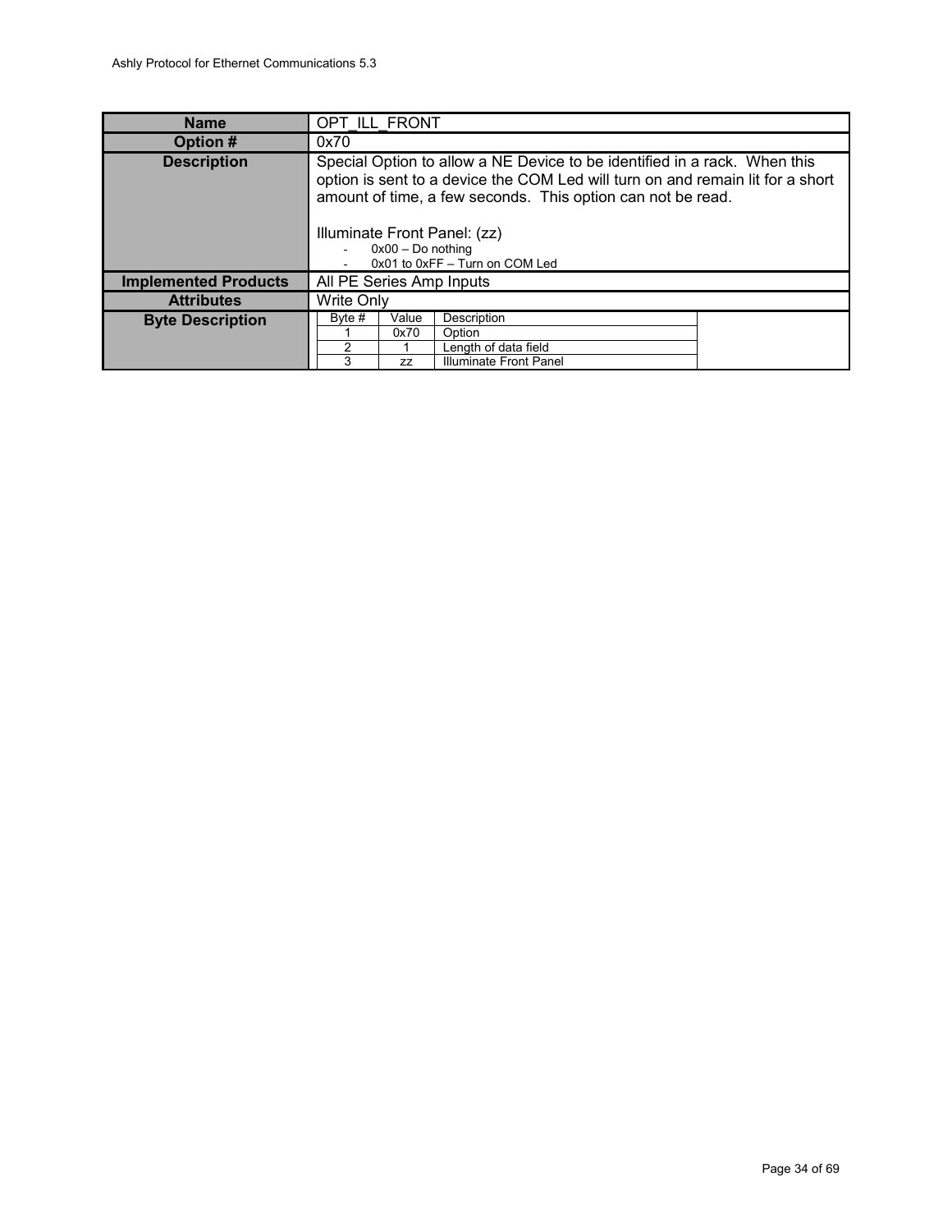| Name | OPT_ILL_FRONT |
| --- | --- |
| Option # | 0x70 |
| Description | Special Option to allow a NE Device to be identified in a rack. When this option is sent to a device the COM Led will turn on and remain lit for a short amount of time, a few seconds. This option can not be read.<br><br>Illuminate Front Panel: (zz)<br>- 0x00 – Do nothing<br>- 0x01 to 0xFF – Turn on COM Led |
| Implemented Products | All PE Series Amp Inputs |
| Attributes | Write Only |
| Byte Description | Byte # / Value / Description:<br>1 / 0x70 / Option<br>2 / 1 / Length of data field<br>3 / zz / Illuminate Front Panel |

| Byte # | Value | Description |
| --- | --- | --- |
| 1 | 0x70 | Option |
| 2 | 1 | Length of data field |
| 3 | zz | Illuminate Front Panel |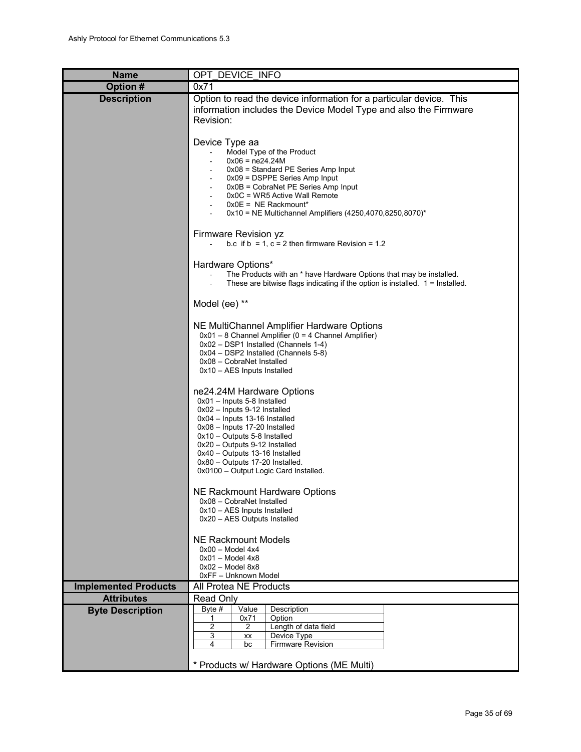| Name | OPT_DEVICE_INFO |
|---|---|
| Option # | 0x71 |
| Description | Option to read the device information for a particular device. This information includes the Device Model Type and also the Firmware Revision:<br><br>Device Type aa<br>- Model Type of the Product<br>- 0x06 = ne24.24M<br>- 0x08 = Standard PE Series Amp Input<br>- 0x09 = DSPPE Series Amp Input<br>- 0x0B = CobraNet PE Series Amp Input<br>- 0x0C = WR5 Active Wall Remote<br>- 0x0E = NE Rackmount*<br>- 0x10 = NE Multichannel Amplifiers (4250,4070,8250,8070)*<br><br>Firmware Revision yz<br>- b.c if b = 1, c = 2 then firmware Revision = 1.2<br><br>Hardware Options*<br>- The Products with an * have Hardware Options that may be installed.<br>- These are bitwise flags indicating if the option is installed. 1 = Installed.<br><br>Model (ee) **<br><br>NE MultiChannel Amplifier Hardware Options<br>0x01 – 8 Channel Amplifier (0 = 4 Channel Amplifier)<br>0x02 – DSP1 Installed (Channels 1-4)<br>0x04 – DSP2 Installed (Channels 5-8)<br>0x08 – CobraNet Installed<br>0x10 – AES Inputs Installed<br><br>ne24.24M Hardware Options<br>0x01 – Inputs 5-8 Installed<br>0x02 – Inputs 9-12 Installed<br>0x04 – Inputs 13-16 Installed<br>0x08 – Inputs 17-20 Installed<br>0x10 – Outputs 5-8 Installed<br>0x20 – Outputs 9-12 Installed<br>0x40 – Outputs 13-16 Installed<br>0x80 – Outputs 17-20 Installed.<br>0x0100 – Output Logic Card Installed.<br><br>NE Rackmount Hardware Options<br>0x08 – CobraNet Installed<br>0x10 – AES Inputs Installed<br>0x20 – AES Outputs Installed<br><br>NE Rackmount Models<br>0x00 – Model 4x4<br>0x01 – Model 4x8<br>0x02 – Model 8x8<br>0xFF – Unknown Model |
| Implemented Products | All Protea NE Products |
| Attributes | Read Only |
| Byte Description | (see table below)<br><br>* Products w/ Hardware Options (ME Multi) |

| Byte # | Value | Description |
|---|---|---|
| 1 | 0x71 | Option |
| 2 | 2 | Length of data field |
| 3 | xx | Device Type |
| 4 | bc | Firmware Revision |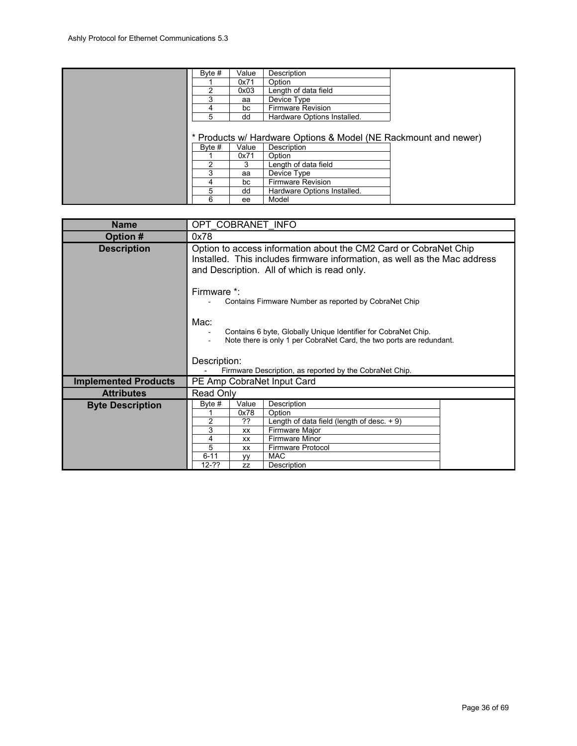| Byte # | Value | Description |
|---|---|---|
| 1 | 0x71 | Option |
| 2 | 0x03 | Length of data field |
| 3 | aa | Device Type |
| 4 | bc | Firmware Revision |
| 5 | dd | Hardware Options Installed. |

* Products w/ Hardware Options & Model (NE Rackmount and newer)

| Byte # | Value | Description |
|---|---|---|
| 1 | 0x71 | Option |
| 2 | 3 | Length of data field |
| 3 | aa | Device Type |
| 4 | bc | Firmware Revision |
| 5 | dd | Hardware Options Installed. |
| 6 | ee | Model |

| **Name** | OPT_COBRANET_INFO |
|---|---|
| **Option #** | 0x78 |
| **Description** | Option to access information about the CM2 Card or CobraNet Chip Installed. This includes firmware information, as well as the Mac address and Description. All of which is read only.<br><br>Firmware *:<br>- Contains Firmware Number as reported by CobraNet Chip<br><br>Mac:<br>- Contains 6 byte, Globally Unique Identifier for CobraNet Chip.<br>- Note there is only 1 per CobraNet Card, the two ports are redundant.<br><br>Description:<br>- Firmware Description, as reported by the CobraNet Chip. |
| **Implemented Products** | PE Amp CobraNet Input Card |
| **Attributes** | Read Only |
| **Byte Description** | See table below |

| Byte # | Value | Description |
|---|---|---|
| 1 | 0x78 | Option |
| 2 | ?? | Length of data field (length of desc. + 9) |
| 3 | xx | Firmware Major |
| 4 | xx | Firmware Minor |
| 5 | xx | Firmware Protocol |
| 6-11 | yy | MAC |
| 12-?? | zz | Description |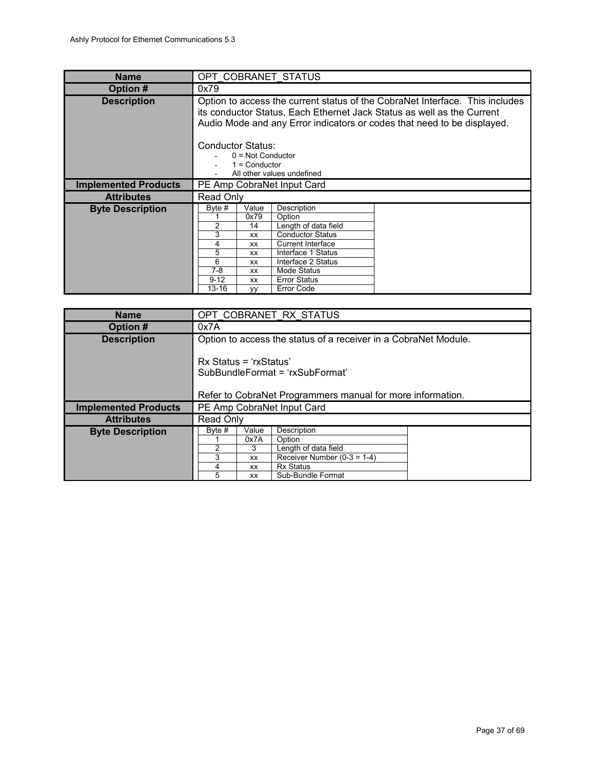| Name | OPT_COBRANET_STATUS |
|---|---|
| Option # | 0x79 |
| Description | Option to access the current status of the CobraNet Interface. This includes its conductor Status, Each Ethernet Jack Status as well as the Current Audio Mode and any Error indicators or codes that need to be displayed.<br><br>Conductor Status:<br>- 0 = Not Conductor<br>- 1 = Conductor<br>- All other values undefined |
| Implemented Products | PE Amp CobraNet Input Card |
| Attributes | Read Only |
| Byte Description | (see table below) |

| Byte # | Value | Description |
|---|---|---|
| 1 | 0x79 | Option |
| 2 | 14 | Length of data field |
| 3 | xx | Conductor Status |
| 4 | xx | Current Interface |
| 5 | xx | Interface 1 Status |
| 6 | xx | Interface 2 Status |
| 7-8 | xx | Mode Status |
| 9-12 | xx | Error Status |
| 13-16 | yy | Error Code |

| Name | OPT_COBRANET_RX_STATUS |
|---|---|
| Option # | 0x7A |
| Description | Option to access the status of a receiver in a CobraNet Module.<br><br>Rx Status = 'rxStatus'<br>SubBundleFormat = 'rxSubFormat'<br><br>Refer to CobraNet Programmers manual for more information. |
| Implemented Products | PE Amp CobraNet Input Card |
| Attributes | Read Only |
| Byte Description | (see table below) |

| Byte # | Value | Description |
|---|---|---|
| 1 | 0x7A | Option |
| 2 | 3 | Length of data field |
| 3 | xx | Receiver Number (0-3 = 1-4) |
| 4 | xx | Rx Status |
| 5 | xx | Sub-Bundle Format |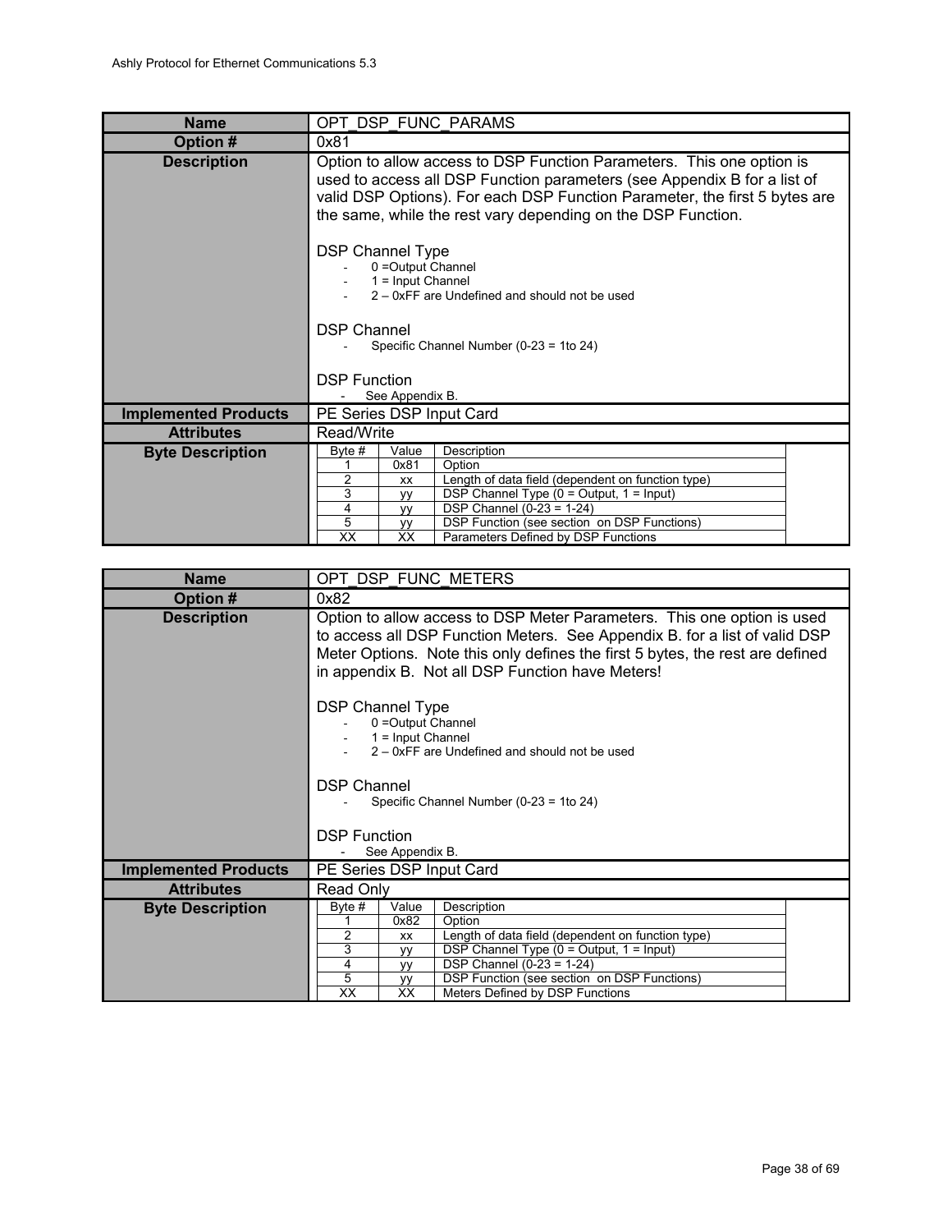| Name | OPT_DSP_FUNC_PARAMS |
|---|---|
| Option # | 0x81 |
| Description | Option to allow access to DSP Function Parameters. This one option is used to access all DSP Function parameters (see Appendix B for a list of valid DSP Options). For each DSP Function Parameter, the first 5 bytes are the same, while the rest vary depending on the DSP Function.<br><br>DSP Channel Type<br>- 0 =Output Channel<br>- 1 = Input Channel<br>- 2 – 0xFF are Undefined and should not be used<br><br>DSP Channel<br>- Specific Channel Number (0-23 = 1to 24)<br><br>DSP Function<br>- See Appendix B. |
| Implemented Products | PE Series DSP Input Card |
| Attributes | Read/Write |
| Byte Description | (see table below) |

| Byte # | Value | Description |
|---|---|---|
| 1 | 0x81 | Option |
| 2 | xx | Length of data field (dependent on function type) |
| 3 | yy | DSP Channel Type (0 = Output, 1 = Input) |
| 4 | yy | DSP Channel (0-23 = 1-24) |
| 5 | yy | DSP Function (see section on DSP Functions) |
| XX | XX | Parameters Defined by DSP Functions |

| Name | OPT_DSP_FUNC_METERS |
|---|---|
| Option # | 0x82 |
| Description | Option to allow access to DSP Meter Parameters. This one option is used to access all DSP Function Meters. See Appendix B. for a list of valid DSP Meter Options. Note this only defines the first 5 bytes, the rest are defined in appendix B. Not all DSP Function have Meters!<br><br>DSP Channel Type<br>- 0 =Output Channel<br>- 1 = Input Channel<br>- 2 – 0xFF are Undefined and should not be used<br><br>DSP Channel<br>- Specific Channel Number (0-23 = 1to 24)<br><br>DSP Function<br>- See Appendix B. |
| Implemented Products | PE Series DSP Input Card |
| Attributes | Read Only |
| Byte Description | (see table below) |

| Byte # | Value | Description |
|---|---|---|
| 1 | 0x82 | Option |
| 2 | xx | Length of data field (dependent on function type) |
| 3 | yy | DSP Channel Type (0 = Output, 1 = Input) |
| 4 | yy | DSP Channel (0-23 = 1-24) |
| 5 | yy | DSP Function (see section on DSP Functions) |
| XX | XX | Meters Defined by DSP Functions |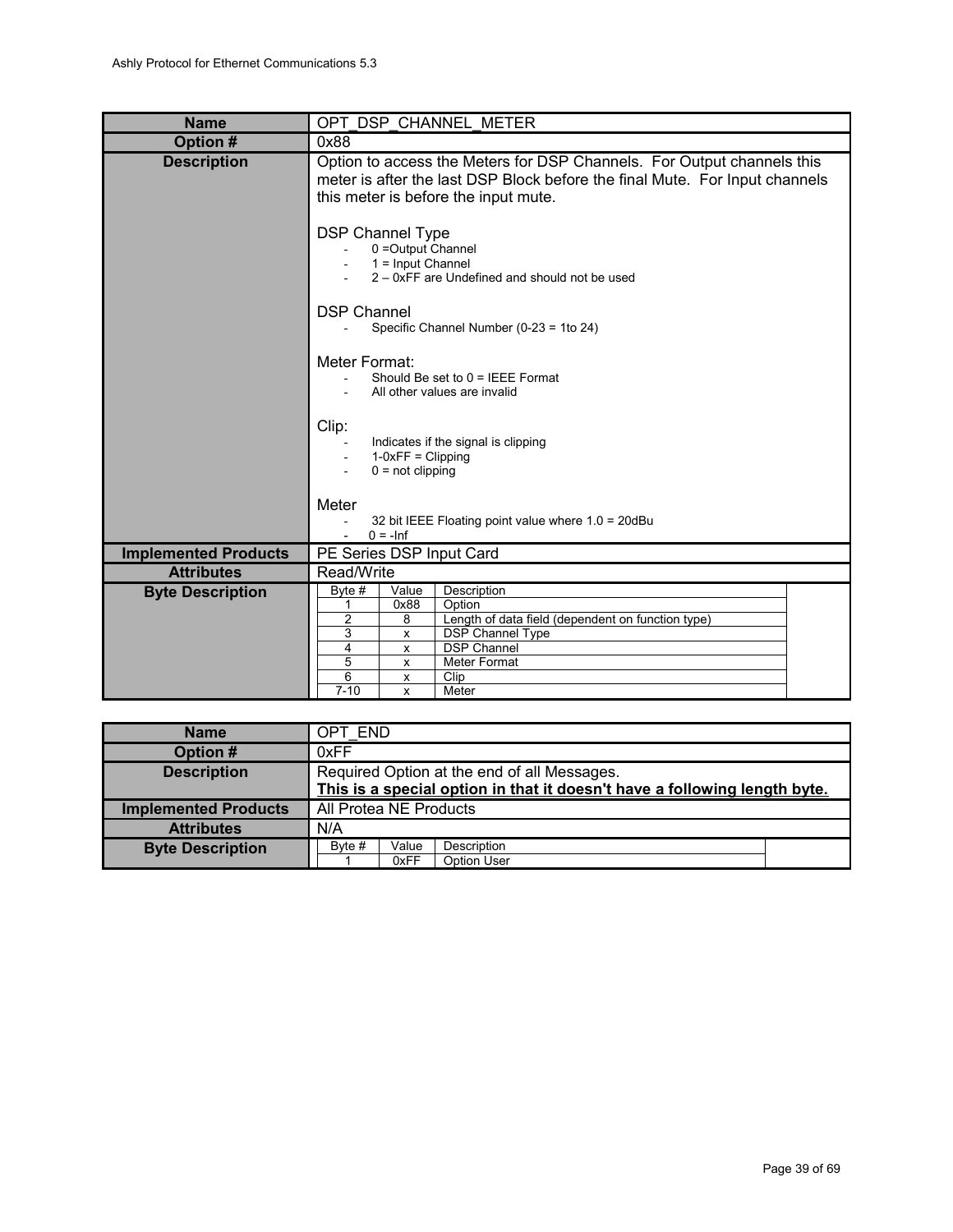| Name | OPT_DSP_CHANNEL_METER |
|---|---|
| **Option #** | 0x88 |
| **Description** | Option to access the Meters for DSP Channels. For Output channels this meter is after the last DSP Block before the final Mute. For Input channels this meter is before the input mute.<br><br>DSP Channel Type<br>- 0 =Output Channel<br>- 1 = Input Channel<br>- 2 – 0xFF are Undefined and should not be used<br><br>DSP Channel<br>- Specific Channel Number (0-23 = 1to 24)<br><br>Meter Format:<br>- Should Be set to 0 = IEEE Format<br>- All other values are invalid<br><br>Clip:<br>- Indicates if the signal is clipping<br>- 1-0xFF = Clipping<br>- 0 = not clipping<br><br>Meter<br>- 32 bit IEEE Floating point value where 1.0 = 20dBu<br>- 0 = -Inf |
| **Implemented Products** | PE Series DSP Input Card |
| **Attributes** | Read/Write |
| **Byte Description** | (see table below) |

| Byte # | Value | Description |
|---|---|---|
| 1 | 0x88 | Option |
| 2 | 8 | Length of data field (dependent on function type) |
| 3 | x | DSP Channel Type |
| 4 | x | DSP Channel |
| 5 | x | Meter Format |
| 6 | x | Clip |
| 7-10 | x | Meter |

| Name | OPT_END |
|---|---|
| **Option #** | 0xFF |
| **Description** | Required Option at the end of all Messages.<br>**This is a special option in that it doesn't have a following length byte.** |
| **Implemented Products** | All Protea NE Products |
| **Attributes** | N/A |
| **Byte Description** | (see table below) |

| Byte # | Value | Description |
|---|---|---|
| 1 | 0xFF | Option User |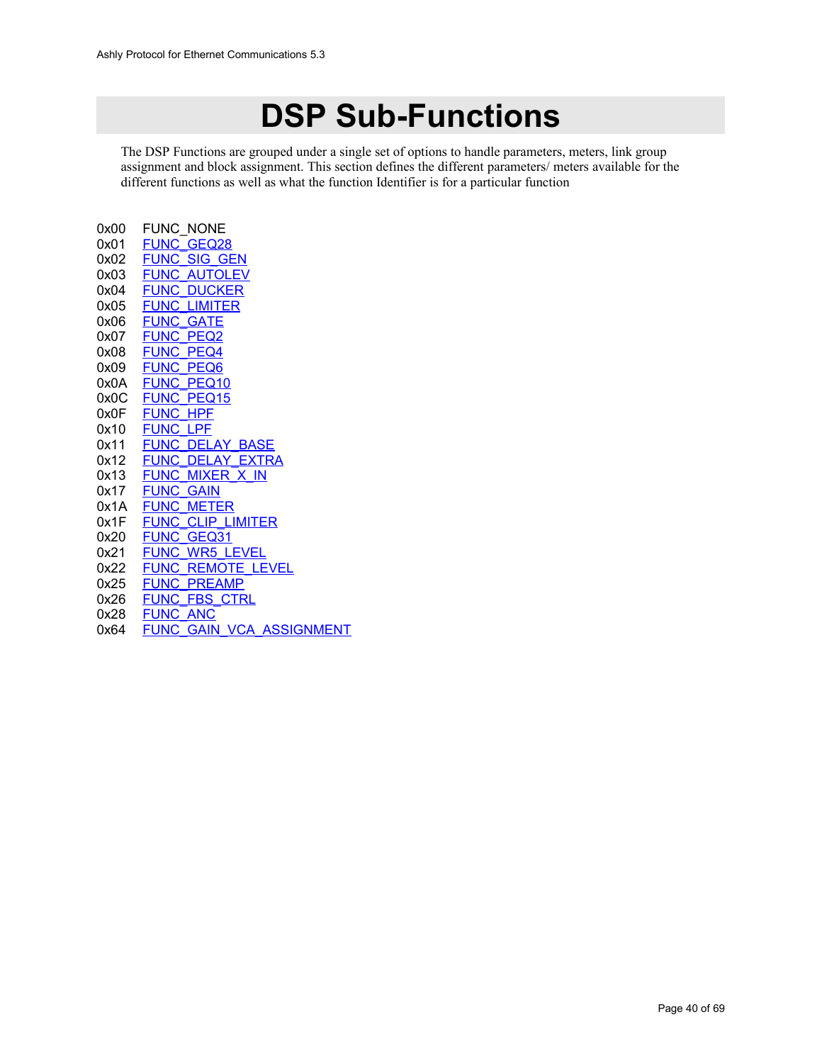# DSP Sub-Functions

The DSP Functions are grouped under a single set of options to handle parameters, meters, link group assignment and block assignment. This section defines the different parameters/ meters available for the different functions as well as what the function Identifier is for a particular function

| | |
|---|---|
| 0x00 | FUNC_NONE |
| 0x01 | FUNC_GEQ28 |
| 0x02 | FUNC_SIG_GEN |
| 0x03 | FUNC_AUTOLEV |
| 0x04 | FUNC_DUCKER |
| 0x05 | FUNC_LIMITER |
| 0x06 | FUNC_GATE |
| 0x07 | FUNC_PEQ2 |
| 0x08 | FUNC_PEQ4 |
| 0x09 | FUNC_PEQ6 |
| 0x0A | FUNC_PEQ10 |
| 0x0C | FUNC_PEQ15 |
| 0x0F | FUNC_HPF |
| 0x10 | FUNC_LPF |
| 0x11 | FUNC_DELAY_BASE |
| 0x12 | FUNC_DELAY_EXTRA |
| 0x13 | FUNC_MIXER_X_IN |
| 0x17 | FUNC_GAIN |
| 0x1A | FUNC_METER |
| 0x1F | FUNC_CLIP_LIMITER |
| 0x20 | FUNC_GEQ31 |
| 0x21 | FUNC_WR5_LEVEL |
| 0x22 | FUNC_REMOTE_LEVEL |
| 0x25 | FUNC_PREAMP |
| 0x26 | FUNC_FBS_CTRL |
| 0x28 | FUNC_ANC |
| 0x64 | FUNC_GAIN_VCA_ASSIGNMENT |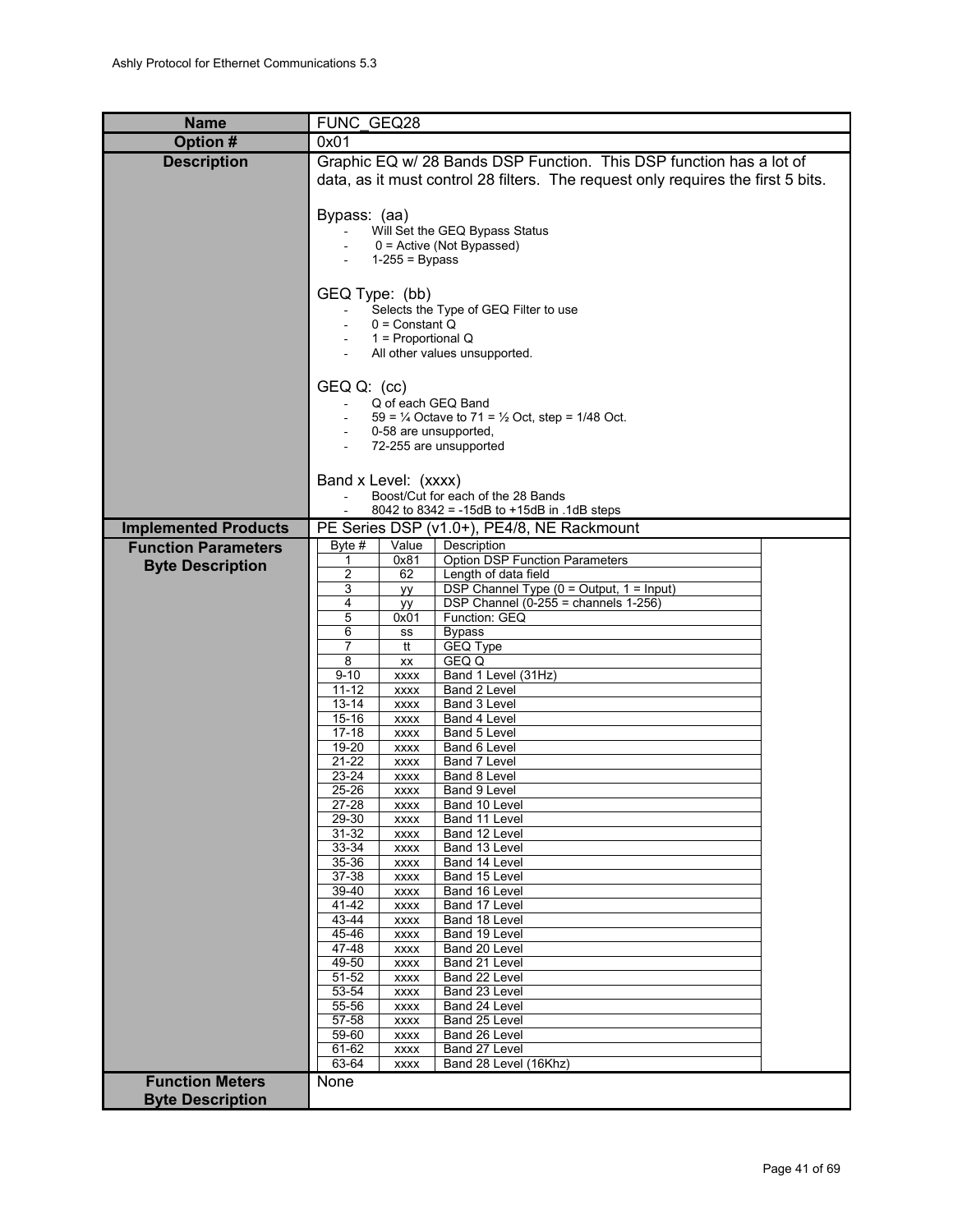| Name | FUNC_GEQ28 |
|---|---|
| Option # | 0x01 |
| Description | Graphic EQ w/ 28 Bands DSP Function. This DSP function has a lot of data, as it must control 28 filters. The request only requires the first 5 bits.<br><br>Bypass: (aa)<br>- Will Set the GEQ Bypass Status<br>- 0 = Active (Not Bypassed)<br>- 1-255 = Bypass<br><br>GEQ Type: (bb)<br>- Selects the Type of GEQ Filter to use<br>- 0 = Constant Q<br>- 1 = Proportional Q<br>- All other values unsupported.<br><br>GEQ Q: (cc)<br>- Q of each GEQ Band<br>- 59 = ¼ Octave to 71 = ½ Oct, step = 1/48 Oct.<br>- 0-58 are unsupported,<br>- 72-255 are unsupported<br><br>Band x Level: (xxxx)<br>- Boost/Cut for each of the 28 Bands<br>- 8042 to 8342 = -15dB to +15dB in .1dB steps |
| Implemented Products | PE Series DSP (v1.0+), PE4/8, NE Rackmount |
| Function Parameters Byte Description | (see table below) |
| Function Meters Byte Description | None |

**Function Parameters Byte Description**

| Byte # | Value | Description |
|---|---|---|
| 1 | 0x81 | Option DSP Function Parameters |
| 2 | 62 | Length of data field |
| 3 | yy | DSP Channel Type (0 = Output, 1 = Input) |
| 4 | yy | DSP Channel (0-255 = channels 1-256) |
| 5 | 0x01 | Function: GEQ |
| 6 | ss | Bypass |
| 7 | tt | GEQ Type |
| 8 | xx | GEQ Q |
| 9-10 | xxxx | Band 1 Level (31Hz) |
| 11-12 | xxxx | Band 2 Level |
| 13-14 | xxxx | Band 3 Level |
| 15-16 | xxxx | Band 4 Level |
| 17-18 | xxxx | Band 5 Level |
| 19-20 | xxxx | Band 6 Level |
| 21-22 | xxxx | Band 7 Level |
| 23-24 | xxxx | Band 8 Level |
| 25-26 | xxxx | Band 9 Level |
| 27-28 | xxxx | Band 10 Level |
| 29-30 | xxxx | Band 11 Level |
| 31-32 | xxxx | Band 12 Level |
| 33-34 | xxxx | Band 13 Level |
| 35-36 | xxxx | Band 14 Level |
| 37-38 | xxxx | Band 15 Level |
| 39-40 | xxxx | Band 16 Level |
| 41-42 | xxxx | Band 17 Level |
| 43-44 | xxxx | Band 18 Level |
| 45-46 | xxxx | Band 19 Level |
| 47-48 | xxxx | Band 20 Level |
| 49-50 | xxxx | Band 21 Level |
| 51-52 | xxxx | Band 22 Level |
| 53-54 | xxxx | Band 23 Level |
| 55-56 | xxxx | Band 24 Level |
| 57-58 | xxxx | Band 25 Level |
| 59-60 | xxxx | Band 26 Level |
| 61-62 | xxxx | Band 27 Level |
| 63-64 | xxxx | Band 28 Level (16Khz) |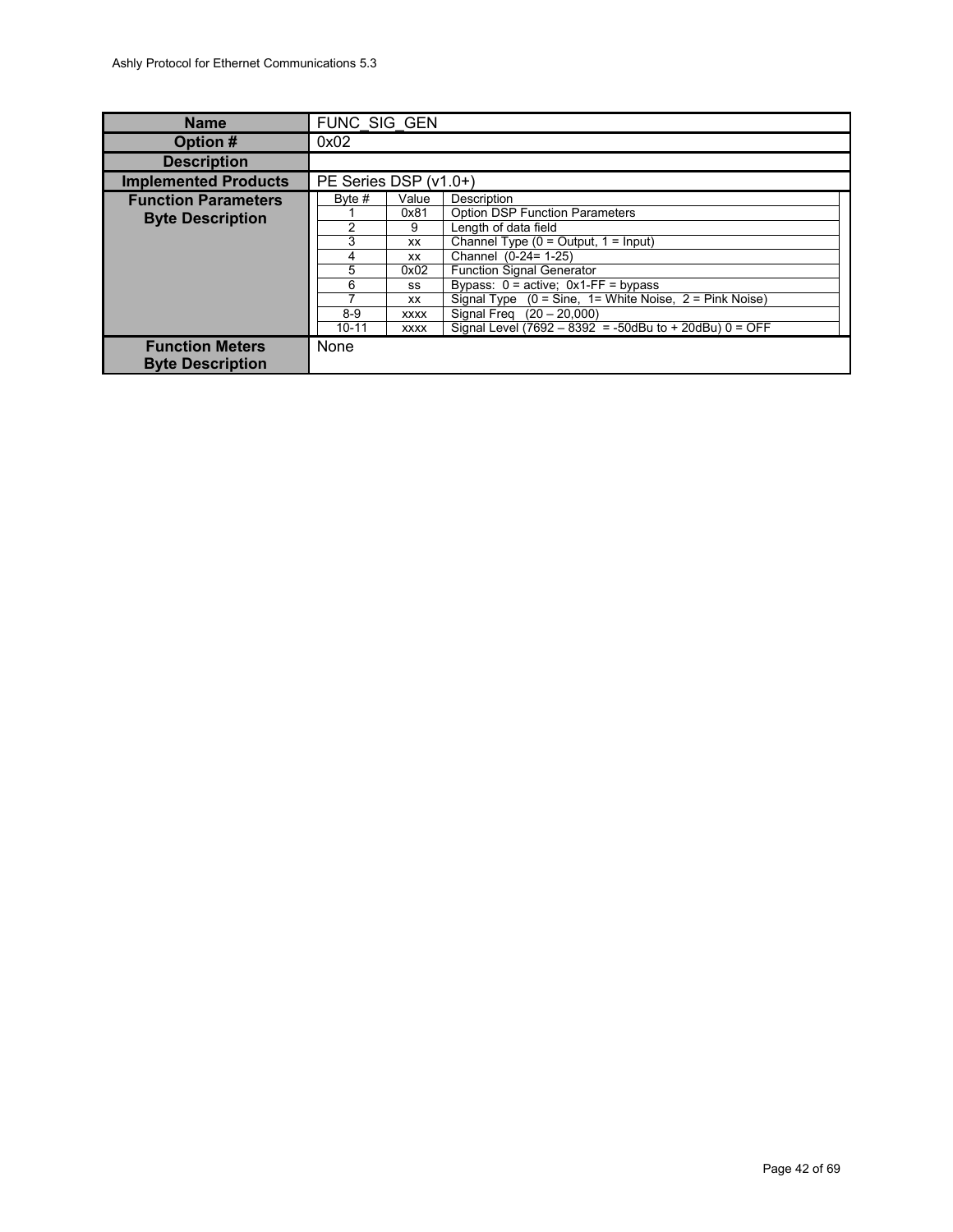| Name | FUNC_SIG_GEN |
| --- | --- |
| Option # | 0x02 |
| Description | |
| Implemented Products | PE Series DSP (v1.0+) |
| Function Parameters Byte Description | (see table below) |
| Function Meters Byte Description | None |

| Byte # | Value | Description |
| --- | --- | --- |
| 1 | 0x81 | Option DSP Function Parameters |
| 2 | 9 | Length of data field |
| 3 | xx | Channel Type (0 = Output, 1 = Input) |
| 4 | xx | Channel (0-24= 1-25) |
| 5 | 0x02 | Function Signal Generator |
| 6 | ss | Bypass: 0 = active; 0x1-FF = bypass |
| 7 | xx | Signal Type (0 = Sine, 1= White Noise, 2 = Pink Noise) |
| 8-9 | xxxx | Signal Freq (20 – 20,000) |
| 10-11 | xxxx | Signal Level (7692 – 8392 = -50dBu to + 20dBu) 0 = OFF |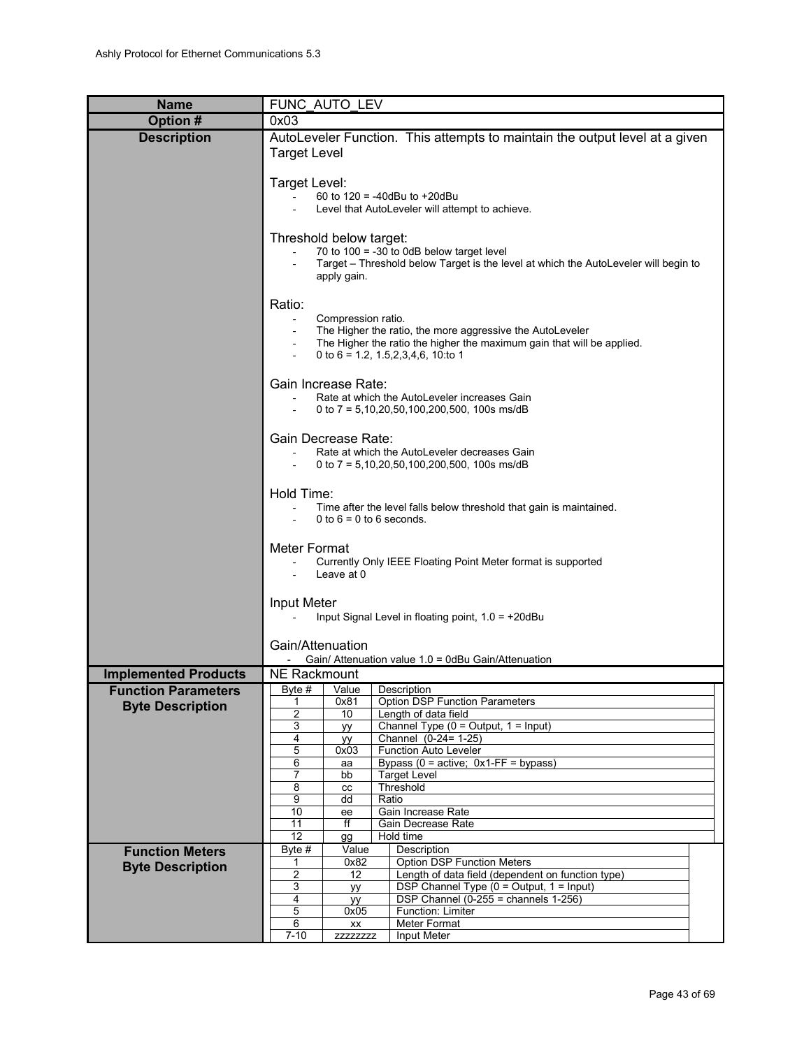| Name | FUNC_AUTO_LEV |
| --- | --- |
| **Option #** | 0x03 |
| **Description** | AutoLeveler Function. This attempts to maintain the output level at a given Target Level<br><br>Target Level:<br>- 60 to 120 = -40dBu to +20dBu<br>- Level that AutoLeveler will attempt to achieve.<br><br>Threshold below target:<br>- 70 to 100 = -30 to 0dB below target level<br>- Target – Threshold below Target is the level at which the AutoLeveler will begin to apply gain.<br><br>Ratio:<br>- Compression ratio.<br>- The Higher the ratio, the more aggressive the AutoLeveler<br>- The Higher the ratio the higher the maximum gain that will be applied.<br>- 0 to 6 = 1.2, 1.5,2,3,4,6, 10:to 1<br><br>Gain Increase Rate:<br>- Rate at which the AutoLeveler increases Gain<br>- 0 to 7 = 5,10,20,50,100,200,500, 100s ms/dB<br><br>Gain Decrease Rate:<br>- Rate at which the AutoLeveler decreases Gain<br>- 0 to 7 = 5,10,20,50,100,200,500, 100s ms/dB<br><br>Hold Time:<br>- Time after the level falls below threshold that gain is maintained.<br>- 0 to 6 = 0 to 6 seconds.<br><br>Meter Format<br>- Currently Only IEEE Floating Point Meter format is supported<br>- Leave at 0<br><br>Input Meter<br>- Input Signal Level in floating point, 1.0 = +20dBu<br><br>Gain/Attenuation<br>- Gain/ Attenuation value 1.0 = 0dBu Gain/Attenuation |
| **Implemented Products** | NE Rackmount |

**Function Parameters Byte Description**

| Byte # | Value | Description |
| --- | --- | --- |
| 1 | 0x81 | Option DSP Function Parameters |
| 2 | 10 | Length of data field |
| 3 | yy | Channel Type (0 = Output, 1 = Input) |
| 4 | yy | Channel (0-24= 1-25) |
| 5 | 0x03 | Function Auto Leveler |
| 6 | aa | Bypass (0 = active; 0x1-FF = bypass) |
| 7 | bb | Target Level |
| 8 | cc | Threshold |
| 9 | dd | Ratio |
| 10 | ee | Gain Increase Rate |
| 11 | ff | Gain Decrease Rate |
| 12 | gg | Hold time |

**Function Meters Byte Description**

| Byte # | Value | Description |
| --- | --- | --- |
| 1 | 0x82 | Option DSP Function Meters |
| 2 | 12 | Length of data field (dependent on function type) |
| 3 | yy | DSP Channel Type (0 = Output, 1 = Input) |
| 4 | yy | DSP Channel (0-255 = channels 1-256) |
| 5 | 0x05 | Function: Limiter |
| 6 | xx | Meter Format |
| 7-10 | zzzzzzzz | Input Meter |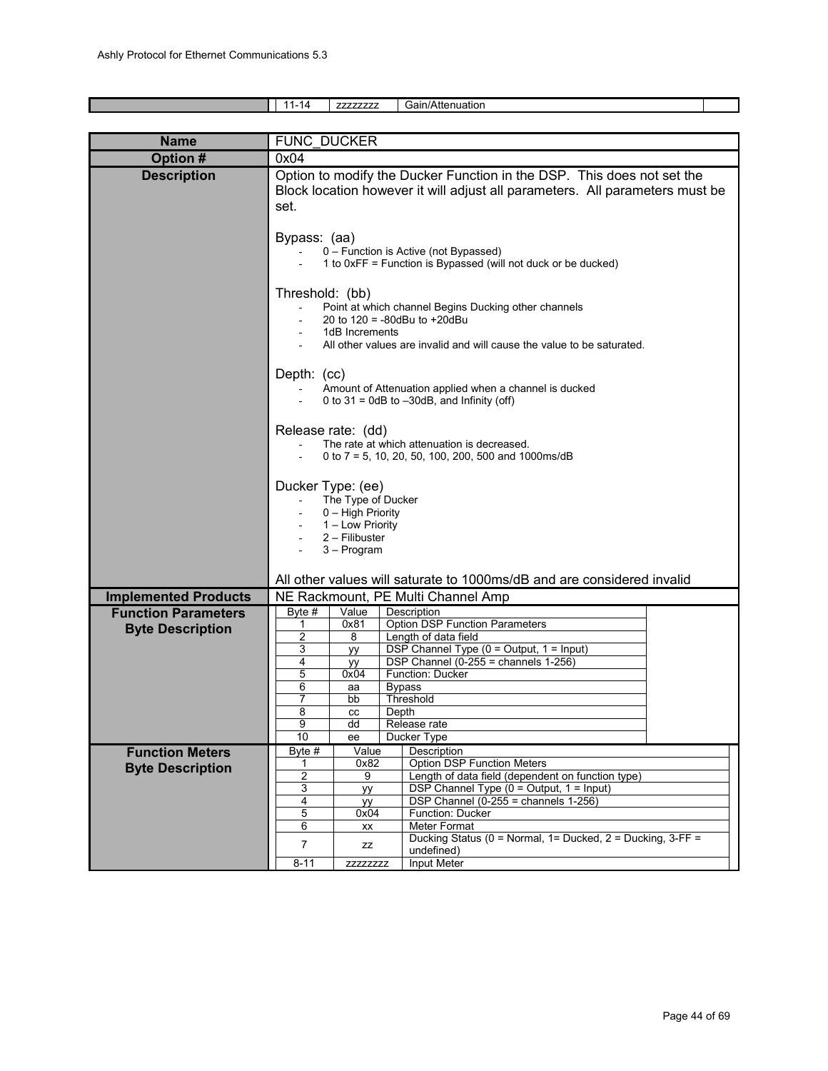| | 11-14 | zzzzzzzz | Gain/Attenuation | |
|---|---|---|---|---|

| **Name** | FUNC_DUCKER |
|---|---|
| **Option #** | 0x04 |
| **Description** | Option to modify the Ducker Function in the DSP. This does not set the Block location however it will adjust all parameters. All parameters must be set.<br><br>Bypass: (aa)<br>- 0 – Function is Active (not Bypassed)<br>- 1 to 0xFF = Function is Bypassed (will not duck or be ducked)<br><br>Threshold: (bb)<br>- Point at which channel Begins Ducking other channels<br>- 20 to 120 = -80dBu to +20dBu<br>- 1dB Increments<br>- All other values are invalid and will cause the value to be saturated.<br><br>Depth: (cc)<br>- Amount of Attenuation applied when a channel is ducked<br>- 0 to 31 = 0dB to –30dB, and Infinity (off)<br><br>Release rate: (dd)<br>- The rate at which attenuation is decreased.<br>- 0 to 7 = 5, 10, 20, 50, 100, 200, 500 and 1000ms/dB<br><br>Ducker Type: (ee)<br>- The Type of Ducker<br>- 0 – High Priority<br>- 1 – Low Priority<br>- 2 – Filibuster<br>- 3 – Program<br><br>All other values will saturate to 1000ms/dB and are considered invalid |
| **Implemented Products** | NE Rackmount, PE Multi Channel Amp |

**Function Parameters Byte Description**

| Byte # | Value | Description |
|---|---|---|
| 1 | 0x81 | Option DSP Function Parameters |
| 2 | 8 | Length of data field |
| 3 | yy | DSP Channel Type (0 = Output, 1 = Input) |
| 4 | yy | DSP Channel (0-255 = channels 1-256) |
| 5 | 0x04 | Function: Ducker |
| 6 | aa | Bypass |
| 7 | bb | Threshold |
| 8 | cc | Depth |
| 9 | dd | Release rate |
| 10 | ee | Ducker Type |

**Function Meters Byte Description**

| Byte # | Value | Description |
|---|---|---|
| 1 | 0x82 | Option DSP Function Meters |
| 2 | 9 | Length of data field (dependent on function type) |
| 3 | yy | DSP Channel Type (0 = Output, 1 = Input) |
| 4 | yy | DSP Channel (0-255 = channels 1-256) |
| 5 | 0x04 | Function: Ducker |
| 6 | xx | Meter Format |
| 7 | zz | Ducking Status (0 = Normal, 1= Ducked, 2 = Ducking, 3-FF = undefined) |
| 8-11 | zzzzzzzz | Input Meter |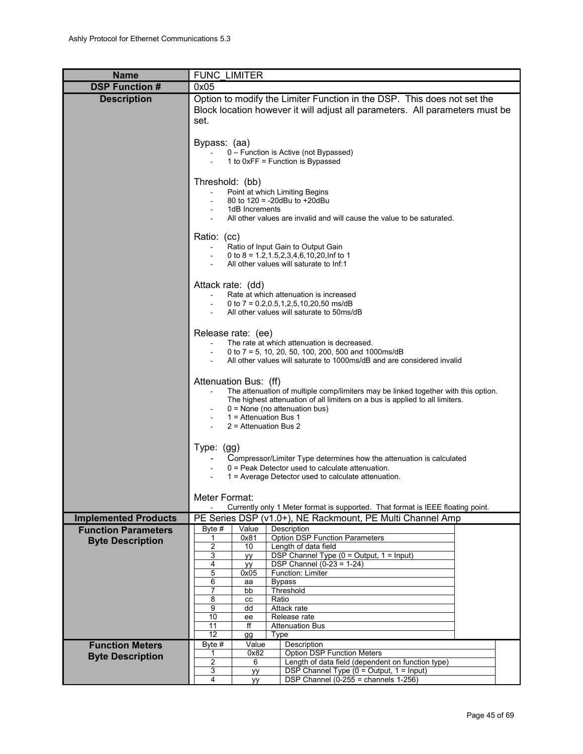| Name | FUNC_LIMITER |
|---|---|
| **DSP Function #** | 0x05 |
| **Description** | Option to modify the Limiter Function in the DSP. This does not set the Block location however it will adjust all parameters. All parameters must be set.<br><br>Bypass: (aa)<br>- 0 – Function is Active (not Bypassed)<br>- 1 to 0xFF = Function is Bypassed<br><br>Threshold: (bb)<br>- Point at which Limiting Begins<br>- 80 to 120 = -20dBu to +20dBu<br>- 1dB Increments<br>- All other values are invalid and will cause the value to be saturated.<br><br>Ratio: (cc)<br>- Ratio of Input Gain to Output Gain<br>- 0 to 8 = 1.2,1.5,2,3,4,6,10,20,Inf to 1<br>- All other values will saturate to Inf:1<br><br>Attack rate: (dd)<br>- Rate at which attenuation is increased<br>- 0 to 7 = 0.2,0.5,1,2,5,10,20,50 ms/dB<br>- All other values will saturate to 50ms/dB<br><br>Release rate: (ee)<br>- The rate at which attenuation is decreased.<br>- 0 to 7 = 5, 10, 20, 50, 100, 200, 500 and 1000ms/dB<br>- All other values will saturate to 1000ms/dB and are considered invalid<br><br>Attenuation Bus: (ff)<br>- The attenuation of multiple comp/limiters may be linked together with this option. The highest attenuation of all limiters on a bus is applied to all limiters.<br>- 0 = None (no attenuation bus)<br>- 1 = Attenuation Bus 1<br>- 2 = Attenuation Bus 2<br><br>Type: (gg)<br>- Compressor/Limiter Type determines how the attenuation is calculated<br>- 0 = Peak Detector used to calculate attenuation.<br>- 1 = Average Detector used to calculate attenuation.<br><br>Meter Format:<br>- Currently only 1 Meter format is supported. That format is IEEE floating point. |
| **Implemented Products** | PE Series DSP (v1.0+), NE Rackmount, PE Multi Channel Amp |

**Function Parameters Byte Description**

| Byte # | Value | Description |
|---|---|---|
| 1 | 0x81 | Option DSP Function Parameters |
| 2 | 10 | Length of data field |
| 3 | yy | DSP Channel Type (0 = Output, 1 = Input) |
| 4 | yy | DSP Channel (0-23 = 1-24) |
| 5 | 0x05 | Function: Limiter |
| 6 | aa | Bypass |
| 7 | bb | Threshold |
| 8 | cc | Ratio |
| 9 | dd | Attack rate |
| 10 | ee | Release rate |
| 11 | ff | Attenuation Bus |
| 12 | gg | Type |

**Function Meters Byte Description**

| Byte # | Value | Description |
|---|---|---|
| 1 | 0x82 | Option DSP Function Meters |
| 2 | 6 | Length of data field (dependent on function type) |
| 3 | yy | DSP Channel Type (0 = Output, 1 = Input) |
| 4 | yy | DSP Channel (0-255 = channels 1-256) |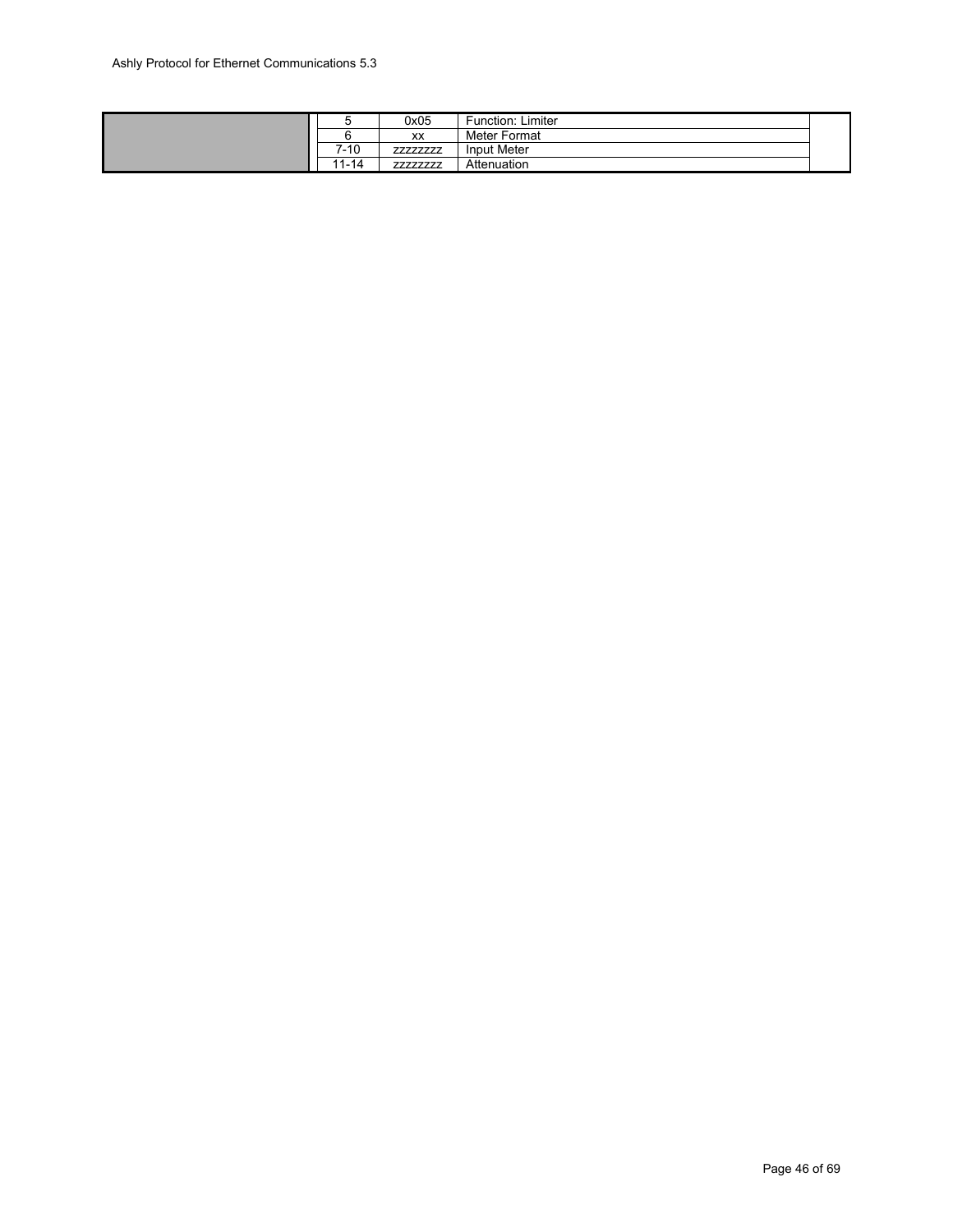| | Byte | Value | Description | |
|---|---|---|---|---|
| | 5 | 0x05 | Function: Limiter | |
| | 6 | xx | Meter Format | |
| | 7-10 | zzzzzzzz | Input Meter | |
| | 11-14 | zzzzzzzz | Attenuation | |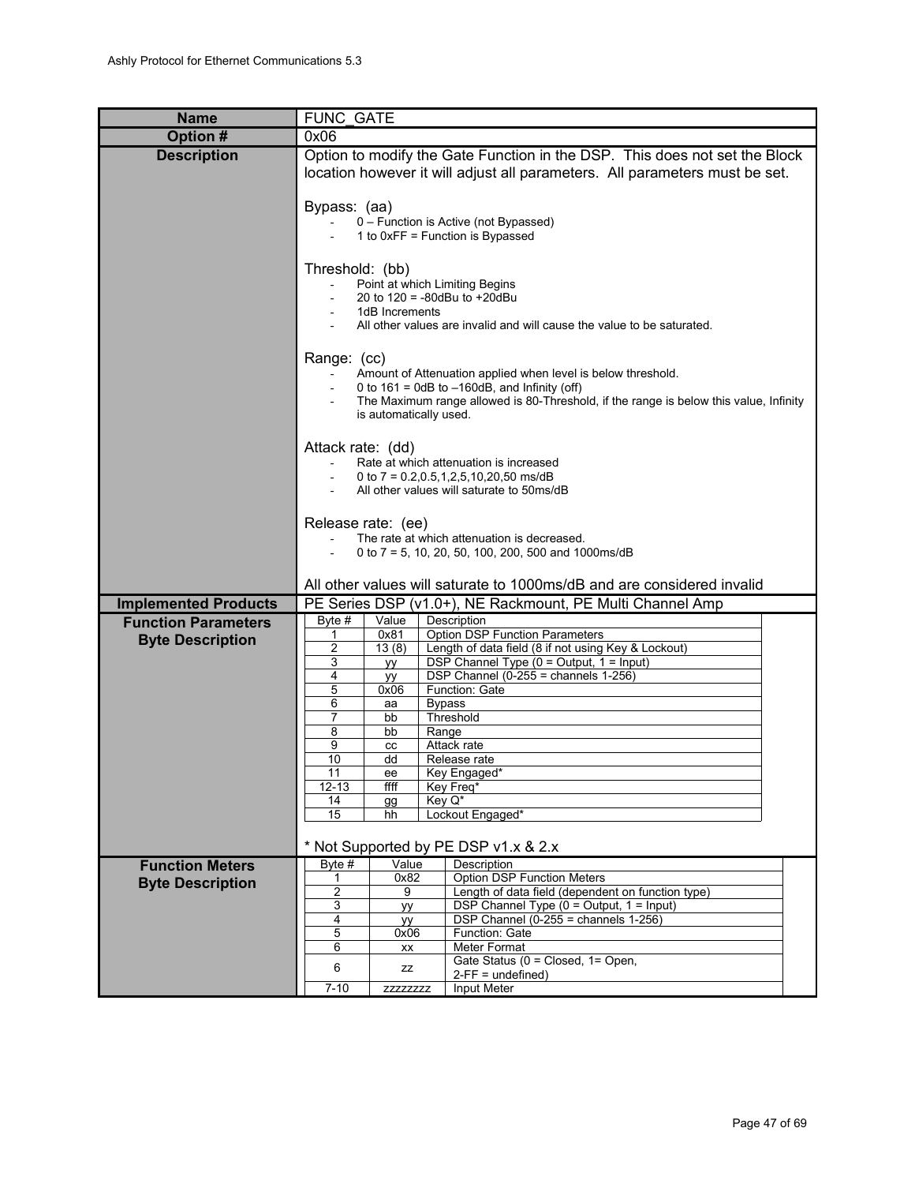| Name | FUNC_GATE |
|---|---|
| **Option #** | 0x06 |
| **Description** | Option to modify the Gate Function in the DSP. This does not set the Block location however it will adjust all parameters. All parameters must be set.<br><br>Bypass: (aa)<br>- 0 – Function is Active (not Bypassed)<br>- 1 to 0xFF = Function is Bypassed<br><br>Threshold: (bb)<br>- Point at which Limiting Begins<br>- 20 to 120 = -80dBu to +20dBu<br>- 1dB Increments<br>- All other values are invalid and will cause the value to be saturated.<br><br>Range: (cc)<br>- Amount of Attenuation applied when level is below threshold.<br>- 0 to 161 = 0dB to –160dB, and Infinity (off)<br>- The Maximum range allowed is 80-Threshold, if the range is below this value, Infinity is automatically used.<br><br>Attack rate: (dd)<br>- Rate at which attenuation is increased<br>- 0 to 7 = 0.2,0.5,1,2,5,10,20,50 ms/dB<br>- All other values will saturate to 50ms/dB<br><br>Release rate: (ee)<br>- The rate at which attenuation is decreased.<br>- 0 to 7 = 5, 10, 20, 50, 100, 200, 500 and 1000ms/dB<br><br>All other values will saturate to 1000ms/dB and are considered invalid |
| **Implemented Products** | PE Series DSP (v1.0+), NE Rackmount, PE Multi Channel Amp |
| **Function Parameters Byte Description** | (see table below)<br><br>* Not Supported by PE DSP v1.x & 2.x |
| **Function Meters Byte Description** | (see table below) |

**Function Parameters Byte Description**

| Byte # | Value | Description |
|---|---|---|
| 1 | 0x81 | Option DSP Function Parameters |
| 2 | 13 (8) | Length of data field (8 if not using Key & Lockout) |
| 3 | yy | DSP Channel Type (0 = Output, 1 = Input) |
| 4 | yy | DSP Channel (0-255 = channels 1-256) |
| 5 | 0x06 | Function: Gate |
| 6 | aa | Bypass |
| 7 | bb | Threshold |
| 8 | bb | Range |
| 9 | cc | Attack rate |
| 10 | dd | Release rate |
| 11 | ee | Key Engaged* |
| 12-13 | ffff | Key Freq* |
| 14 | gg | Key Q* |
| 15 | hh | Lockout Engaged* |

* Not Supported by PE DSP v1.x & 2.x

**Function Meters Byte Description**

| Byte # | Value | Description |
|---|---|---|
| 1 | 0x82 | Option DSP Function Meters |
| 2 | 9 | Length of data field (dependent on function type) |
| 3 | yy | DSP Channel Type (0 = Output, 1 = Input) |
| 4 | yy | DSP Channel (0-255 = channels 1-256) |
| 5 | 0x06 | Function: Gate |
| 6 | xx | Meter Format |
| 6 | zz | Gate Status (0 = Closed, 1= Open, 2-FF = undefined) |
| 7-10 | zzzzzzzz | Input Meter |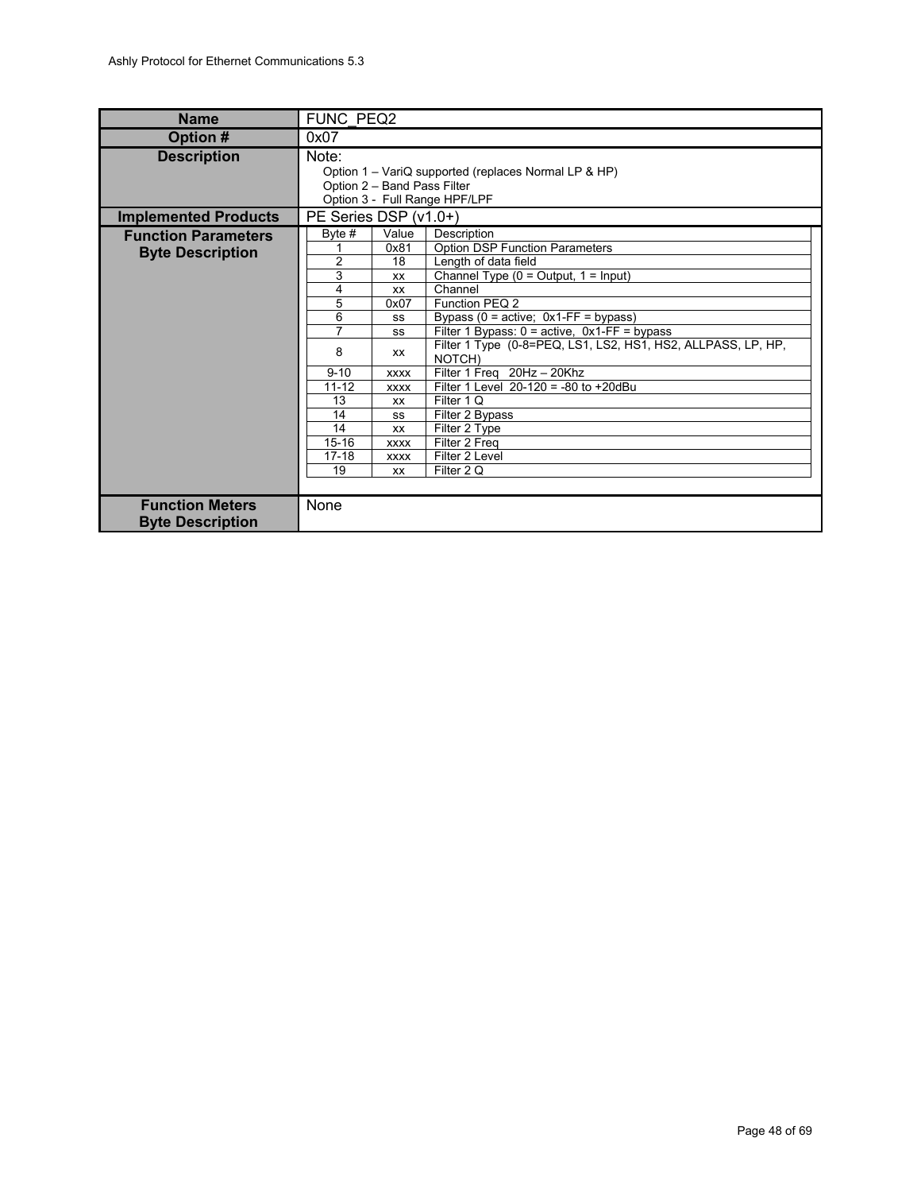| Name | FUNC_PEQ2 |
|---|---|
| Option # | 0x07 |
| Description | Note:<br>Option 1 – VariQ supported (replaces Normal LP & HP)<br>Option 2 – Band Pass Filter<br>Option 3 - Full Range HPF/LPF |
| Implemented Products | PE Series DSP (v1.0+) |
| Function Parameters Byte Description | (see table below) |
| Function Meters Byte Description | None |

**Function Parameters Byte Description**

| Byte # | Value | Description |
|---|---|---|
| 1 | 0x81 | Option DSP Function Parameters |
| 2 | 18 | Length of data field |
| 3 | xx | Channel Type (0 = Output, 1 = Input) |
| 4 | xx | Channel |
| 5 | 0x07 | Function PEQ 2 |
| 6 | ss | Bypass (0 = active; 0x1-FF = bypass) |
| 7 | ss | Filter 1 Bypass: 0 = active, 0x1-FF = bypass |
| 8 | xx | Filter 1 Type (0-8=PEQ, LS1, LS2, HS1, HS2, ALLPASS, LP, HP, NOTCH) |
| 9-10 | xxxx | Filter 1 Freq 20Hz – 20Khz |
| 11-12 | xxxx | Filter 1 Level 20-120 = -80 to +20dBu |
| 13 | xx | Filter 1 Q |
| 14 | ss | Filter 2 Bypass |
| 14 | xx | Filter 2 Type |
| 15-16 | xxxx | Filter 2 Freq |
| 17-18 | xxxx | Filter 2 Level |
| 19 | xx | Filter 2 Q |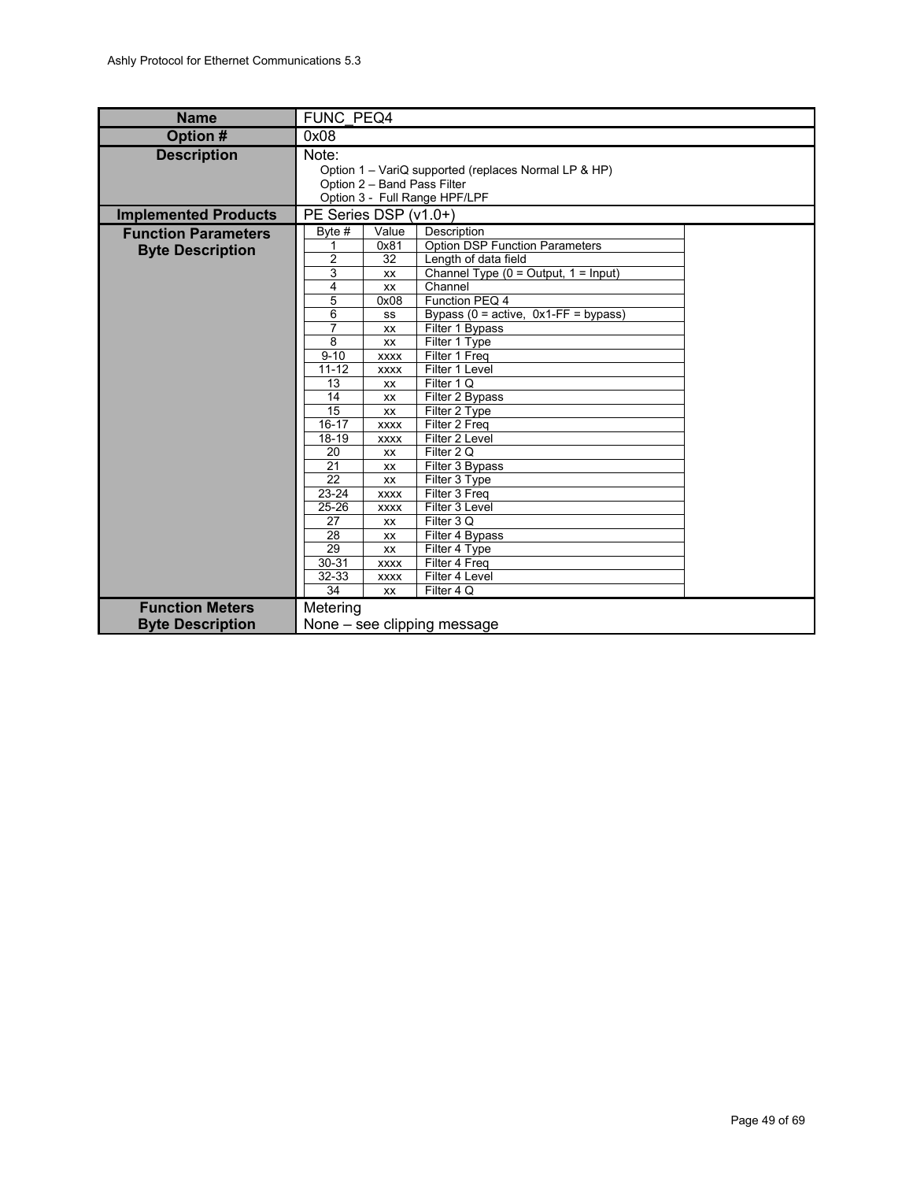| Name | FUNC_PEQ4 |
|---|---|
| Option # | 0x08 |
| Description | Note:<br>Option 1 – VariQ supported (replaces Normal LP & HP)<br>Option 2 – Band Pass Filter<br>Option 3 - Full Range HPF/LPF |
| Implemented Products | PE Series DSP (v1.0+) |
| Function Parameters Byte Description | (see table below) |
| Function Meters Byte Description | Metering<br>None – see clipping message |

| Byte # | Value | Description |
|---|---|---|
| 1 | 0x81 | Option DSP Function Parameters |
| 2 | 32 | Length of data field |
| 3 | xx | Channel Type (0 = Output, 1 = Input) |
| 4 | xx | Channel |
| 5 | 0x08 | Function PEQ 4 |
| 6 | ss | Bypass (0 = active, 0x1-FF = bypass) |
| 7 | xx | Filter 1 Bypass |
| 8 | xx | Filter 1 Type |
| 9-10 | xxxx | Filter 1 Freq |
| 11-12 | xxxx | Filter 1 Level |
| 13 | xx | Filter 1 Q |
| 14 | xx | Filter 2 Bypass |
| 15 | xx | Filter 2 Type |
| 16-17 | xxxx | Filter 2 Freq |
| 18-19 | xxxx | Filter 2 Level |
| 20 | xx | Filter 2 Q |
| 21 | xx | Filter 3 Bypass |
| 22 | xx | Filter 3 Type |
| 23-24 | xxxx | Filter 3 Freq |
| 25-26 | xxxx | Filter 3 Level |
| 27 | xx | Filter 3 Q |
| 28 | xx | Filter 4 Bypass |
| 29 | xx | Filter 4 Type |
| 30-31 | xxxx | Filter 4 Freq |
| 32-33 | xxxx | Filter 4 Level |
| 34 | xx | Filter 4 Q |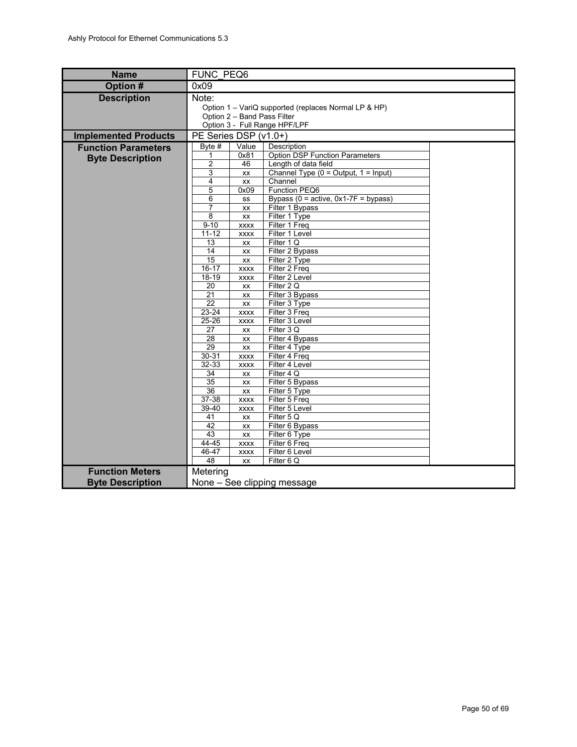| Name | FUNC_PEQ6 |
|---|---|
| **Option #** | 0x09 |
| **Description** | Note:<br>Option 1 – VariQ supported (replaces Normal LP & HP)<br>Option 2 – Band Pass Filter<br>Option 3 - Full Range HPF/LPF |
| **Implemented Products** | PE Series DSP (v1.0+) |
| **Function Parameters Byte Description** | (see table below) |
| **Function Meters Byte Description** | Metering<br>None – See clipping message |

**Function Parameters Byte Description**

| Byte # | Value | Description |
|---|---|---|
| 1 | 0x81 | Option DSP Function Parameters |
| 2 | 46 | Length of data field |
| 3 | xx | Channel Type (0 = Output, 1 = Input) |
| 4 | xx | Channel |
| 5 | 0x09 | Function PEQ6 |
| 6 | ss | Bypass (0 = active, 0x1-7F = bypass) |
| 7 | xx | Filter 1 Bypass |
| 8 | xx | Filter 1 Type |
| 9-10 | xxxx | Filter 1 Freq |
| 11-12 | xxxx | Filter 1 Level |
| 13 | xx | Filter 1 Q |
| 14 | xx | Filter 2 Bypass |
| 15 | xx | Filter 2 Type |
| 16-17 | xxxx | Filter 2 Freq |
| 18-19 | xxxx | Filter 2 Level |
| 20 | xx | Filter 2 Q |
| 21 | xx | Filter 3 Bypass |
| 22 | xx | Filter 3 Type |
| 23-24 | xxxx | Filter 3 Freq |
| 25-26 | xxxx | Filter 3 Level |
| 27 | xx | Filter 3 Q |
| 28 | xx | Filter 4 Bypass |
| 29 | xx | Filter 4 Type |
| 30-31 | xxxx | Filter 4 Freq |
| 32-33 | xxxx | Filter 4 Level |
| 34 | xx | Filter 4 Q |
| 35 | xx | Filter 5 Bypass |
| 36 | xx | Filter 5 Type |
| 37-38 | xxxx | Filter 5 Freq |
| 39-40 | xxxx | Filter 5 Level |
| 41 | xx | Filter 5 Q |
| 42 | xx | Filter 6 Bypass |
| 43 | xx | Filter 6 Type |
| 44-45 | xxxx | Filter 6 Freq |
| 46-47 | xxxx | Filter 6 Level |
| 48 | xx | Filter 6 Q |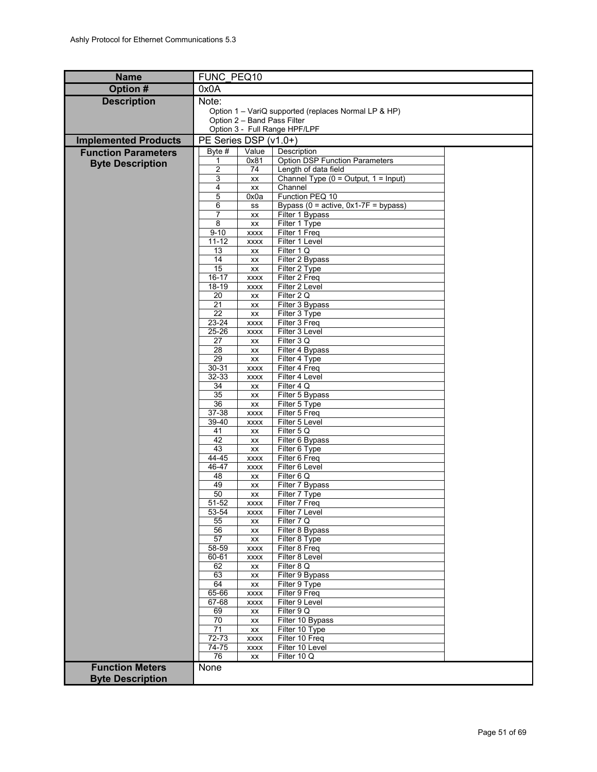| Name | FUNC_PEQ10 |
|---|---|
| Option # | 0x0A |
| Description | Note:<br>Option 1 – VariQ supported (replaces Normal LP & HP)<br>Option 2 – Band Pass Filter<br>Option 3 - Full Range HPF/LPF |
| Implemented Products | PE Series DSP (v1.0+) |
| Function Parameters Byte Description | (see table below) |
| Function Meters Byte Description | None |

**Function Parameters Byte Description**

| Byte # | Value | Description |
|---|---|---|
| 1 | 0x81 | Option DSP Function Parameters |
| 2 | 74 | Length of data field |
| 3 | xx | Channel Type (0 = Output, 1 = Input) |
| 4 | xx | Channel |
| 5 | 0x0a | Function PEQ 10 |
| 6 | ss | Bypass (0 = active, 0x1-7F = bypass) |
| 7 | xx | Filter 1 Bypass |
| 8 | xx | Filter 1 Type |
| 9-10 | xxxx | Filter 1 Freq |
| 11-12 | xxxx | Filter 1 Level |
| 13 | xx | Filter 1 Q |
| 14 | xx | Filter 2 Bypass |
| 15 | xx | Filter 2 Type |
| 16-17 | xxxx | Filter 2 Freq |
| 18-19 | xxxx | Filter 2 Level |
| 20 | xx | Filter 2 Q |
| 21 | xx | Filter 3 Bypass |
| 22 | xx | Filter 3 Type |
| 23-24 | xxxx | Filter 3 Freq |
| 25-26 | xxxx | Filter 3 Level |
| 27 | xx | Filter 3 Q |
| 28 | xx | Filter 4 Bypass |
| 29 | xx | Filter 4 Type |
| 30-31 | xxxx | Filter 4 Freq |
| 32-33 | xxxx | Filter 4 Level |
| 34 | xx | Filter 4 Q |
| 35 | xx | Filter 5 Bypass |
| 36 | xx | Filter 5 Type |
| 37-38 | xxxx | Filter 5 Freq |
| 39-40 | xxxx | Filter 5 Level |
| 41 | xx | Filter 5 Q |
| 42 | xx | Filter 6 Bypass |
| 43 | xx | Filter 6 Type |
| 44-45 | xxxx | Filter 6 Freq |
| 46-47 | xxxx | Filter 6 Level |
| 48 | xx | Filter 6 Q |
| 49 | xx | Filter 7 Bypass |
| 50 | xx | Filter 7 Type |
| 51-52 | xxxx | Filter 7 Freq |
| 53-54 | xxxx | Filter 7 Level |
| 55 | xx | Filter 7 Q |
| 56 | xx | Filter 8 Bypass |
| 57 | xx | Filter 8 Type |
| 58-59 | xxxx | Filter 8 Freq |
| 60-61 | xxxx | Filter 8 Level |
| 62 | xx | Filter 8 Q |
| 63 | xx | Filter 9 Bypass |
| 64 | xx | Filter 9 Type |
| 65-66 | xxxx | Filter 9 Freq |
| 67-68 | xxxx | Filter 9 Level |
| 69 | xx | Filter 9 Q |
| 70 | xx | Filter 10 Bypass |
| 71 | xx | Filter 10 Type |
| 72-73 | xxxx | Filter 10 Freq |
| 74-75 | xxxx | Filter 10 Level |
| 76 | xx | Filter 10 Q |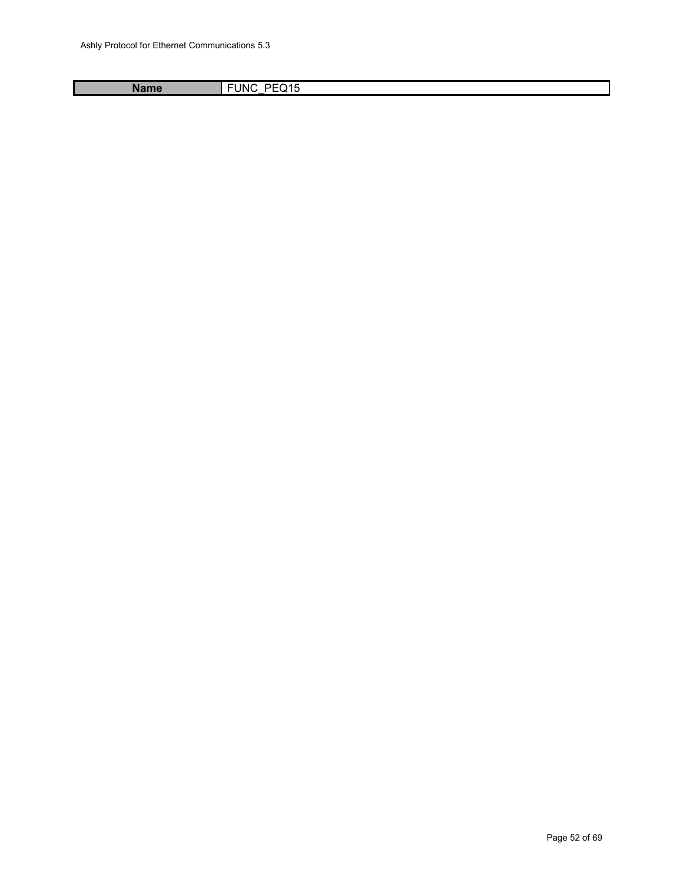| Name | FUNC_PEQ15 |
|---|---|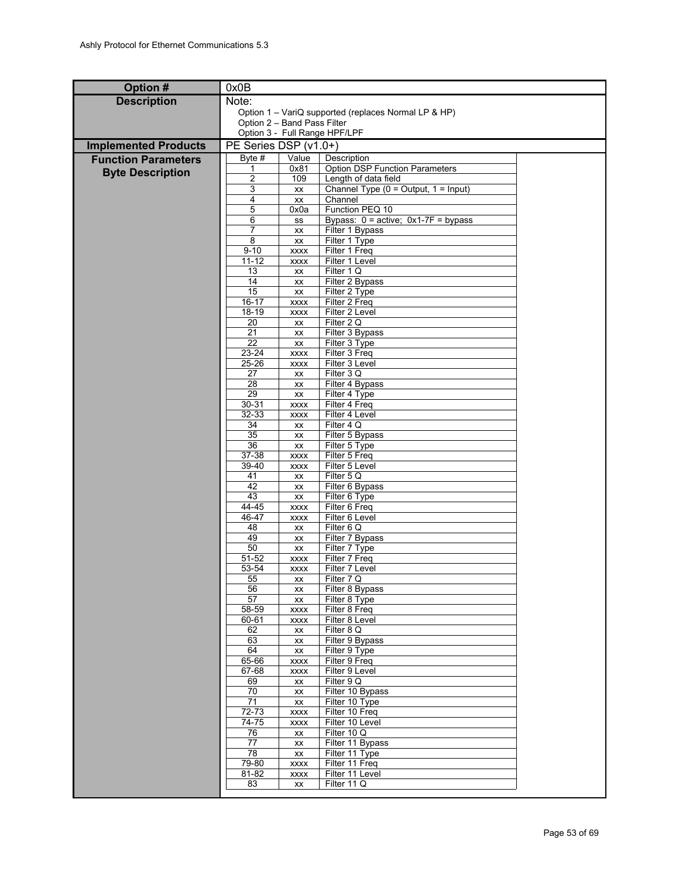| Option # | 0x0B |
|---|---|
| Description | Note:<br>Option 1 – VariQ supported (replaces Normal LP & HP)<br>Option 2 – Band Pass Filter<br>Option 3 - Full Range HPF/LPF |
| Implemented Products | PE Series DSP (v1.0+) |
| Function Parameters Byte Description | (see table below) |

| Byte # | Value | Description |
|---|---|---|
| 1 | 0x81 | Option DSP Function Parameters |
| 2 | 109 | Length of data field |
| 3 | xx | Channel Type (0 = Output, 1 = Input) |
| 4 | xx | Channel |
| 5 | 0x0a | Function PEQ 10 |
| 6 | ss | Bypass: 0 = active; 0x1-7F = bypass |
| 7 | xx | Filter 1 Bypass |
| 8 | xx | Filter 1 Type |
| 9-10 | xxxx | Filter 1 Freq |
| 11-12 | xxxx | Filter 1 Level |
| 13 | xx | Filter 1 Q |
| 14 | xx | Filter 2 Bypass |
| 15 | xx | Filter 2 Type |
| 16-17 | xxxx | Filter 2 Freq |
| 18-19 | xxxx | Filter 2 Level |
| 20 | xx | Filter 2 Q |
| 21 | xx | Filter 3 Bypass |
| 22 | xx | Filter 3 Type |
| 23-24 | xxxx | Filter 3 Freq |
| 25-26 | xxxx | Filter 3 Level |
| 27 | xx | Filter 3 Q |
| 28 | xx | Filter 4 Bypass |
| 29 | xx | Filter 4 Type |
| 30-31 | xxxx | Filter 4 Freq |
| 32-33 | xxxx | Filter 4 Level |
| 34 | xx | Filter 4 Q |
| 35 | xx | Filter 5 Bypass |
| 36 | xx | Filter 5 Type |
| 37-38 | xxxx | Filter 5 Freq |
| 39-40 | xxxx | Filter 5 Level |
| 41 | xx | Filter 5 Q |
| 42 | xx | Filter 6 Bypass |
| 43 | xx | Filter 6 Type |
| 44-45 | xxxx | Filter 6 Freq |
| 46-47 | xxxx | Filter 6 Level |
| 48 | xx | Filter 6 Q |
| 49 | xx | Filter 7 Bypass |
| 50 | xx | Filter 7 Type |
| 51-52 | xxxx | Filter 7 Freq |
| 53-54 | xxxx | Filter 7 Level |
| 55 | xx | Filter 7 Q |
| 56 | xx | Filter 8 Bypass |
| 57 | xx | Filter 8 Type |
| 58-59 | xxxx | Filter 8 Freq |
| 60-61 | xxxx | Filter 8 Level |
| 62 | xx | Filter 8 Q |
| 63 | xx | Filter 9 Bypass |
| 64 | xx | Filter 9 Type |
| 65-66 | xxxx | Filter 9 Freq |
| 67-68 | xxxx | Filter 9 Level |
| 69 | xx | Filter 9 Q |
| 70 | xx | Filter 10 Bypass |
| 71 | xx | Filter 10 Type |
| 72-73 | xxxx | Filter 10 Freq |
| 74-75 | xxxx | Filter 10 Level |
| 76 | xx | Filter 10 Q |
| 77 | xx | Filter 11 Bypass |
| 78 | xx | Filter 11 Type |
| 79-80 | xxxx | Filter 11 Freq |
| 81-82 | xxxx | Filter 11 Level |
| 83 | xx | Filter 11 Q |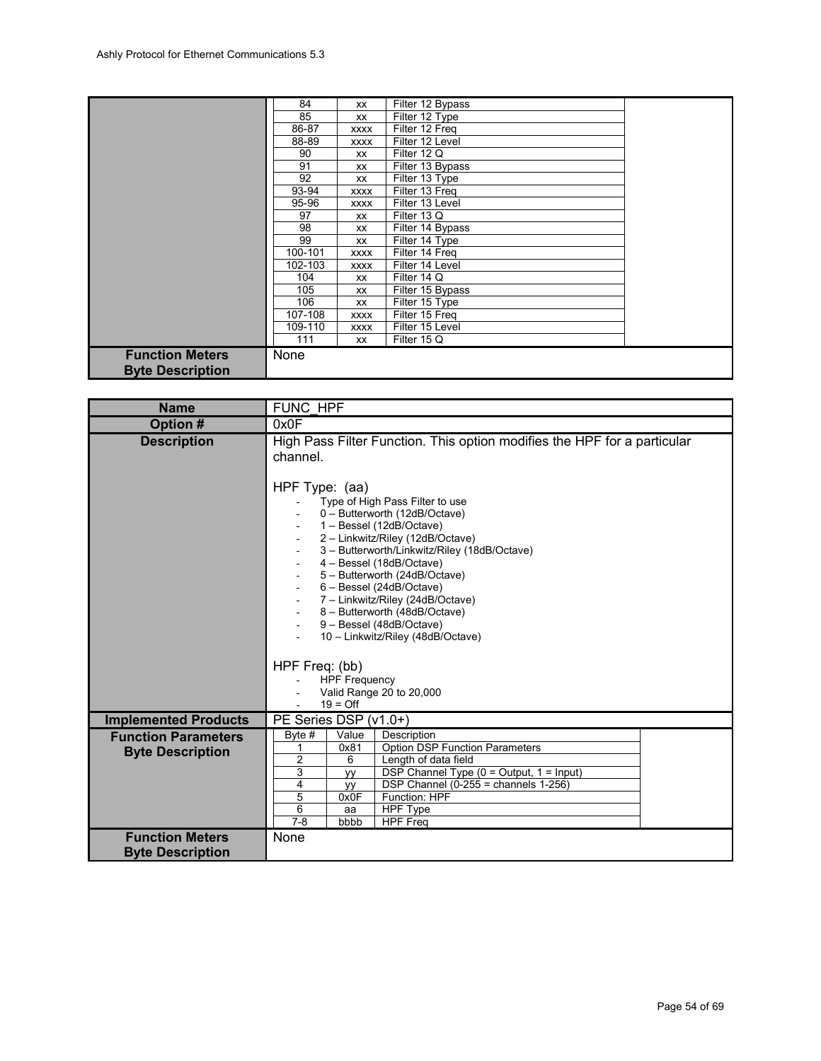| | | | |
|---|---|---|---|
| | 84 | xx | Filter 12 Bypass |
| | 85 | xx | Filter 12 Type |
| | 86-87 | xxxx | Filter 12 Freq |
| | 88-89 | xxxx | Filter 12 Level |
| | 90 | xx | Filter 12 Q |
| | 91 | xx | Filter 13 Bypass |
| | 92 | xx | Filter 13 Type |
| | 93-94 | xxxx | Filter 13 Freq |
| | 95-96 | xxxx | Filter 13 Level |
| | 97 | xx | Filter 13 Q |
| | 98 | xx | Filter 14 Bypass |
| | 99 | xx | Filter 14 Type |
| | 100-101 | xxxx | Filter 14 Freq |
| | 102-103 | xxxx | Filter 14 Level |
| | 104 | xx | Filter 14 Q |
| | 105 | xx | Filter 15 Bypass |
| | 106 | xx | Filter 15 Type |
| | 107-108 | xxxx | Filter 15 Freq |
| | 109-110 | xxxx | Filter 15 Level |
| | 111 | xx | Filter 15 Q |
| **Function Meters Byte Description** | None | | |

| | |
|---|---|
| **Name** | FUNC_HPF |
| **Option #** | 0x0F |
| **Description** | High Pass Filter Function. This option modifies the HPF for a particular channel.<br><br>HPF Type: (aa)<br>- Type of High Pass Filter to use<br>- 0 – Butterworth (12dB/Octave)<br>- 1 – Bessel (12dB/Octave)<br>- 2 – Linkwitz/Riley (12dB/Octave)<br>- 3 – Butterworth/Linkwitz/Riley (18dB/Octave)<br>- 4 – Bessel (18dB/Octave)<br>- 5 – Butterworth (24dB/Octave)<br>- 6 – Bessel (24dB/Octave)<br>- 7 – Linkwitz/Riley (24dB/Octave)<br>- 8 – Butterworth (48dB/Octave)<br>- 9 – Bessel (48dB/Octave)<br>- 10 – Linkwitz/Riley (48dB/Octave)<br><br>HPF Freq: (bb)<br>- HPF Frequency<br>- Valid Range 20 to 20,000<br>- 19 = Off |
| **Implemented Products** | PE Series DSP (v1.0+) |
| **Function Parameters Byte Description** | See table below |
| **Function Meters Byte Description** | None |

**Function Parameters Byte Description**

| Byte # | Value | Description |
|---|---|---|
| 1 | 0x81 | Option DSP Function Parameters |
| 2 | 6 | Length of data field |
| 3 | yy | DSP Channel Type (0 = Output, 1 = Input) |
| 4 | yy | DSP Channel (0-255 = channels 1-256) |
| 5 | 0x0F | Function: HPF |
| 6 | aa | HPF Type |
| 7-8 | bbbb | HPF Freq |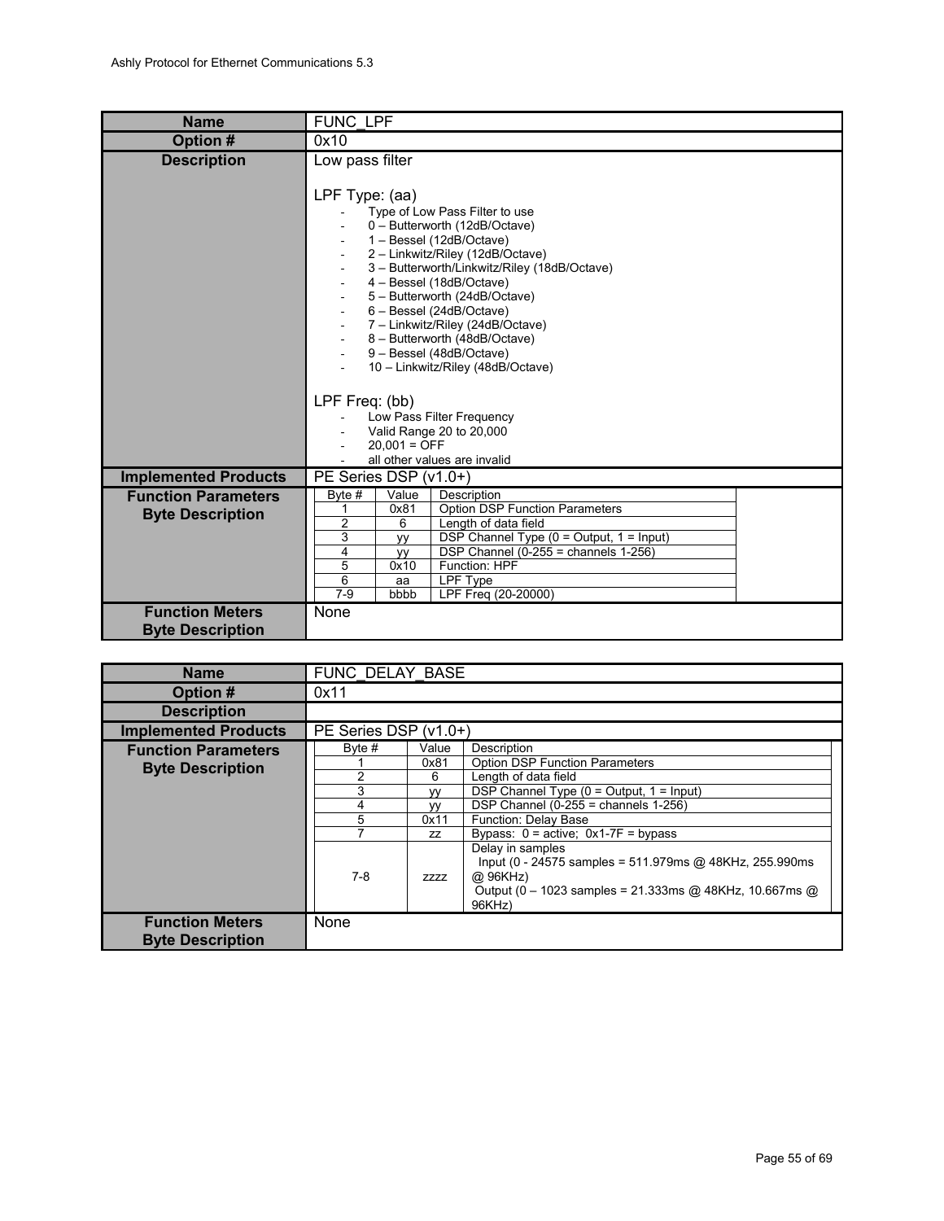| Name | FUNC_LPF |
|---|---|
| Option # | 0x10 |
| Description | Low pass filter<br><br>LPF Type: (aa)<br>- Type of Low Pass Filter to use<br>- 0 – Butterworth (12dB/Octave)<br>- 1 – Bessel (12dB/Octave)<br>- 2 – Linkwitz/Riley (12dB/Octave)<br>- 3 – Butterworth/Linkwitz/Riley (18dB/Octave)<br>- 4 – Bessel (18dB/Octave)<br>- 5 – Butterworth (24dB/Octave)<br>- 6 – Bessel (24dB/Octave)<br>- 7 – Linkwitz/Riley (24dB/Octave)<br>- 8 – Butterworth (48dB/Octave)<br>- 9 – Bessel (48dB/Octave)<br>- 10 – Linkwitz/Riley (48dB/Octave)<br><br>LPF Freq: (bb)<br>- Low Pass Filter Frequency<br>- Valid Range 20 to 20,000<br>- 20,001 = OFF<br>- all other values are invalid |
| Implemented Products | PE Series DSP (v1.0+) |
| Function Parameters Byte Description | (see table below) |
| Function Meters Byte Description | None |

| Byte # | Value | Description |
|---|---|---|
| 1 | 0x81 | Option DSP Function Parameters |
| 2 | 6 | Length of data field |
| 3 | yy | DSP Channel Type (0 = Output, 1 = Input) |
| 4 | yy | DSP Channel (0-255 = channels 1-256) |
| 5 | 0x10 | Function: HPF |
| 6 | aa | LPF Type |
| 7-9 | bbbb | LPF Freq (20-20000) |

| Name | FUNC_DELAY_BASE |
|---|---|
| Option # | 0x11 |
| Description | |
| Implemented Products | PE Series DSP (v1.0+) |
| Function Parameters Byte Description | (see table below) |
| Function Meters Byte Description | None |

| Byte # | Value | Description |
|---|---|---|
| 1 | 0x81 | Option DSP Function Parameters |
| 2 | 6 | Length of data field |
| 3 | yy | DSP Channel Type (0 = Output, 1 = Input) |
| 4 | yy | DSP Channel (0-255 = channels 1-256) |
| 5 | 0x11 | Function: Delay Base |
| 7 | zz | Bypass: 0 = active; 0x1-7F = bypass |
| 7-8 | zzzz | Delay in samples<br>Input (0 - 24575 samples = 511.979ms @ 48KHz, 255.990ms @ 96KHz)<br>Output (0 – 1023 samples = 21.333ms @ 48KHz, 10.667ms @ 96KHz) |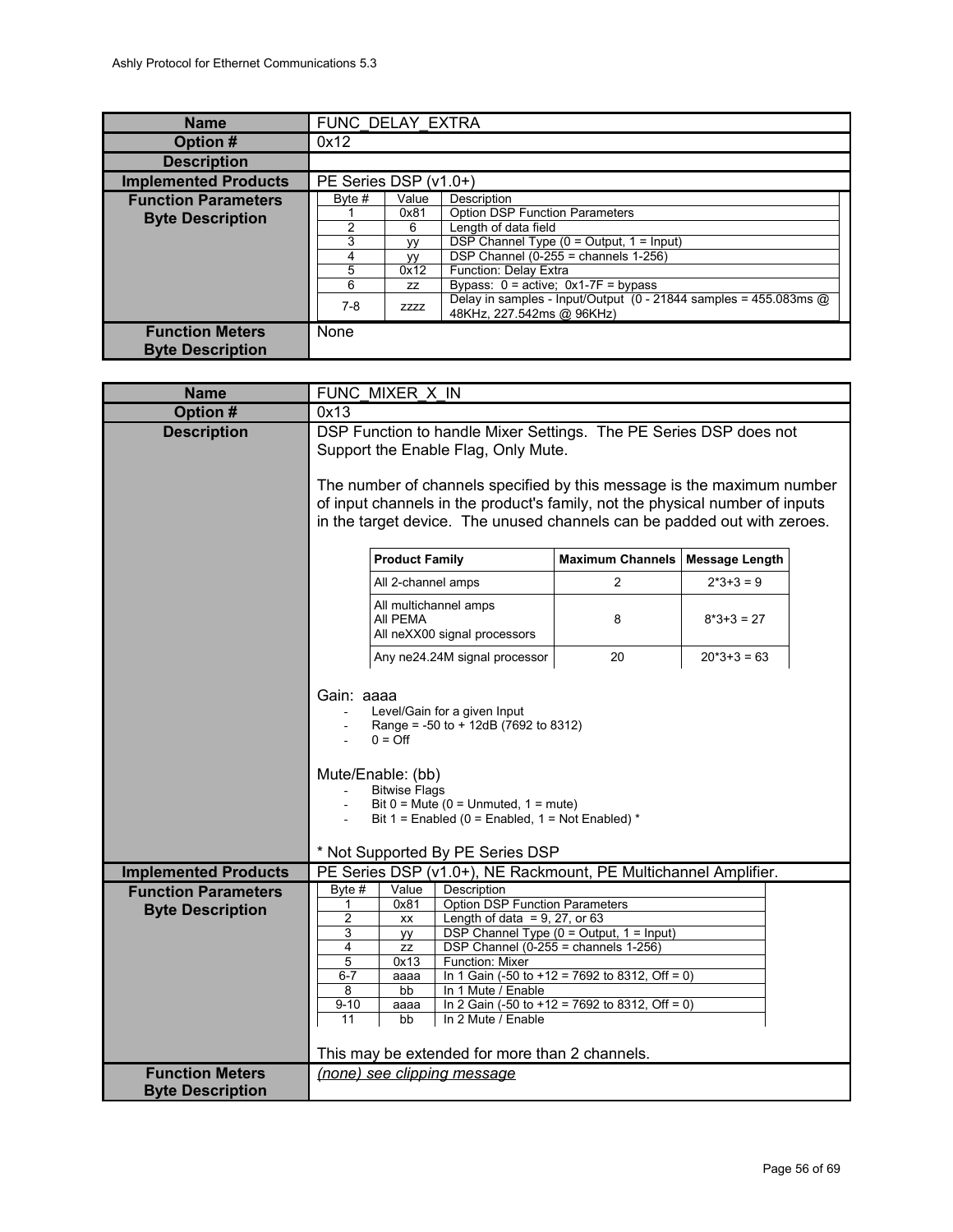| Name | FUNC_DELAY_EXTRA |
|---|---|
| Option # | 0x12 |
| Description | |
| Implemented Products | PE Series DSP (v1.0+) |
| Function Parameters Byte Description | (see table below) |
| Function Meters Byte Description | None |

| Byte # | Value | Description |
|---|---|---|
| 1 | 0x81 | Option DSP Function Parameters |
| 2 | 6 | Length of data field |
| 3 | yy | DSP Channel Type (0 = Output, 1 = Input) |
| 4 | yy | DSP Channel (0-255 = channels 1-256) |
| 5 | 0x12 | Function: Delay Extra |
| 6 | zz | Bypass: 0 = active; 0x1-7F = bypass |
| 7-8 | zzzz | Delay in samples - Input/Output (0 - 21844 samples = 455.083ms @ 48KHz, 227.542ms @ 96KHz) |

| Name | FUNC_MIXER_X_IN |
|---|---|
| Option # | 0x13 |
| Description | (see below) |
| Implemented Products | PE Series DSP (v1.0+), NE Rackmount, PE Multichannel Amplifier. |
| Function Parameters Byte Description | (see table below) |
| Function Meters Byte Description | *(none) see clipping message* |

**Description:**

DSP Function to handle Mixer Settings. The PE Series DSP does not Support the Enable Flag, Only Mute.

The number of channels specified by this message is the maximum number of input channels in the product's family, not the physical number of inputs in the target device. The unused channels can be padded out with zeroes.

| Product Family | Maximum Channels | Message Length |
|---|---|---|
| All 2-channel amps | 2 | 2*3+3 = 9 |
| All multichannel amps<br>All PEMA<br>All neXX00 signal processors | 8 | 8*3+3 = 27 |
| Any ne24.24M signal processor | 20 | 20*3+3 = 63 |

Gain: aaaa
- Level/Gain for a given Input
- Range = -50 to + 12dB (7692 to 8312)
- 0 = Off

Mute/Enable: (bb)
- Bitwise Flags
- Bit 0 = Mute (0 = Unmuted, 1 = mute)
- Bit 1 = Enabled (0 = Enabled, 1 = Not Enabled) *

* Not Supported By PE Series DSP

**Function Parameters Byte Description:**

| Byte # | Value | Description |
|---|---|---|
| 1 | 0x81 | Option DSP Function Parameters |
| 2 | xx | Length of data = 9, 27, or 63 |
| 3 | yy | DSP Channel Type (0 = Output, 1 = Input) |
| 4 | zz | DSP Channel (0-255 = channels 1-256) |
| 5 | 0x13 | Function: Mixer |
| 6-7 | aaaa | In 1 Gain (-50 to +12 = 7692 to 8312, Off = 0) |
| 8 | bb | In 1 Mute / Enable |
| 9-10 | aaaa | In 2 Gain (-50 to +12 = 7692 to 8312, Off = 0) |
| 11 | bb | In 2 Mute / Enable |

This may be extended for more than 2 channels.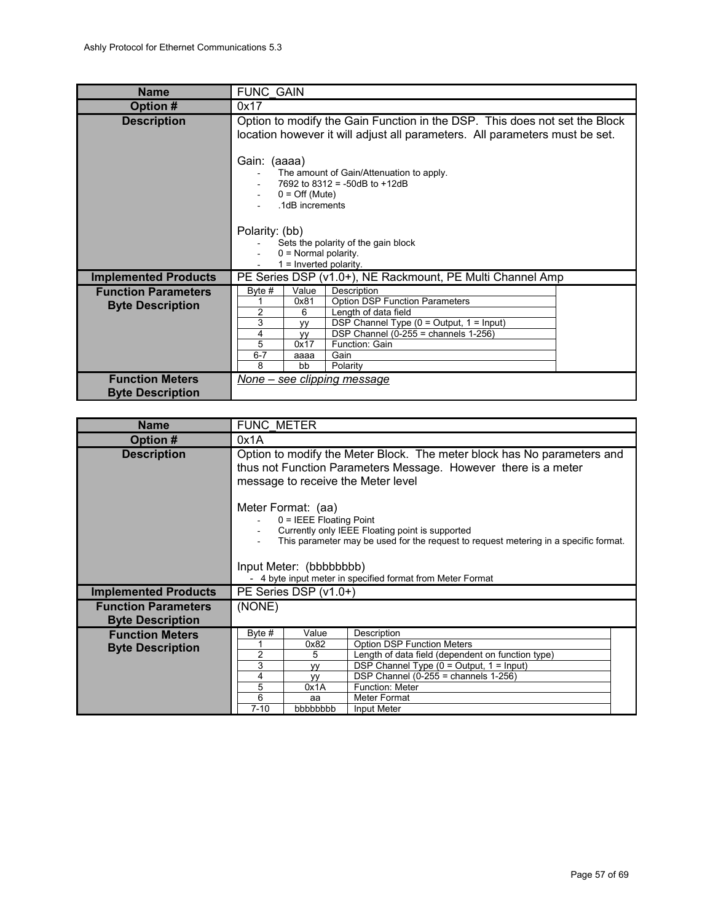| Name | FUNC_GAIN |
|---|---|
| Option # | 0x17 |
| Description | Option to modify the Gain Function in the DSP. This does not set the Block location however it will adjust all parameters. All parameters must be set.<br><br>Gain: (aaaa)<br>- The amount of Gain/Attenuation to apply.<br>- 7692 to 8312 = -50dB to +12dB<br>- 0 = Off (Mute)<br>- .1dB increments<br><br>Polarity: (bb)<br>- Sets the polarity of the gain block<br>- 0 = Normal polarity.<br>- 1 = Inverted polarity. |
| Implemented Products | PE Series DSP (v1.0+), NE Rackmount, PE Multi Channel Amp |
| Function Parameters Byte Description | (see table below) |
| Function Meters Byte Description | *None – see clipping message* |

Function Parameters Byte Description:

| Byte # | Value | Description |
|---|---|---|
| 1 | 0x81 | Option DSP Function Parameters |
| 2 | 6 | Length of data field |
| 3 | yy | DSP Channel Type (0 = Output, 1 = Input) |
| 4 | yy | DSP Channel (0-255 = channels 1-256) |
| 5 | 0x17 | Function: Gain |
| 6-7 | aaaa | Gain |
| 8 | bb | Polarity |

| Name | FUNC_METER |
|---|---|
| Option # | 0x1A |
| Description | Option to modify the Meter Block. The meter block has No parameters and thus not Function Parameters Message. However there is a meter message to receive the Meter level<br><br>Meter Format: (aa)<br>- 0 = IEEE Floating Point<br>- Currently only IEEE Floating point is supported<br>- This parameter may be used for the request to request metering in a specific format.<br><br>Input Meter: (bbbbbbbb)<br>- 4 byte input meter in specified format from Meter Format |
| Implemented Products | PE Series DSP (v1.0+) |
| Function Parameters Byte Description | (NONE) |
| Function Meters Byte Description | (see table below) |

Function Meters Byte Description:

| Byte # | Value | Description |
|---|---|---|
| 1 | 0x82 | Option DSP Function Meters |
| 2 | 5 | Length of data field (dependent on function type) |
| 3 | yy | DSP Channel Type (0 = Output, 1 = Input) |
| 4 | yy | DSP Channel (0-255 = channels 1-256) |
| 5 | 0x1A | Function: Meter |
| 6 | aa | Meter Format |
| 7-10 | bbbbbbbb | Input Meter |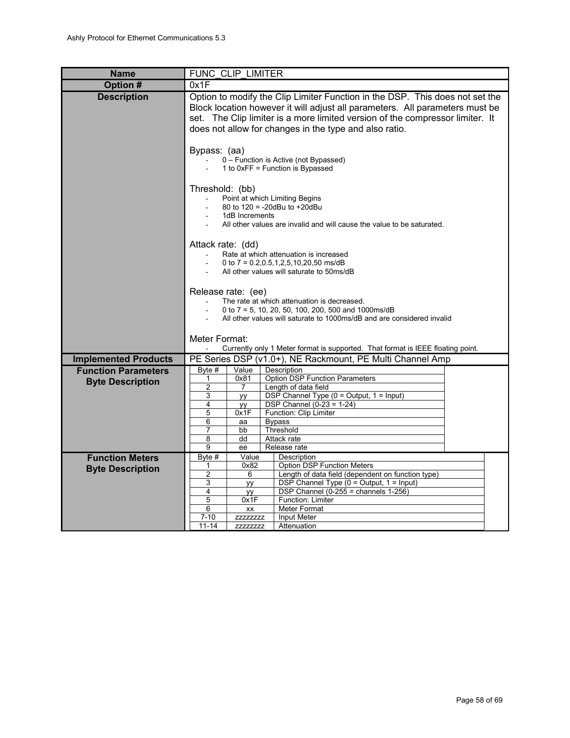| Name | FUNC_CLIP_LIMITER |
|---|---|
| **Option #** | 0x1F |
| **Description** | Option to modify the Clip Limiter Function in the DSP. This does not set the Block location however it will adjust all parameters. All parameters must be set. The Clip limiter is a more limited version of the compressor limiter. It does not allow for changes in the type and also ratio.<br><br>Bypass: (aa)<br>- 0 – Function is Active (not Bypassed)<br>- 1 to 0xFF = Function is Bypassed<br><br>Threshold: (bb)<br>- Point at which Limiting Begins<br>- 80 to 120 = -20dBu to +20dBu<br>- 1dB Increments<br>- All other values are invalid and will cause the value to be saturated.<br><br>Attack rate: (dd)<br>- Rate at which attenuation is increased<br>- 0 to 7 = 0.2,0.5,1,2,5,10,20,50 ms/dB<br>- All other values will saturate to 50ms/dB<br><br>Release rate: (ee)<br>- The rate at which attenuation is decreased.<br>- 0 to 7 = 5, 10, 20, 50, 100, 200, 500 and 1000ms/dB<br>- All other values will saturate to 1000ms/dB and are considered invalid<br><br>Meter Format:<br>- Currently only 1 Meter format is supported. That format is IEEE floating point. |
| **Implemented Products** | PE Series DSP (v1.0+), NE Rackmount, PE Multi Channel Amp |

**Function Parameters Byte Description**

| Byte # | Value | Description |
|---|---|---|
| 1 | 0x81 | Option DSP Function Parameters |
| 2 | 7 | Length of data field |
| 3 | yy | DSP Channel Type (0 = Output, 1 = Input) |
| 4 | yy | DSP Channel (0-23 = 1-24) |
| 5 | 0x1F | Function: Clip Limiter |
| 6 | aa | Bypass |
| 7 | bb | Threshold |
| 8 | dd | Attack rate |
| 9 | ee | Release rate |

**Function Meters Byte Description**

| Byte # | Value | Description |
|---|---|---|
| 1 | 0x82 | Option DSP Function Meters |
| 2 | 6 | Length of data field (dependent on function type) |
| 3 | yy | DSP Channel Type (0 = Output, 1 = Input) |
| 4 | yy | DSP Channel (0-255 = channels 1-256) |
| 5 | 0x1F | Function: Limiter |
| 6 | xx | Meter Format |
| 7-10 | zzzzzzzz | Input Meter |
| 11-14 | zzzzzzzz | Attenuation |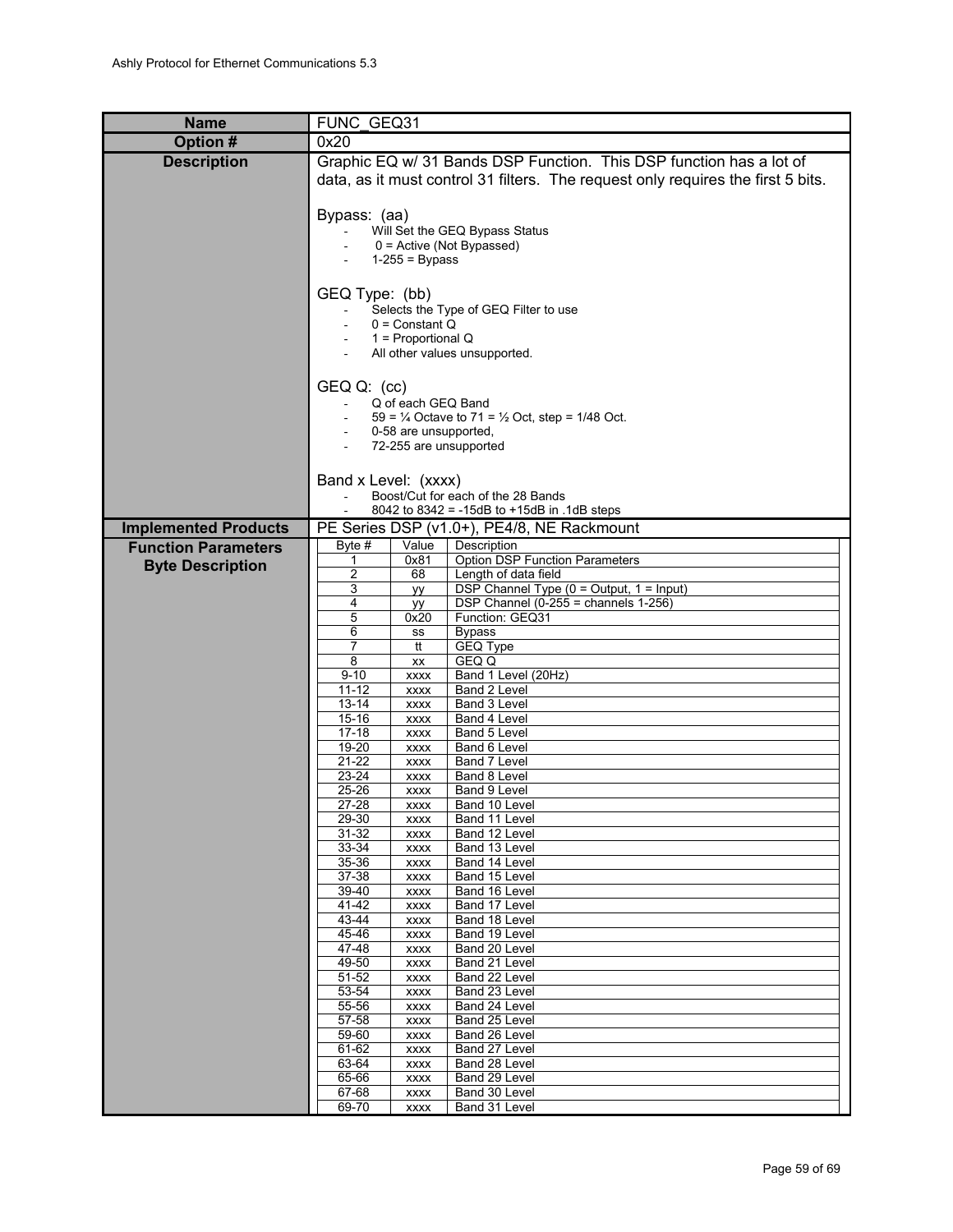| Name | FUNC_GEQ31 |
|---|---|
| **Option #** | 0x20 |
| **Description** | Graphic EQ w/ 31 Bands DSP Function. This DSP function has a lot of data, as it must control 31 filters. The request only requires the first 5 bits.<br><br>Bypass: (aa)<br>- Will Set the GEQ Bypass Status<br>- 0 = Active (Not Bypassed)<br>- 1-255 = Bypass<br><br>GEQ Type: (bb)<br>- Selects the Type of GEQ Filter to use<br>- 0 = Constant Q<br>- 1 = Proportional Q<br>- All other values unsupported.<br><br>GEQ Q: (cc)<br>- Q of each GEQ Band<br>- 59 = ¼ Octave to 71 = ½ Oct, step = 1/48 Oct.<br>- 0-58 are unsupported,<br>- 72-255 are unsupported<br><br>Band x Level: (xxxx)<br>- Boost/Cut for each of the 28 Bands<br>- 8042 to 8342 = -15dB to +15dB in .1dB steps |
| **Implemented Products** | PE Series DSP (v1.0+), PE4/8, NE Rackmount |
| **Function Parameters Byte Description** | (see table below) |

| Byte # | Value | Description |
|---|---|---|
| 1 | 0x81 | Option DSP Function Parameters |
| 2 | 68 | Length of data field |
| 3 | yy | DSP Channel Type (0 = Output, 1 = Input) |
| 4 | yy | DSP Channel (0-255 = channels 1-256) |
| 5 | 0x20 | Function: GEQ31 |
| 6 | ss | Bypass |
| 7 | tt | GEQ Type |
| 8 | xx | GEQ Q |
| 9-10 | xxxx | Band 1 Level (20Hz) |
| 11-12 | xxxx | Band 2 Level |
| 13-14 | xxxx | Band 3 Level |
| 15-16 | xxxx | Band 4 Level |
| 17-18 | xxxx | Band 5 Level |
| 19-20 | xxxx | Band 6 Level |
| 21-22 | xxxx | Band 7 Level |
| 23-24 | xxxx | Band 8 Level |
| 25-26 | xxxx | Band 9 Level |
| 27-28 | xxxx | Band 10 Level |
| 29-30 | xxxx | Band 11 Level |
| 31-32 | xxxx | Band 12 Level |
| 33-34 | xxxx | Band 13 Level |
| 35-36 | xxxx | Band 14 Level |
| 37-38 | xxxx | Band 15 Level |
| 39-40 | xxxx | Band 16 Level |
| 41-42 | xxxx | Band 17 Level |
| 43-44 | xxxx | Band 18 Level |
| 45-46 | xxxx | Band 19 Level |
| 47-48 | xxxx | Band 20 Level |
| 49-50 | xxxx | Band 21 Level |
| 51-52 | xxxx | Band 22 Level |
| 53-54 | xxxx | Band 23 Level |
| 55-56 | xxxx | Band 24 Level |
| 57-58 | xxxx | Band 25 Level |
| 59-60 | xxxx | Band 26 Level |
| 61-62 | xxxx | Band 27 Level |
| 63-64 | xxxx | Band 28 Level |
| 65-66 | xxxx | Band 29 Level |
| 67-68 | xxxx | Band 30 Level |
| 69-70 | xxxx | Band 31 Level |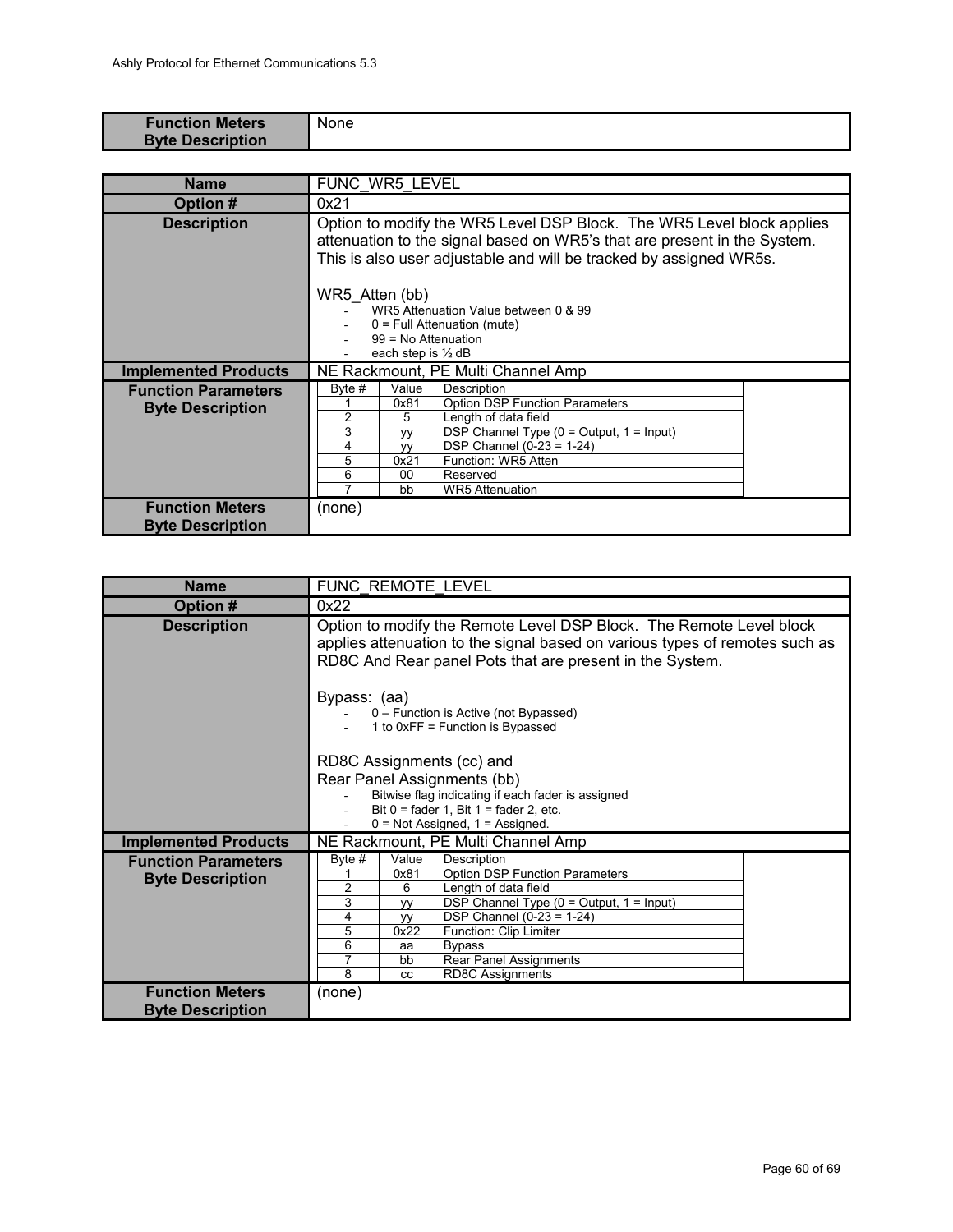| Function Meters Byte Description | None |
|---|---|

| Name | FUNC_WR5_LEVEL |
|---|---|
| Option # | 0x21 |
| Description | Option to modify the WR5 Level DSP Block. The WR5 Level block applies attenuation to the signal based on WR5's that are present in the System. This is also user adjustable and will be tracked by assigned WR5s.<br><br>WR5_Atten (bb)<br>- WR5 Attenuation Value between 0 & 99<br>- 0 = Full Attenuation (mute)<br>- 99 = No Attenuation<br>- each step is ½ dB |
| Implemented Products | NE Rackmount, PE Multi Channel Amp |
| Function Parameters Byte Description | (see table below) |
| Function Meters Byte Description | (none) |

| Byte # | Value | Description |
|---|---|---|
| 1 | 0x81 | Option DSP Function Parameters |
| 2 | 5 | Length of data field |
| 3 | yy | DSP Channel Type (0 = Output, 1 = Input) |
| 4 | yy | DSP Channel (0-23 = 1-24) |
| 5 | 0x21 | Function: WR5 Atten |
| 6 | 00 | Reserved |
| 7 | bb | WR5 Attenuation |

| Name | FUNC_REMOTE_LEVEL |
|---|---|
| Option # | 0x22 |
| Description | Option to modify the Remote Level DSP Block. The Remote Level block applies attenuation to the signal based on various types of remotes such as RD8C And Rear panel Pots that are present in the System.<br><br>Bypass: (aa)<br>- 0 – Function is Active (not Bypassed)<br>- 1 to 0xFF = Function is Bypassed<br><br>RD8C Assignments (cc) and<br>Rear Panel Assignments (bb)<br>- Bitwise flag indicating if each fader is assigned<br>- Bit 0 = fader 1, Bit 1 = fader 2, etc.<br>- 0 = Not Assigned, 1 = Assigned. |
| Implemented Products | NE Rackmount, PE Multi Channel Amp |
| Function Parameters Byte Description | (see table below) |
| Function Meters Byte Description | (none) |

| Byte # | Value | Description |
|---|---|---|
| 1 | 0x81 | Option DSP Function Parameters |
| 2 | 6 | Length of data field |
| 3 | yy | DSP Channel Type (0 = Output, 1 = Input) |
| 4 | yy | DSP Channel (0-23 = 1-24) |
| 5 | 0x22 | Function: Clip Limiter |
| 6 | aa | Bypass |
| 7 | bb | Rear Panel Assignments |
| 8 | cc | RD8C Assignments |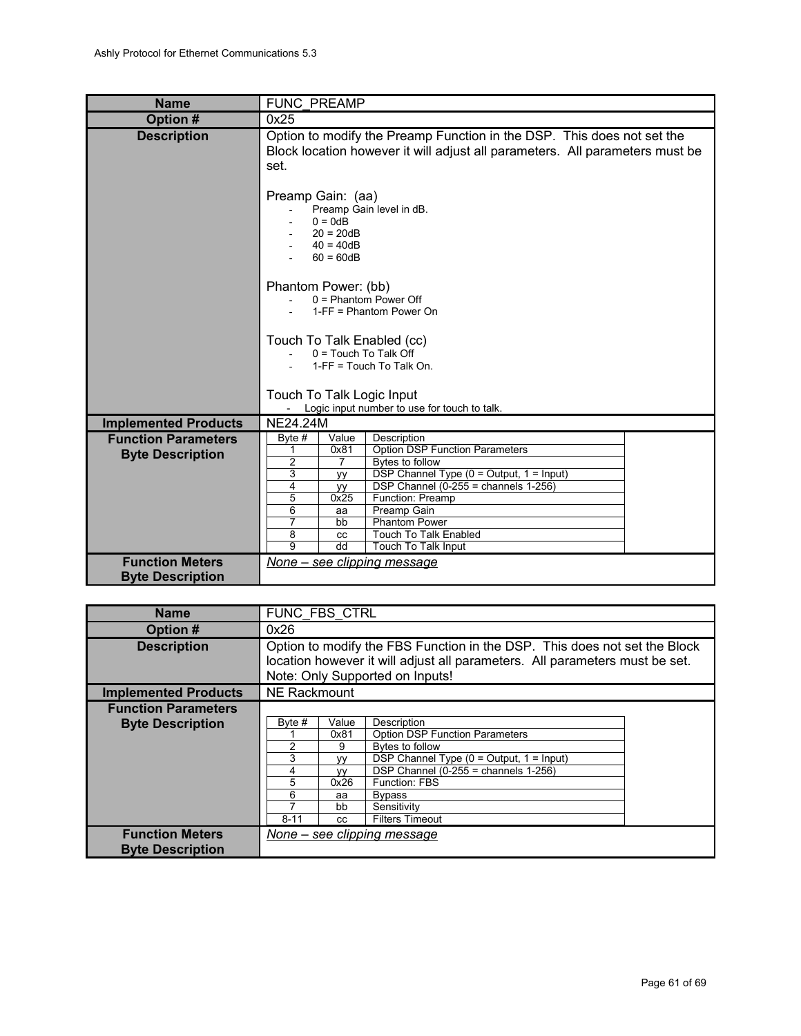| Name | FUNC_PREAMP |
|---|---|
| **Option #** | 0x25 |
| **Description** | Option to modify the Preamp Function in the DSP. This does not set the Block location however it will adjust all parameters. All parameters must be set.<br><br>Preamp Gain: (aa)<br>- Preamp Gain level in dB.<br>- 0 = 0dB<br>- 20 = 20dB<br>- 40 = 40dB<br>- 60 = 60dB<br><br>Phantom Power: (bb)<br>- 0 = Phantom Power Off<br>- 1-FF = Phantom Power On<br><br>Touch To Talk Enabled (cc)<br>- 0 = Touch To Talk Off<br>- 1-FF = Touch To Talk On.<br><br>Touch To Talk Logic Input<br>- Logic input number to use for touch to talk. |
| **Implemented Products** | NE24.24M |
| **Function Parameters Byte Description** | See table below |
| **Function Meters Byte Description** | *None – see clipping message* |

| Byte # | Value | Description |
|---|---|---|
| 1 | 0x81 | Option DSP Function Parameters |
| 2 | 7 | Bytes to follow |
| 3 | yy | DSP Channel Type (0 = Output, 1 = Input) |
| 4 | yy | DSP Channel (0-255 = channels 1-256) |
| 5 | 0x25 | Function: Preamp |
| 6 | aa | Preamp Gain |
| 7 | bb | Phantom Power |
| 8 | cc | Touch To Talk Enabled |
| 9 | dd | Touch To Talk Input |

| Name | FUNC_FBS_CTRL |
|---|---|
| **Option #** | 0x26 |
| **Description** | Option to modify the FBS Function in the DSP. This does not set the Block location however it will adjust all parameters. All parameters must be set. Note: Only Supported on Inputs! |
| **Implemented Products** | NE Rackmount |
| **Function Parameters Byte Description** | See table below |
| **Function Meters Byte Description** | *None – see clipping message* |

| Byte # | Value | Description |
|---|---|---|
| 1 | 0x81 | Option DSP Function Parameters |
| 2 | 9 | Bytes to follow |
| 3 | yy | DSP Channel Type (0 = Output, 1 = Input) |
| 4 | yy | DSP Channel (0-255 = channels 1-256) |
| 5 | 0x26 | Function: FBS |
| 6 | aa | Bypass |
| 7 | bb | Sensitivity |
| 8-11 | cc | Filters Timeout |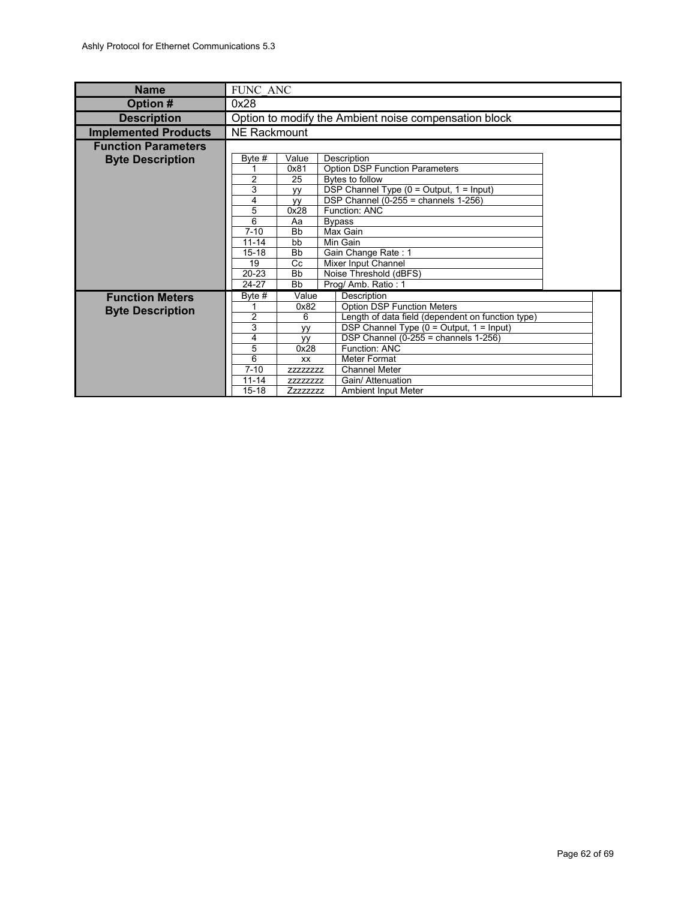| Name | FUNC_ANC |
|---|---|
| Option # | 0x28 |
| Description | Option to modify the Ambient noise compensation block |
| Implemented Products | NE Rackmount |

**Function Parameters Byte Description**

| Byte # | Value | Description |
|---|---|---|
| 1 | 0x81 | Option DSP Function Parameters |
| 2 | 25 | Bytes to follow |
| 3 | yy | DSP Channel Type (0 = Output, 1 = Input) |
| 4 | yy | DSP Channel (0-255 = channels 1-256) |
| 5 | 0x28 | Function: ANC |
| 6 | Aa | Bypass |
| 7-10 | Bb | Max Gain |
| 11-14 | bb | Min Gain |
| 15-18 | Bb | Gain Change Rate : 1 |
| 19 | Cc | Mixer Input Channel |
| 20-23 | Bb | Noise Threshold (dBFS) |
| 24-27 | Bb | Prog/ Amb. Ratio : 1 |

**Function Meters Byte Description**

| Byte # | Value | Description |
|---|---|---|
| 1 | 0x82 | Option DSP Function Meters |
| 2 | 6 | Length of data field (dependent on function type) |
| 3 | yy | DSP Channel Type (0 = Output, 1 = Input) |
| 4 | yy | DSP Channel (0-255 = channels 1-256) |
| 5 | 0x28 | Function: ANC |
| 6 | xx | Meter Format |
| 7-10 | zzzzzzzz | Channel Meter |
| 11-14 | zzzzzzzz | Gain/ Attenuation |
| 15-18 | Zzzzzzzz | Ambient Input Meter |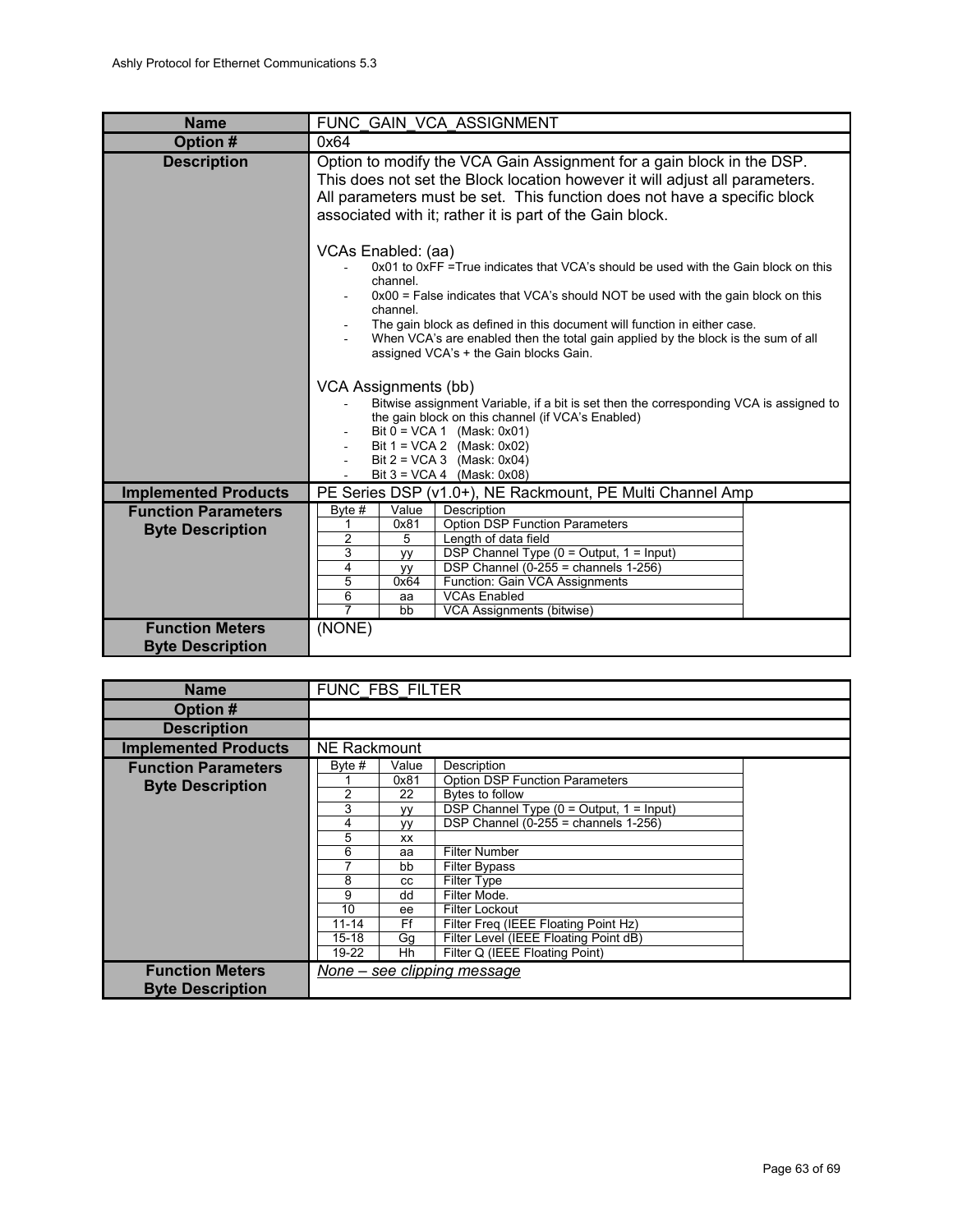| Name | FUNC_GAIN_VCA_ASSIGNMENT |
|---|---|
| Option # | 0x64 |
| Description | Option to modify the VCA Gain Assignment for a gain block in the DSP. This does not set the Block location however it will adjust all parameters. All parameters must be set. This function does not have a specific block associated with it; rather it is part of the Gain block.<br><br>VCAs Enabled: (aa)<br>- 0x01 to 0xFF =True indicates that VCA's should be used with the Gain block on this channel.<br>- 0x00 = False indicates that VCA's should NOT be used with the gain block on this channel.<br>- The gain block as defined in this document will function in either case.<br>- When VCA's are enabled then the total gain applied by the block is the sum of all assigned VCA's + the Gain blocks Gain.<br><br>VCA Assignments (bb)<br>- Bitwise assignment Variable, if a bit is set then the corresponding VCA is assigned to the gain block on this channel (if VCA's Enabled)<br>- Bit 0 = VCA 1 (Mask: 0x01)<br>- Bit 1 = VCA 2 (Mask: 0x02)<br>- Bit 2 = VCA 3 (Mask: 0x04)<br>- Bit 3 = VCA 4 (Mask: 0x08) |
| Implemented Products | PE Series DSP (v1.0+), NE Rackmount, PE Multi Channel Amp |
| Function Parameters Byte Description | (see table below) |
| Function Meters Byte Description | (NONE) |

| Byte # | Value | Description |
|---|---|---|
| 1 | 0x81 | Option DSP Function Parameters |
| 2 | 5 | Length of data field |
| 3 | yy | DSP Channel Type (0 = Output, 1 = Input) |
| 4 | yy | DSP Channel (0-255 = channels 1-256) |
| 5 | 0x64 | Function: Gain VCA Assignments |
| 6 | aa | VCAs Enabled |
| 7 | bb | VCA Assignments (bitwise) |

| Name | FUNC_FBS_FILTER |
|---|---|
| Option # | |
| Description | |
| Implemented Products | NE Rackmount |
| Function Parameters Byte Description | (see table below) |
| Function Meters Byte Description | *None – see clipping message* |

| Byte # | Value | Description |
|---|---|---|
| 1 | 0x81 | Option DSP Function Parameters |
| 2 | 22 | Bytes to follow |
| 3 | yy | DSP Channel Type (0 = Output, 1 = Input) |
| 4 | yy | DSP Channel (0-255 = channels 1-256) |
| 5 | xx | |
| 6 | aa | Filter Number |
| 7 | bb | Filter Bypass |
| 8 | cc | Filter Type |
| 9 | dd | Filter Mode. |
| 10 | ee | Filter Lockout |
| 11-14 | Ff | Filter Freq (IEEE Floating Point Hz) |
| 15-18 | Gg | Filter Level (IEEE Floating Point dB) |
| 19-22 | Hh | Filter Q (IEEE Floating Point) |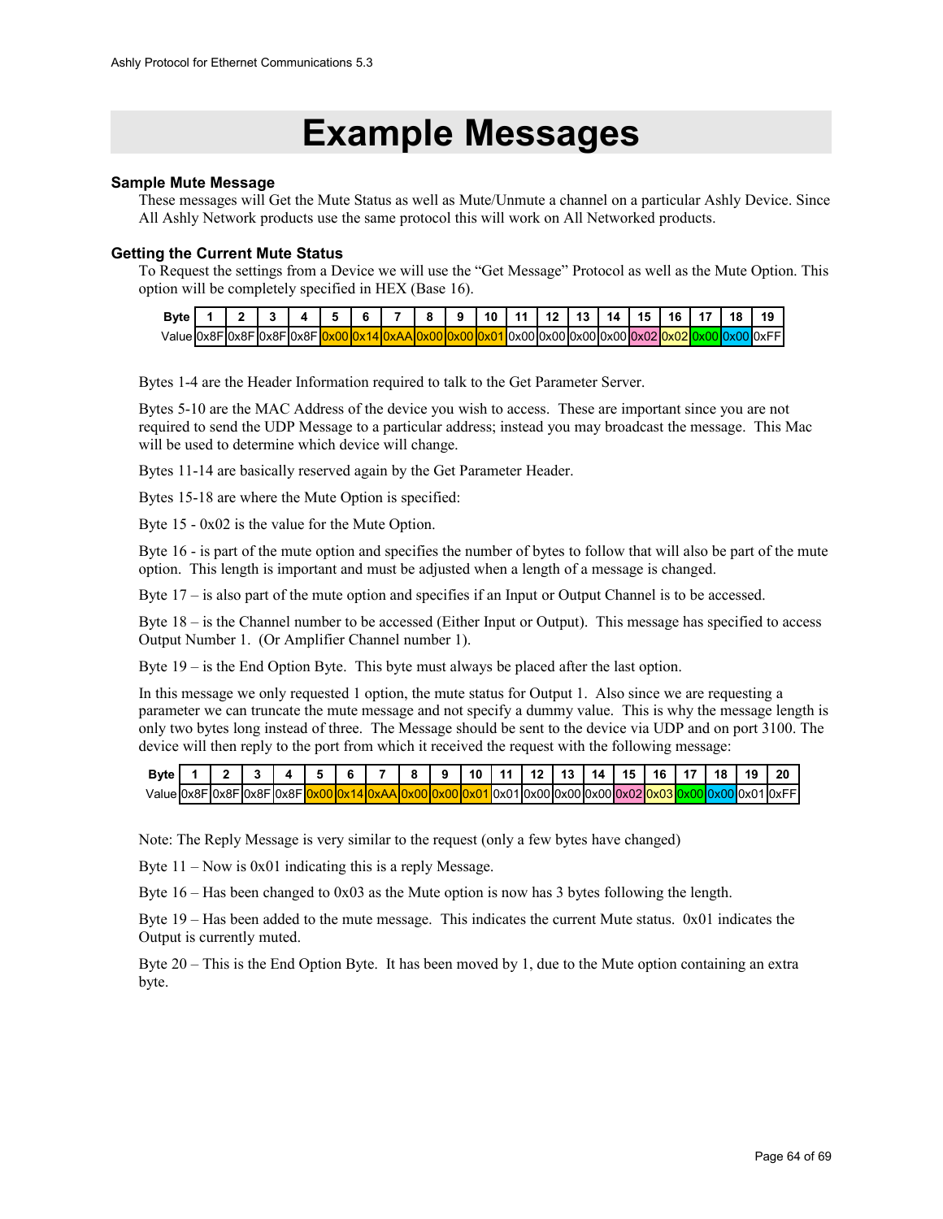# Example Messages

### Sample Mute Message

These messages will Get the Mute Status as well as Mute/Unmute a channel on a particular Ashly Device. Since All Ashly Network products use the same protocol this will work on All Networked products.

### Getting the Current Mute Status

To Request the settings from a Device we will use the “Get Message” Protocol as well as the Mute Option. This option will be completely specified in HEX (Base 16).

| Byte | 1 | 2 | 3 | 4 | 5 | 6 | 7 | 8 | 9 | 10 | 11 | 12 | 13 | 14 | 15 | 16 | 17 | 18 | 19 |
|---|---|---|---|---|---|---|---|---|---|---|---|---|---|---|---|---|---|---|---|
| Value | 0x8F | 0x8F | 0x8F | 0x8F | 0x00 | 0x14 | 0xAA | 0x00 | 0x00 | 0x01 | 0x00 | 0x00 | 0x00 | 0x00 | 0x02 | 0x02 | 0x00 | 0x00 | 0xFF |

Bytes 1-4 are the Header Information required to talk to the Get Parameter Server.

Bytes 5-10 are the MAC Address of the device you wish to access. These are important since you are not required to send the UDP Message to a particular address; instead you may broadcast the message. This Mac will be used to determine which device will change.

Bytes 11-14 are basically reserved again by the Get Parameter Header.

Bytes 15-18 are where the Mute Option is specified:

Byte 15 - 0x02 is the value for the Mute Option.

Byte 16 - is part of the mute option and specifies the number of bytes to follow that will also be part of the mute option. This length is important and must be adjusted when a length of a message is changed.

Byte 17 – is also part of the mute option and specifies if an Input or Output Channel is to be accessed.

Byte 18 – is the Channel number to be accessed (Either Input or Output). This message has specified to access Output Number 1. (Or Amplifier Channel number 1).

Byte 19 – is the End Option Byte. This byte must always be placed after the last option.

In this message we only requested 1 option, the mute status for Output 1. Also since we are requesting a parameter we can truncate the mute message and not specify a dummy value. This is why the message length is only two bytes long instead of three. The Message should be sent to the device via UDP and on port 3100. The device will then reply to the port from which it received the request with the following message:

| Byte | 1 | 2 | 3 | 4 | 5 | 6 | 7 | 8 | 9 | 10 | 11 | 12 | 13 | 14 | 15 | 16 | 17 | 18 | 19 | 20 |
|---|---|---|---|---|---|---|---|---|---|---|---|---|---|---|---|---|---|---|---|---|
| Value | 0x8F | 0x8F | 0x8F | 0x8F | 0x00 | 0x14 | 0xAA | 0x00 | 0x00 | 0x01 | 0x01 | 0x00 | 0x00 | 0x00 | 0x02 | 0x03 | 0x00 | 0x00 | 0x01 | 0xFF |

Note: The Reply Message is very similar to the request (only a few bytes have changed)

Byte 11 – Now is 0x01 indicating this is a reply Message.

Byte 16 – Has been changed to 0x03 as the Mute option is now has 3 bytes following the length.

Byte 19 – Has been added to the mute message. This indicates the current Mute status. 0x01 indicates the Output is currently muted.

Byte 20 – This is the End Option Byte. It has been moved by 1, due to the Mute option containing an extra byte.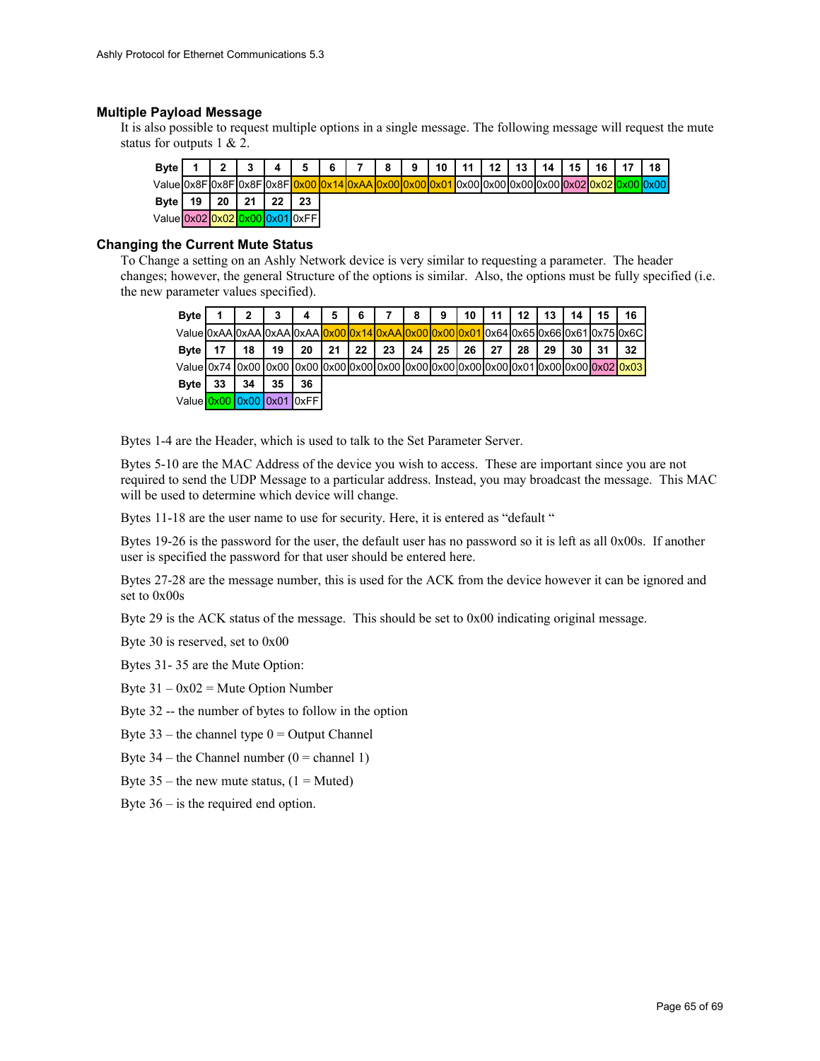### Multiple Payload Message

It is also possible to request multiple options in a single message. The following message will request the mute status for outputs 1 & 2.

| Byte | 1 | 2 | 3 | 4 | 5 | 6 | 7 | 8 | 9 | 10 | 11 | 12 | 13 | 14 | 15 | 16 | 17 | 18 |
|---|---|---|---|---|---|---|---|---|---|---|---|---|---|---|---|---|---|---|
| Value | 0x8F | 0x8F | 0x8F | 0x8F | 0x00 | 0x14 | 0xAA | 0x00 | 0x00 | 0x01 | 0x00 | 0x00 | 0x00 | 0x00 | 0x02 | 0x02 | 0x00 | 0x00 |
| **Byte** | **19** | **20** | **21** | **22** | **23** | | | | | | | | | | | | | |
| Value | 0x02 | 0x02 | 0x00 | 0x01 | 0xFF | | | | | | | | | | | | | |

### Changing the Current Mute Status

To Change a setting on an Ashly Network device is very similar to requesting a parameter. The header changes; however, the general Structure of the options is similar. Also, the options must be fully specified (i.e. the new parameter values specified).

| Byte | 1 | 2 | 3 | 4 | 5 | 6 | 7 | 8 | 9 | 10 | 11 | 12 | 13 | 14 | 15 | 16 |
|---|---|---|---|---|---|---|---|---|---|---|---|---|---|---|---|---|
| Value | 0xAA | 0xAA | 0xAA | 0xAA | 0x00 | 0x14 | 0xAA | 0x00 | 0x00 | 0x01 | 0x64 | 0x65 | 0x66 | 0x61 | 0x75 | 0x6C |
| **Byte** | **17** | **18** | **19** | **20** | **21** | **22** | **23** | **24** | **25** | **26** | **27** | **28** | **29** | **30** | **31** | **32** |
| Value | 0x74 | 0x00 | 0x00 | 0x00 | 0x00 | 0x00 | 0x00 | 0x00 | 0x00 | 0x00 | 0x00 | 0x01 | 0x00 | 0x00 | 0x02 | 0x03 |
| **Byte** | **33** | **34** | **35** | **36** | | | | | | | | | | | | |
| Value | 0x00 | 0x00 | 0x01 | 0xFF | | | | | | | | | | | | |

Bytes 1-4 are the Header, which is used to talk to the Set Parameter Server.

Bytes 5-10 are the MAC Address of the device you wish to access. These are important since you are not required to send the UDP Message to a particular address. Instead, you may broadcast the message. This MAC will be used to determine which device will change.

Bytes 11-18 are the user name to use for security. Here, it is entered as "default "

Bytes 19-26 is the password for the user, the default user has no password so it is left as all 0x00s. If another user is specified the password for that user should be entered here.

Bytes 27-28 are the message number, this is used for the ACK from the device however it can be ignored and set to 0x00s

Byte 29 is the ACK status of the message. This should be set to 0x00 indicating original message.

Byte 30 is reserved, set to 0x00

Bytes 31- 35 are the Mute Option:

Byte 31 – 0x02 = Mute Option Number

Byte 32 -- the number of bytes to follow in the option

Byte 33 – the channel type 0 = Output Channel

Byte 34 – the Channel number (0 = channel 1)

Byte 35 – the new mute status, (1 = Muted)

Byte 36 – is the required end option.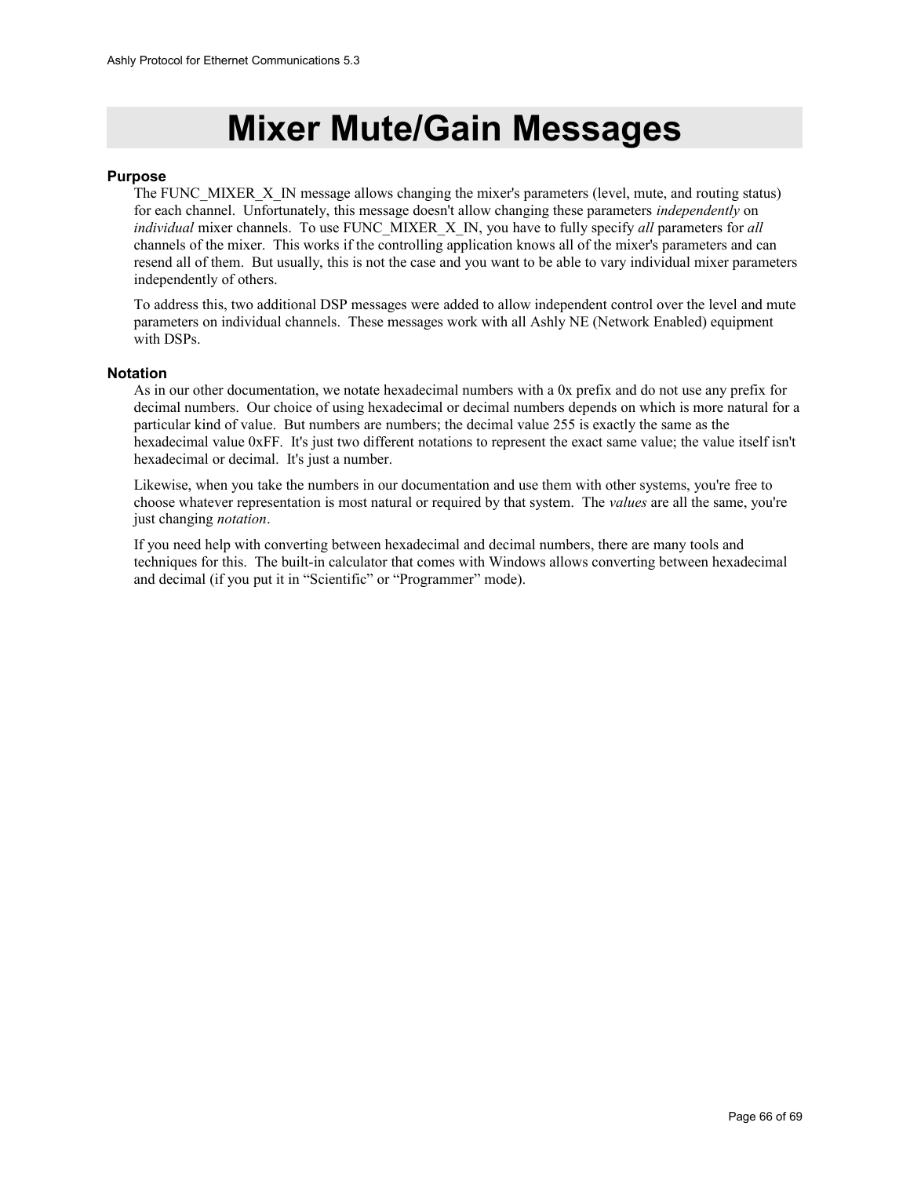# Mixer Mute/Gain Messages

### Purpose

The FUNC_MIXER_X_IN message allows changing the mixer's parameters (level, mute, and routing status) for each channel. Unfortunately, this message doesn't allow changing these parameters *independently* on *individual* mixer channels. To use FUNC_MIXER_X_IN, you have to fully specify *all* parameters for *all* channels of the mixer. This works if the controlling application knows all of the mixer's parameters and can resend all of them. But usually, this is not the case and you want to be able to vary individual mixer parameters independently of others.

To address this, two additional DSP messages were added to allow independent control over the level and mute parameters on individual channels. These messages work with all Ashly NE (Network Enabled) equipment with DSPs.

### Notation

As in our other documentation, we notate hexadecimal numbers with a 0x prefix and do not use any prefix for decimal numbers. Our choice of using hexadecimal or decimal numbers depends on which is more natural for a particular kind of value. But numbers are numbers; the decimal value 255 is exactly the same as the hexadecimal value 0xFF. It's just two different notations to represent the exact same value; the value itself isn't hexadecimal or decimal. It's just a number.

Likewise, when you take the numbers in our documentation and use them with other systems, you're free to choose whatever representation is most natural or required by that system. The *values* are all the same, you're just changing *notation*.

If you need help with converting between hexadecimal and decimal numbers, there are many tools and techniques for this. The built-in calculator that comes with Windows allows converting between hexadecimal and decimal (if you put it in "Scientific" or "Programmer" mode).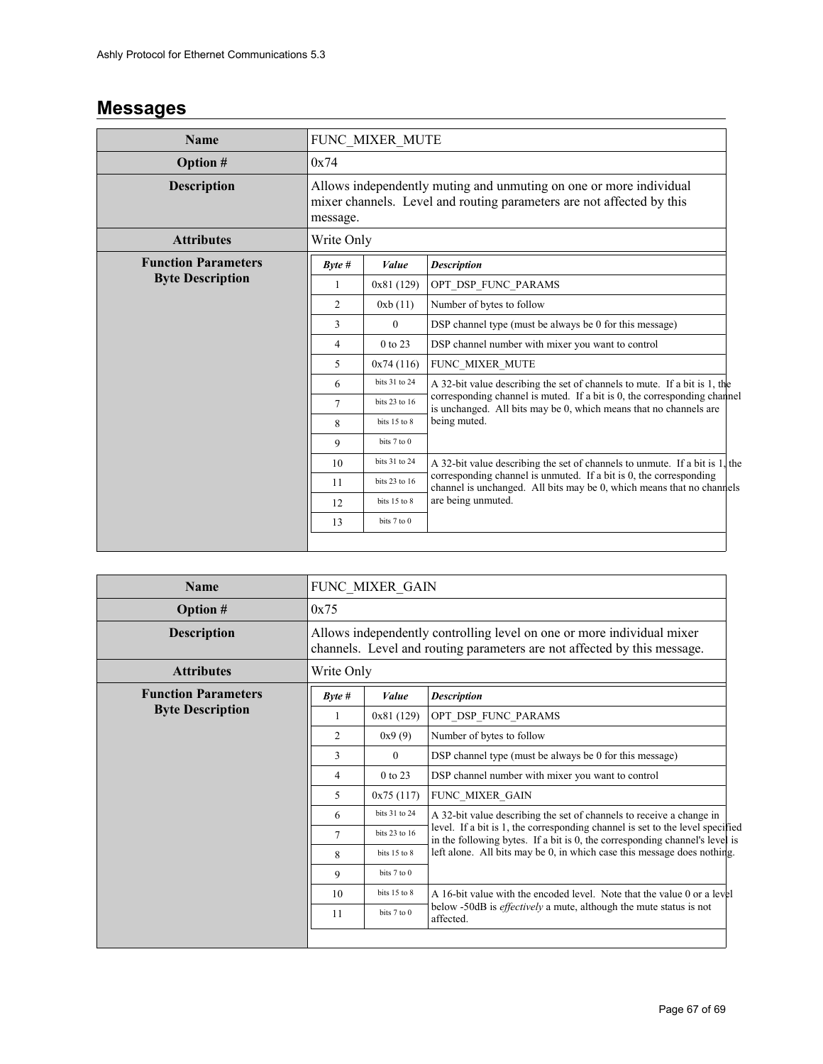## Messages

| Name | FUNC_MIXER_MUTE |
|---|---|
| **Option #** | 0x74 |
| **Description** | Allows independently muting and unmuting on one or more individual mixer channels. Level and routing parameters are not affected by this message. |
| **Attributes** | Write Only |
| **Function Parameters Byte Description** | |

| *Byte #* | *Value* | *Description* |
|---|---|---|
| 1 | 0x81 (129) | OPT_DSP_FUNC_PARAMS |
| 2 | 0xb (11) | Number of bytes to follow |
| 3 | 0 | DSP channel type (must be always be 0 for this message) |
| 4 | 0 to 23 | DSP channel number with mixer you want to control |
| 5 | 0x74 (116) | FUNC_MIXER_MUTE |
| 6 | bits 31 to 24 | A 32-bit value describing the set of channels to mute. If a bit is 1, the corresponding channel is muted. If a bit is 0, the corresponding channel is unchanged. All bits may be 0, which means that no channels are being muted. |
| 7 | bits 23 to 16 | |
| 8 | bits 15 to 8 | |
| 9 | bits 7 to 0 | |
| 10 | bits 31 to 24 | A 32-bit value describing the set of channels to unmute. If a bit is 1, the corresponding channel is unmuted. If a bit is 0, the corresponding channel is unchanged. All bits may be 0, which means that no channels are being unmuted. |
| 11 | bits 23 to 16 | |
| 12 | bits 15 to 8 | |
| 13 | bits 7 to 0 | |

| Name | FUNC_MIXER_GAIN |
|---|---|
| **Option #** | 0x75 |
| **Description** | Allows independently controlling level on one or more individual mixer channels. Level and routing parameters are not affected by this message. |
| **Attributes** | Write Only |
| **Function Parameters Byte Description** | |

| *Byte #* | *Value* | *Description* |
|---|---|---|
| 1 | 0x81 (129) | OPT_DSP_FUNC_PARAMS |
| 2 | 0x9 (9) | Number of bytes to follow |
| 3 | 0 | DSP channel type (must be always be 0 for this message) |
| 4 | 0 to 23 | DSP channel number with mixer you want to control |
| 5 | 0x75 (117) | FUNC_MIXER_GAIN |
| 6 | bits 31 to 24 | A 32-bit value describing the set of channels to receive a change in level. If a bit is 1, the corresponding channel is set to the level specified in the following bytes. If a bit is 0, the corresponding channel's level is left alone. All bits may be 0, in which case this message does nothing. |
| 7 | bits 23 to 16 | |
| 8 | bits 15 to 8 | |
| 9 | bits 7 to 0 | |
| 10 | bits 15 to 8 | A 16-bit value with the encoded level. Note that the value 0 or a level below -50dB is *effectively* a mute, although the mute status is not affected. |
| 11 | bits 7 to 0 | |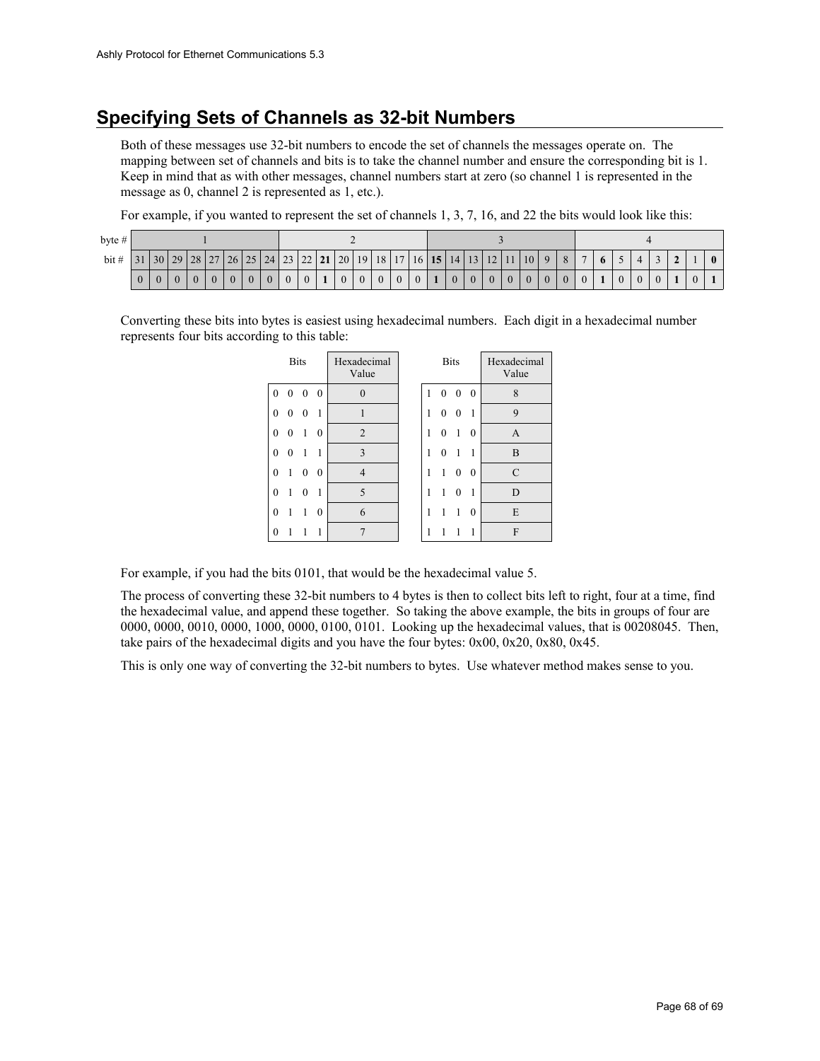## Specifying Sets of Channels as 32-bit Numbers

Both of these messages use 32-bit numbers to encode the set of channels the messages operate on. The mapping between set of channels and bits is to take the channel number and ensure the corresponding bit is 1. Keep in mind that as with other messages, channel numbers start at zero (so channel 1 is represented in the message as 0, channel 2 is represented as 1, etc.).

For example, if you wanted to represent the set of channels 1, 3, 7, 16, and 22 the bits would look like this:

| byte # | 1 | | | | | | | | 2 | | | | | | | | 3 | | | | | | | | 4 | | | | | | | |
|---|---|---|---|---|---|---|---|---|---|---|---|---|---|---|---|---|---|---|---|---|---|---|---|---|---|---|---|---|---|---|---|---|
| bit # | 31 | 30 | 29 | 28 | 27 | 26 | 25 | 24 | 23 | 22 | **21** | 20 | 19 | 18 | 17 | 16 | **15** | 14 | 13 | 12 | 11 | 10 | 9 | 8 | 7 | **6** | 5 | 4 | 3 | **2** | 1 | **0** |
| | 0 | 0 | 0 | 0 | 0 | 0 | 0 | 0 | 0 | 0 | **1** | 0 | 0 | 0 | 0 | 0 | **1** | 0 | 0 | 0 | 0 | 0 | 0 | 0 | 0 | **1** | 0 | 0 | 0 | **1** | 0 | **1** |

Converting these bits into bytes is easiest using hexadecimal numbers. Each digit in a hexadecimal number represents four bits according to this table:

| Bits | Hexadecimal Value | | Bits | Hexadecimal Value |
|---|---|---|---|---|
| 0 0 0 0 | 0 | | 1 0 0 0 | 8 |
| 0 0 0 1 | 1 | | 1 0 0 1 | 9 |
| 0 0 1 0 | 2 | | 1 0 1 0 | A |
| 0 0 1 1 | 3 | | 1 0 1 1 | B |
| 0 1 0 0 | 4 | | 1 1 0 0 | C |
| 0 1 0 1 | 5 | | 1 1 0 1 | D |
| 0 1 1 0 | 6 | | 1 1 1 0 | E |
| 0 1 1 1 | 7 | | 1 1 1 1 | F |

For example, if you had the bits 0101, that would be the hexadecimal value 5.

The process of converting these 32-bit numbers to 4 bytes is then to collect bits left to right, four at a time, find the hexadecimal value, and append these together. So taking the above example, the bits in groups of four are 0000, 0000, 0010, 0000, 1000, 0000, 0100, 0101. Looking up the hexadecimal values, that is 00208045. Then, take pairs of the hexadecimal digits and you have the four bytes: 0x00, 0x20, 0x80, 0x45.

This is only one way of converting the 32-bit numbers to bytes. Use whatever method makes sense to you.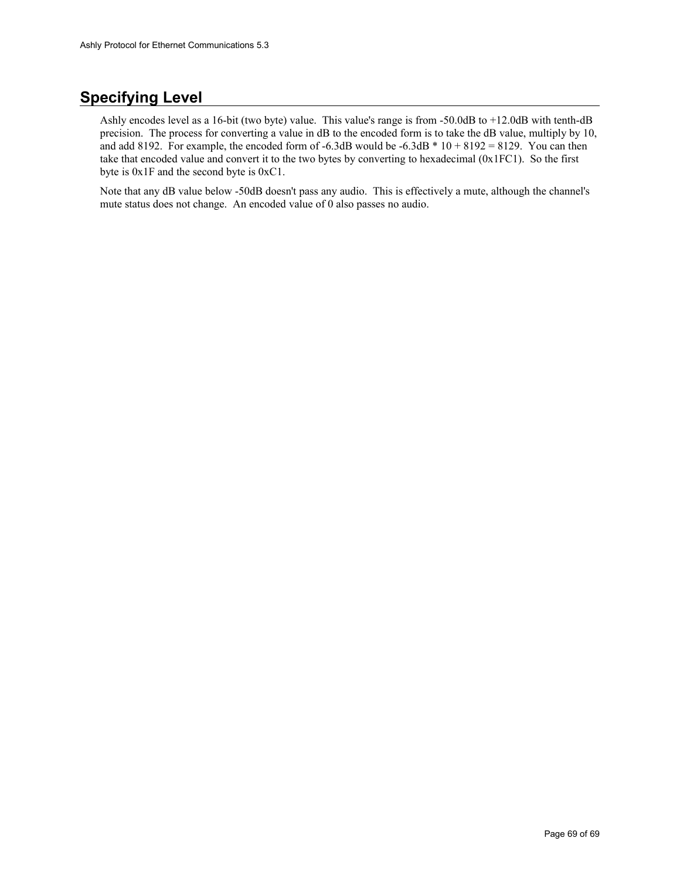## Specifying Level

Ashly encodes level as a 16-bit (two byte) value. This value's range is from -50.0dB to +12.0dB with tenth-dB precision. The process for converting a value in dB to the encoded form is to take the dB value, multiply by 10, and add 8192. For example, the encoded form of -6.3dB would be -6.3dB * 10 + 8192 = 8129. You can then take that encoded value and convert it to the two bytes by converting to hexadecimal (0x1FC1). So the first byte is 0x1F and the second byte is 0xC1.

Note that any dB value below -50dB doesn't pass any audio. This is effectively a mute, although the channel's mute status does not change. An encoded value of 0 also passes no audio.